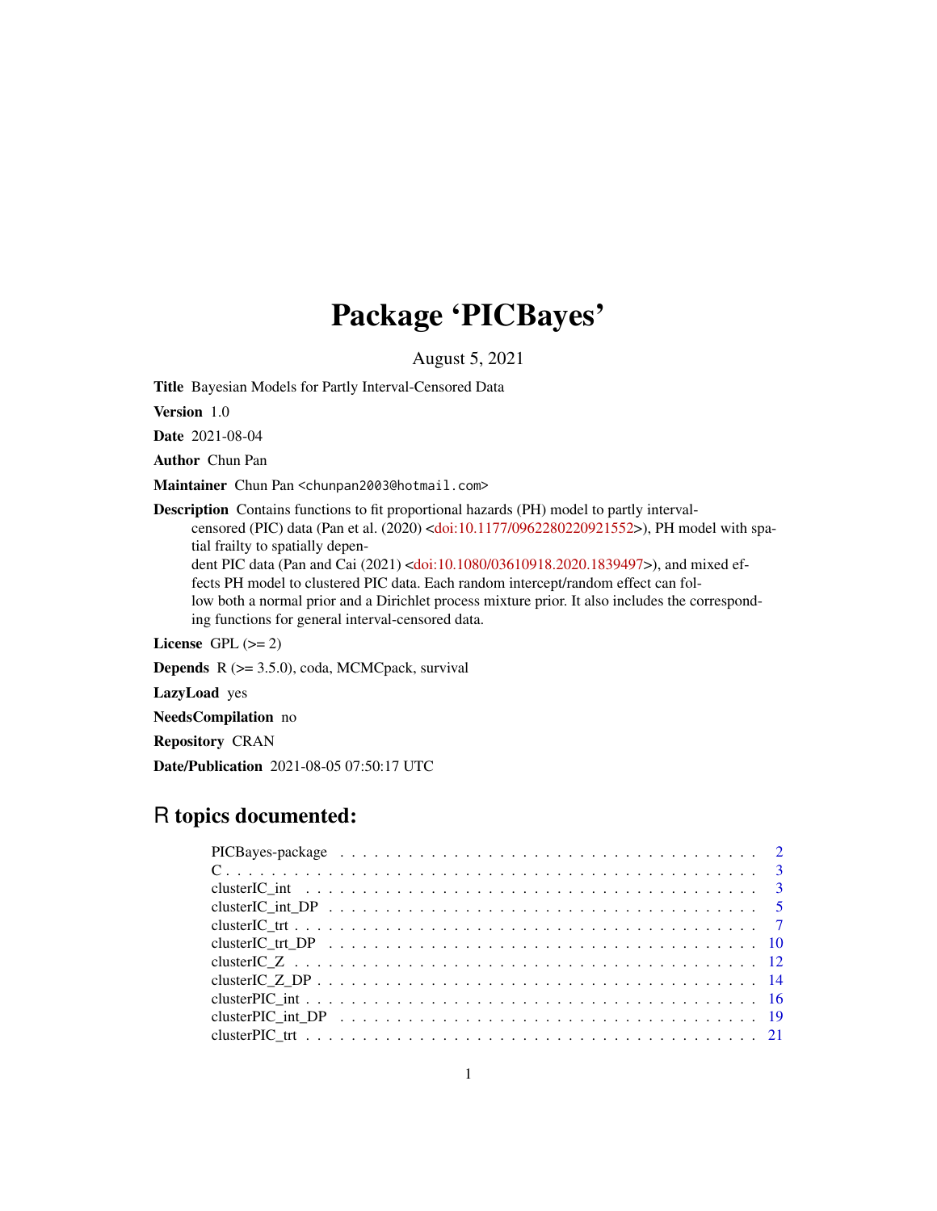# Package 'PICBayes'

August 5, 2021

**Title** Bayesian Models for Partly Interval-Censored Data

**Version** 1.0

**Date** 2021-08-04

**Author** Chun Pan

**Maintainer** Chun Pan <chunpan2003@hotmail.com>

**Description** Contains functions to fit proportional hazards (PH) model to partly interval-censored (PIC) data (Pan et al. (2020) <doi:10.1177/0962280220921552>), PH model with spatial frailty to spatially dependent PIC data (Pan and Cai (2021) <doi:10.1080/03610918.2020.1839497>), and mixed effects PH model to clustered PIC data. Each random intercept/random effect can follow both a normal prior and a Dirichlet process mixture prior. It also includes the corresponding functions for general interval-censored data.

**License** GPL (>= 2)

**Depends** R (>= 3.5.0), coda, MCMCpack, survival

**LazyLoad** yes

**NeedsCompilation** no

**Repository** CRAN

**Date/Publication** 2021-08-05 07:50:17 UTC

## R topics documented:

| | |
|---|---|
| PICBayes-package | 2 |
| C | 3 |
| clusterIC_int | 3 |
| clusterIC_int_DP | 5 |
| clusterIC_trt | 7 |
| clusterIC_trt_DP | 10 |
| clusterIC_Z | 12 |
| clusterIC_Z_DP | 14 |
| clusterPIC_int | 16 |
| clusterPIC_int_DP | 19 |
| clusterPIC_trt | 21 |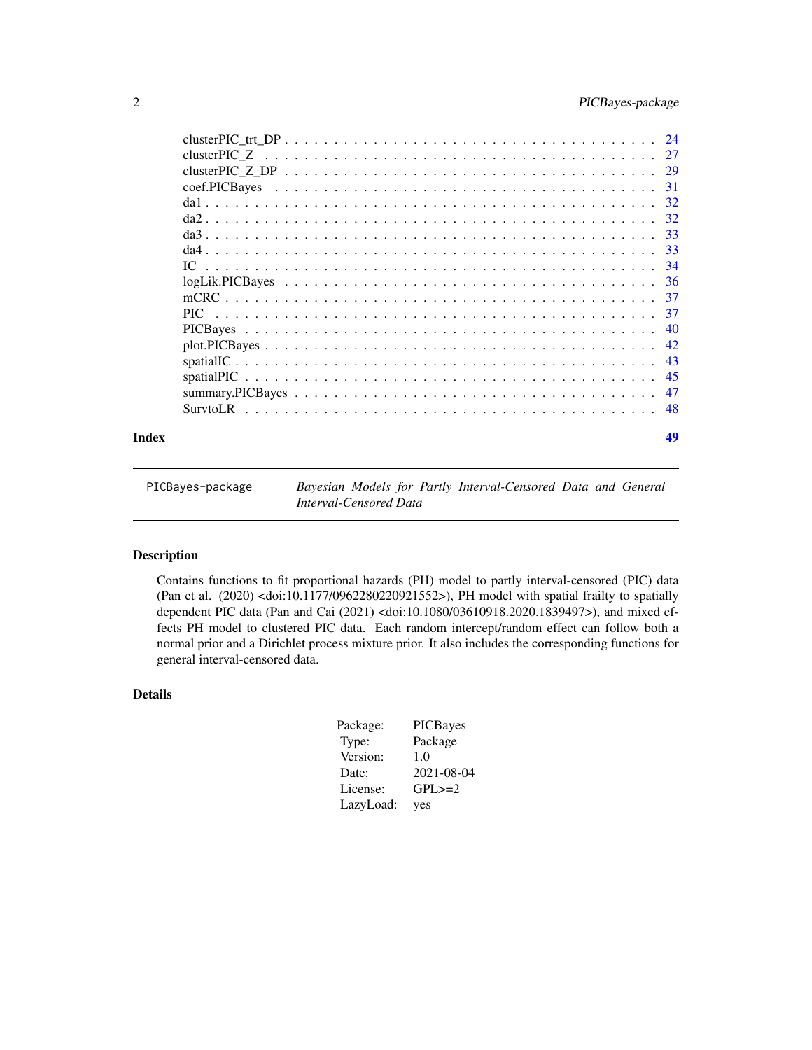clusterPIC_trt_DP . . . . . . . . . . . . . . . . . . . . . . . . . . . . . . . . . . . 24
clusterPIC_Z . . . . . . . . . . . . . . . . . . . . . . . . . . . . . . . . . . . . . 27
clusterPIC_Z_DP . . . . . . . . . . . . . . . . . . . . . . . . . . . . . . . . . . . 29
coef.PICBayes . . . . . . . . . . . . . . . . . . . . . . . . . . . . . . . . . . . . 31
da1 . . . . . . . . . . . . . . . . . . . . . . . . . . . . . . . . . . . . . . . . . 32
da2 . . . . . . . . . . . . . . . . . . . . . . . . . . . . . . . . . . . . . . . . . 32
da3 . . . . . . . . . . . . . . . . . . . . . . . . . . . . . . . . . . . . . . . . . 33
da4 . . . . . . . . . . . . . . . . . . . . . . . . . . . . . . . . . . . . . . . . . 33
IC . . . . . . . . . . . . . . . . . . . . . . . . . . . . . . . . . . . . . . . . . . 34
logLik.PICBayes . . . . . . . . . . . . . . . . . . . . . . . . . . . . . . . . . . . 36
mCRC . . . . . . . . . . . . . . . . . . . . . . . . . . . . . . . . . . . . . . . . 37
PIC . . . . . . . . . . . . . . . . . . . . . . . . . . . . . . . . . . . . . . . . . 37
PICBayes . . . . . . . . . . . . . . . . . . . . . . . . . . . . . . . . . . . . . . 40
plot.PICBayes . . . . . . . . . . . . . . . . . . . . . . . . . . . . . . . . . . . . 42
spatialIC . . . . . . . . . . . . . . . . . . . . . . . . . . . . . . . . . . . . . . 43
spatialPIC . . . . . . . . . . . . . . . . . . . . . . . . . . . . . . . . . . . . . . 45
summary.PICBayes . . . . . . . . . . . . . . . . . . . . . . . . . . . . . . . . . . 47
SurvtoLR . . . . . . . . . . . . . . . . . . . . . . . . . . . . . . . . . . . . . . 48

**Index** 49

---

`PICBayes-package` *Bayesian Models for Partly Interval-Censored Data and General Interval-Censored Data*

---

## Description

Contains functions to fit proportional hazards (PH) model to partly interval-censored (PIC) data (Pan et al. (2020) <doi:10.1177/0962280220921552>), PH model with spatial frailty to spatially dependent PIC data (Pan and Cai (2021) <doi:10.1080/03610918.2020.1839497>), and mixed effects PH model to clustered PIC data. Each random intercept/random effect can follow both a normal prior and a Dirichlet process mixture prior. It also includes the corresponding functions for general interval-censored data.

## Details

| | |
|---|---|
| Package: | PICBayes |
| Type: | Package |
| Version: | 1.0 |
| Date: | 2021-08-04 |
| License: | GPL>=2 |
| LazyLoad: | yes |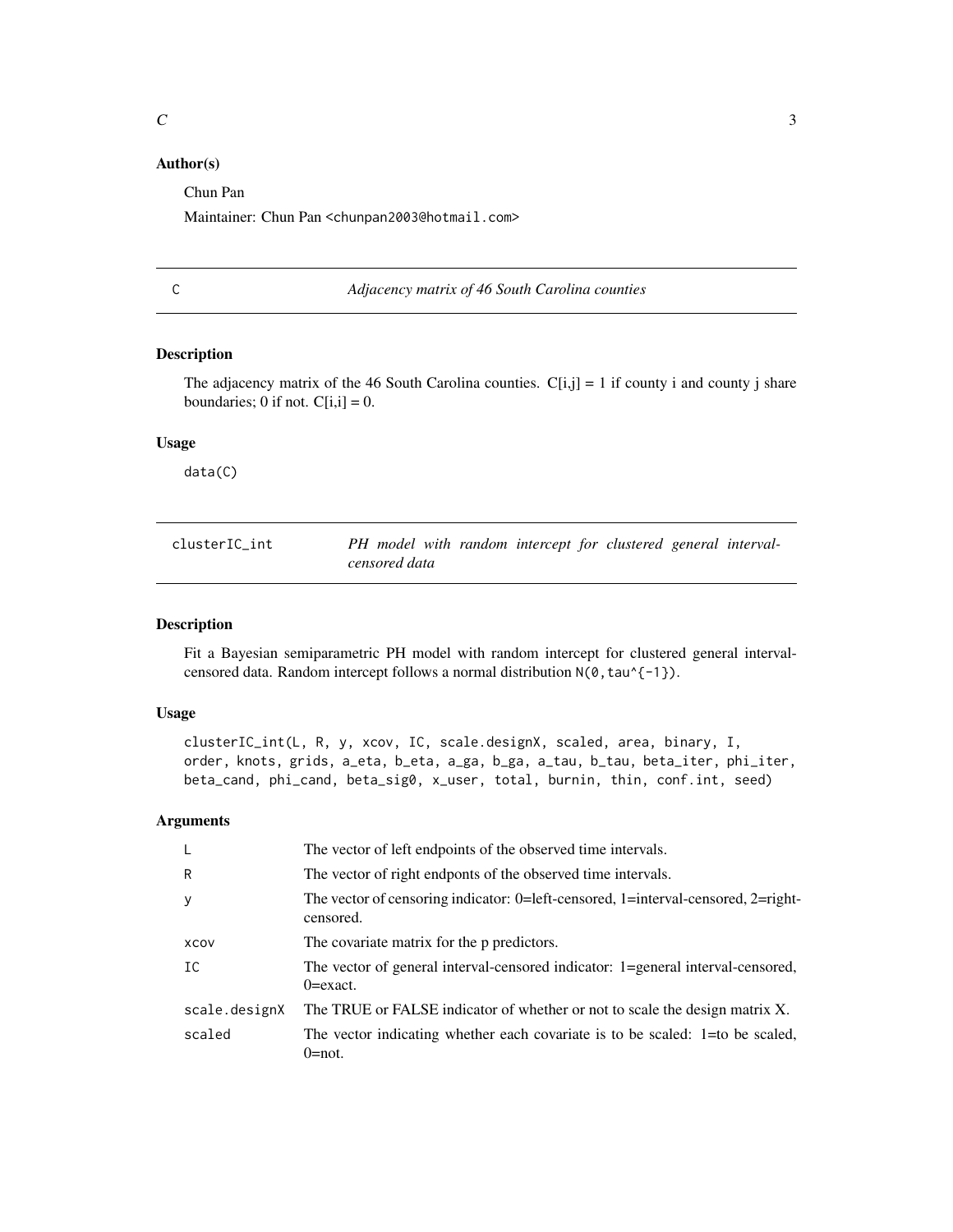## Author(s)

Chun Pan

Maintainer: Chun Pan <chunpan2003@hotmail.com>

---

## C — *Adjacency matrix of 46 South Carolina counties*

### Description

The adjacency matrix of the 46 South Carolina counties. C[i,j] = 1 if county i and county j share boundaries; 0 if not. C[i,i] = 0.

### Usage

```
data(C)
```

---

## clusterIC_int — *PH model with random intercept for clustered general interval-censored data*

### Description

Fit a Bayesian semiparametric PH model with random intercept for clustered general interval-censored data. Random intercept follows a normal distribution `N(0,tau^{-1})`.

### Usage

```
clusterIC_int(L, R, y, xcov, IC, scale.designX, scaled, area, binary, I,
order, knots, grids, a_eta, b_eta, a_ga, b_ga, a_tau, b_tau, beta_iter, phi_iter,
beta_cand, phi_cand, beta_sig0, x_user, total, burnin, thin, conf.int, seed)
```

### Arguments

| Argument | Description |
|---|---|
| `L` | The vector of left endpoints of the observed time intervals. |
| `R` | The vector of right endponts of the observed time intervals. |
| `y` | The vector of censoring indicator: 0=left-censored, 1=interval-censored, 2=right-censored. |
| `xcov` | The covariate matrix for the p predictors. |
| `IC` | The vector of general interval-censored indicator: 1=general interval-censored, 0=exact. |
| `scale.designX` | The TRUE or FALSE indicator of whether or not to scale the design matrix X. |
| `scaled` | The vector indicating whether each covariate is to be scaled: 1=to be scaled, 0=not. |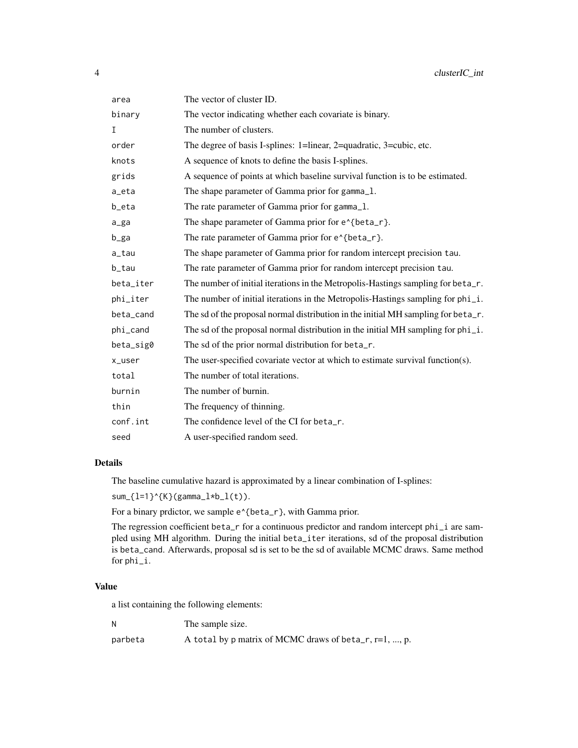| | |
|---|---|
| area | The vector of cluster ID. |
| binary | The vector indicating whether each covariate is binary. |
| I | The number of clusters. |
| order | The degree of basis I-splines: 1=linear, 2=quadratic, 3=cubic, etc. |
| knots | A sequence of knots to define the basis I-splines. |
| grids | A sequence of points at which baseline survival function is to be estimated. |
| a_eta | The shape parameter of Gamma prior for gamma_l. |
| b_eta | The rate parameter of Gamma prior for gamma_l. |
| a_ga | The shape parameter of Gamma prior for e^{beta_r}. |
| b_ga | The rate parameter of Gamma prior for e^{beta_r}. |
| a_tau | The shape parameter of Gamma prior for random intercept precision tau. |
| b_tau | The rate parameter of Gamma prior for random intercept precision tau. |
| beta_iter | The number of initial iterations in the Metropolis-Hastings sampling for beta_r. |
| phi_iter | The number of initial iterations in the Metropolis-Hastings sampling for phi_i. |
| beta_cand | The sd of the proposal normal distribution in the initial MH sampling for beta_r. |
| phi_cand | The sd of the proposal normal distribution in the initial MH sampling for phi_i. |
| beta_sig0 | The sd of the prior normal distribution for beta_r. |
| x_user | The user-specified covariate vector at which to estimate survival function(s). |
| total | The number of total iterations. |
| burnin | The number of burnin. |
| thin | The frequency of thinning. |
| conf.int | The confidence level of the CI for beta_r. |
| seed | A user-specified random seed. |

## Details

The baseline cumulative hazard is approximated by a linear combination of I-splines:

sum_{l=1}^{K}(gamma_l*b_l(t)).

For a binary prdictor, we sample e^{beta_r}, with Gamma prior.

The regression coefficient beta_r for a continuous predictor and random intercept phi_i are sampled using MH algorithm. During the initial beta_iter iterations, sd of the proposal distribution is beta_cand. Afterwards, proposal sd is set to be the sd of available MCMC draws. Same method for phi_i.

## Value

a list containing the following elements:

| | |
|---|---|
| N | The sample size. |
| parbeta | A total by p matrix of MCMC draws of beta_r, r=1, ..., p. |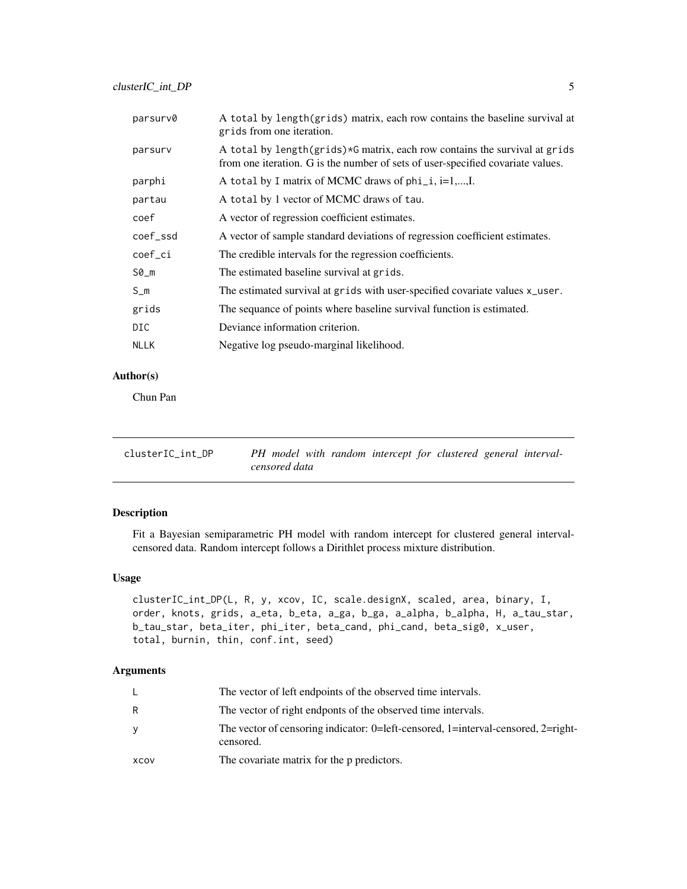| | |
|---|---|
| parsurv0 | A total by length(grids) matrix, each row contains the baseline survival at grids from one iteration. |
| parsurv | A total by length(grids)*G matrix, each row contains the survival at grids from one iteration. G is the number of sets of user-specified covariate values. |
| parphi | A total by I matrix of MCMC draws of phi_i, i=1,...,I. |
| partau | A total by 1 vector of MCMC draws of tau. |
| coef | A vector of regression coefficient estimates. |
| coef_ssd | A vector of sample standard deviations of regression coefficient estimates. |
| coef_ci | The credible intervals for the regression coefficients. |
| S0_m | The estimated baseline survival at grids. |
| S_m | The estimated survival at grids with user-specified covariate values x_user. |
| grids | The sequance of points where baseline survival function is estimated. |
| DIC | Deviance information criterion. |
| NLLK | Negative log pseudo-marginal likelihood. |

### Author(s)

Chun Pan

---

## clusterIC_int_DP — *PH model with random intercept for clustered general interval-censored data*

### Description

Fit a Bayesian semiparametric PH model with random intercept for clustered general interval-censored data. Random intercept follows a Dirithlet process mixture distribution.

### Usage

```
clusterIC_int_DP(L, R, y, xcov, IC, scale.designX, scaled, area, binary, I,
order, knots, grids, a_eta, b_eta, a_ga, b_ga, a_alpha, b_alpha, H, a_tau_star,
b_tau_star, beta_iter, phi_iter, beta_cand, phi_cand, beta_sig0, x_user,
total, burnin, thin, conf.int, seed)
```

### Arguments

| | |
|---|---|
| L | The vector of left endpoints of the observed time intervals. |
| R | The vector of right endponts of the observed time intervals. |
| y | The vector of censoring indicator: 0=left-censored, 1=interval-censored, 2=right-censored. |
| xcov | The covariate matrix for the p predictors. |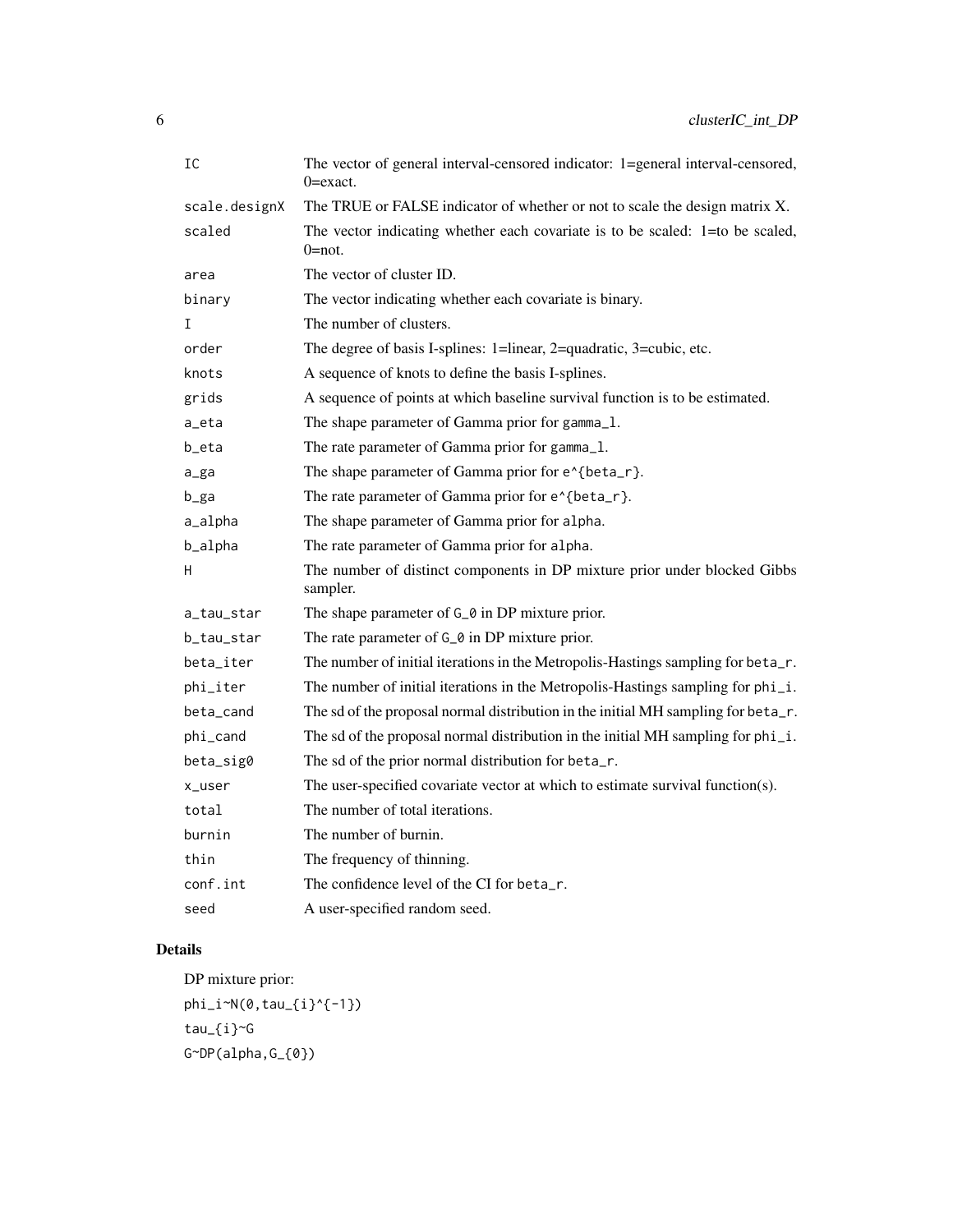| | |
|---|---|
| `IC` | The vector of general interval-censored indicator: 1=general interval-censored, 0=exact. |
| `scale.designX` | The TRUE or FALSE indicator of whether or not to scale the design matrix X. |
| `scaled` | The vector indicating whether each covariate is to be scaled: 1=to be scaled, 0=not. |
| `area` | The vector of cluster ID. |
| `binary` | The vector indicating whether each covariate is binary. |
| `I` | The number of clusters. |
| `order` | The degree of basis I-splines: 1=linear, 2=quadratic, 3=cubic, etc. |
| `knots` | A sequence of knots to define the basis I-splines. |
| `grids` | A sequence of points at which baseline survival function is to be estimated. |
| `a_eta` | The shape parameter of Gamma prior for `gamma_l`. |
| `b_eta` | The rate parameter of Gamma prior for `gamma_l`. |
| `a_ga` | The shape parameter of Gamma prior for `e^{beta_r}`. |
| `b_ga` | The rate parameter of Gamma prior for `e^{beta_r}`. |
| `a_alpha` | The shape parameter of Gamma prior for `alpha`. |
| `b_alpha` | The rate parameter of Gamma prior for `alpha`. |
| `H` | The number of distinct components in DP mixture prior under blocked Gibbs sampler. |
| `a_tau_star` | The shape parameter of `G_0` in DP mixture prior. |
| `b_tau_star` | The rate parameter of `G_0` in DP mixture prior. |
| `beta_iter` | The number of initial iterations in the Metropolis-Hastings sampling for `beta_r`. |
| `phi_iter` | The number of initial iterations in the Metropolis-Hastings sampling for `phi_i`. |
| `beta_cand` | The sd of the proposal normal distribution in the initial MH sampling for `beta_r`. |
| `phi_cand` | The sd of the proposal normal distribution in the initial MH sampling for `phi_i`. |
| `beta_sig0` | The sd of the prior normal distribution for `beta_r`. |
| `x_user` | The user-specified covariate vector at which to estimate survival function(s). |
| `total` | The number of total iterations. |
| `burnin` | The number of burnin. |
| `thin` | The frequency of thinning. |
| `conf.int` | The confidence level of the CI for `beta_r`. |
| `seed` | A user-specified random seed. |

## Details

DP mixture prior:

```
phi_i~N(0,tau_{i}^{-1})
tau_{i}~G
G~DP(alpha,G_{0})
```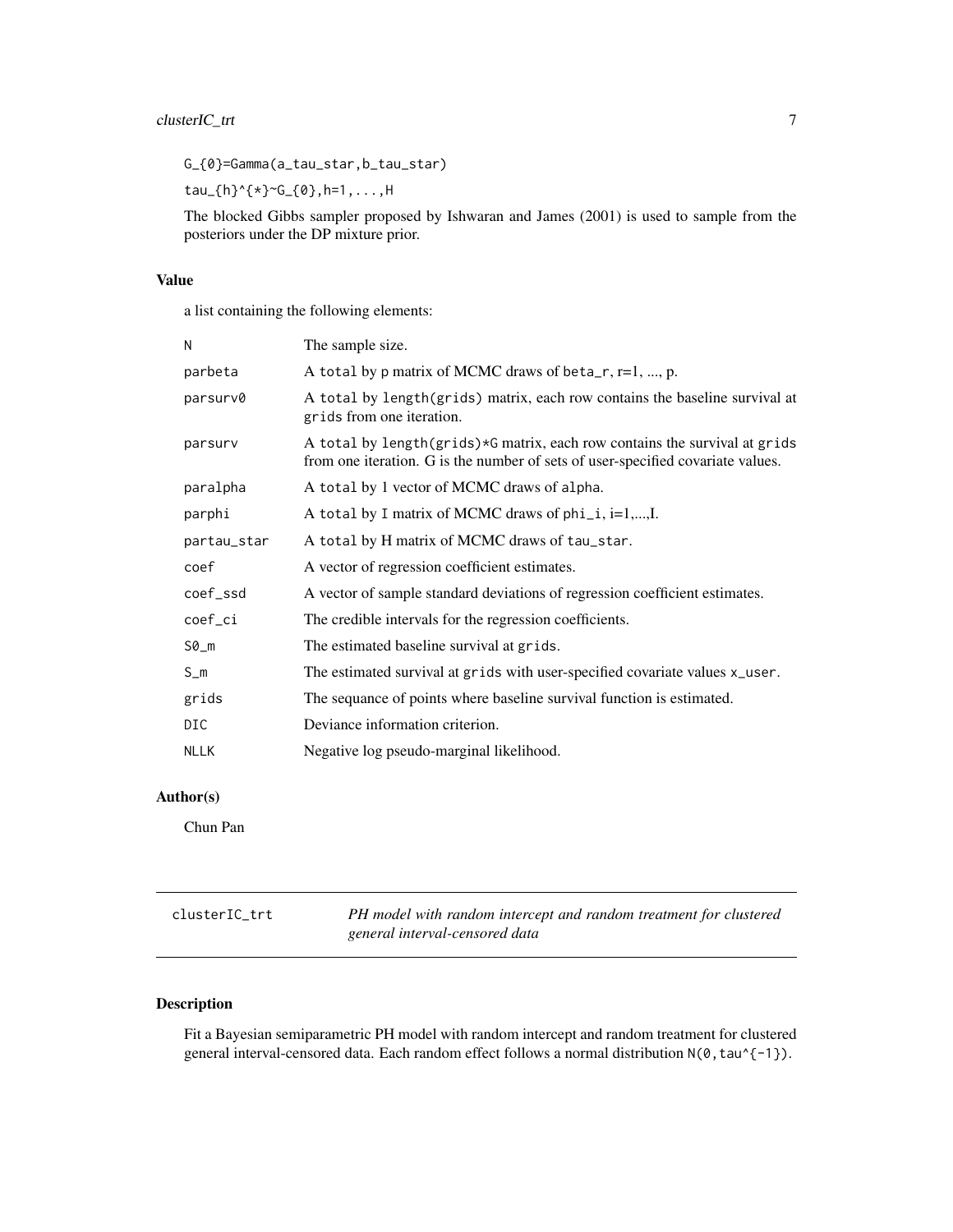G_{0}=Gamma(a_tau_star,b_tau_star)

tau_{h}^{*}~G_{0},h=1,...,H

The blocked Gibbs sampler proposed by Ishwaran and James (2001) is used to sample from the posteriors under the DP mixture prior.

### Value

a list containing the following elements:

| | |
|---|---|
| N | The sample size. |
| parbeta | A total by p matrix of MCMC draws of beta_r, r=1, ..., p. |
| parsurv0 | A total by length(grids) matrix, each row contains the baseline survival at grids from one iteration. |
| parsurv | A total by length(grids)*G matrix, each row contains the survival at grids from one iteration. G is the number of sets of user-specified covariate values. |
| paralpha | A total by 1 vector of MCMC draws of alpha. |
| parphi | A total by I matrix of MCMC draws of phi_i, i=1,...,I. |
| partau_star | A total by H matrix of MCMC draws of tau_star. |
| coef | A vector of regression coefficient estimates. |
| coef_ssd | A vector of sample standard deviations of regression coefficient estimates. |
| coef_ci | The credible intervals for the regression coefficients. |
| S0_m | The estimated baseline survival at grids. |
| S_m | The estimated survival at grids with user-specified covariate values x_user. |
| grids | The sequance of points where baseline survival function is estimated. |
| DIC | Deviance information criterion. |
| NLLK | Negative log pseudo-marginal likelihood. |

### Author(s)

Chun Pan

---

## clusterIC_trt — *PH model with random intercept and random treatment for clustered general interval-censored data*

---

### Description

Fit a Bayesian semiparametric PH model with random intercept and random treatment for clustered general interval-censored data. Each random effect follows a normal distribution N(0,tau^{-1}).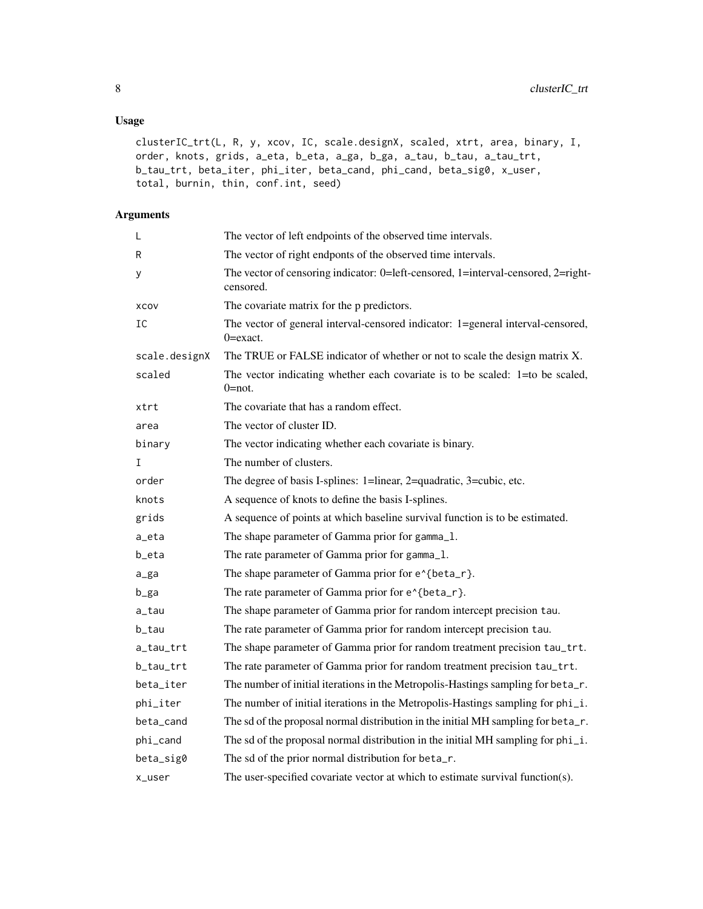## Usage

```
clusterIC_trt(L, R, y, xcov, IC, scale.designX, scaled, xtrt, area, binary, I,
order, knots, grids, a_eta, b_eta, a_ga, b_ga, a_tau, b_tau, a_tau_trt,
b_tau_trt, beta_iter, phi_iter, beta_cand, phi_cand, beta_sig0, x_user,
total, burnin, thin, conf.int, seed)
```

## Arguments

| Argument | Description |
|---|---|
| L | The vector of left endpoints of the observed time intervals. |
| R | The vector of right endponts of the observed time intervals. |
| y | The vector of censoring indicator: 0=left-censored, 1=interval-censored, 2=right-censored. |
| xcov | The covariate matrix for the p predictors. |
| IC | The vector of general interval-censored indicator: 1=general interval-censored, 0=exact. |
| scale.designX | The TRUE or FALSE indicator of whether or not to scale the design matrix X. |
| scaled | The vector indicating whether each covariate is to be scaled: 1=to be scaled, 0=not. |
| xtrt | The covariate that has a random effect. |
| area | The vector of cluster ID. |
| binary | The vector indicating whether each covariate is binary. |
| I | The number of clusters. |
| order | The degree of basis I-splines: 1=linear, 2=quadratic, 3=cubic, etc. |
| knots | A sequence of knots to define the basis I-splines. |
| grids | A sequence of points at which baseline survival function is to be estimated. |
| a_eta | The shape parameter of Gamma prior for `gamma_l`. |
| b_eta | The rate parameter of Gamma prior for `gamma_l`. |
| a_ga | The shape parameter of Gamma prior for `e^{beta_r}`. |
| b_ga | The rate parameter of Gamma prior for `e^{beta_r}`. |
| a_tau | The shape parameter of Gamma prior for random intercept precision `tau`. |
| b_tau | The rate parameter of Gamma prior for random intercept precision `tau`. |
| a_tau_trt | The shape parameter of Gamma prior for random treatment precision `tau_trt`. |
| b_tau_trt | The rate parameter of Gamma prior for random treatment precision `tau_trt`. |
| beta_iter | The number of initial iterations in the Metropolis-Hastings sampling for `beta_r`. |
| phi_iter | The number of initial iterations in the Metropolis-Hastings sampling for `phi_i`. |
| beta_cand | The sd of the proposal normal distribution in the initial MH sampling for `beta_r`. |
| phi_cand | The sd of the proposal normal distribution in the initial MH sampling for `phi_i`. |
| beta_sig0 | The sd of the prior normal distribution for `beta_r`. |
| x_user | The user-specified covariate vector at which to estimate survival function(s). |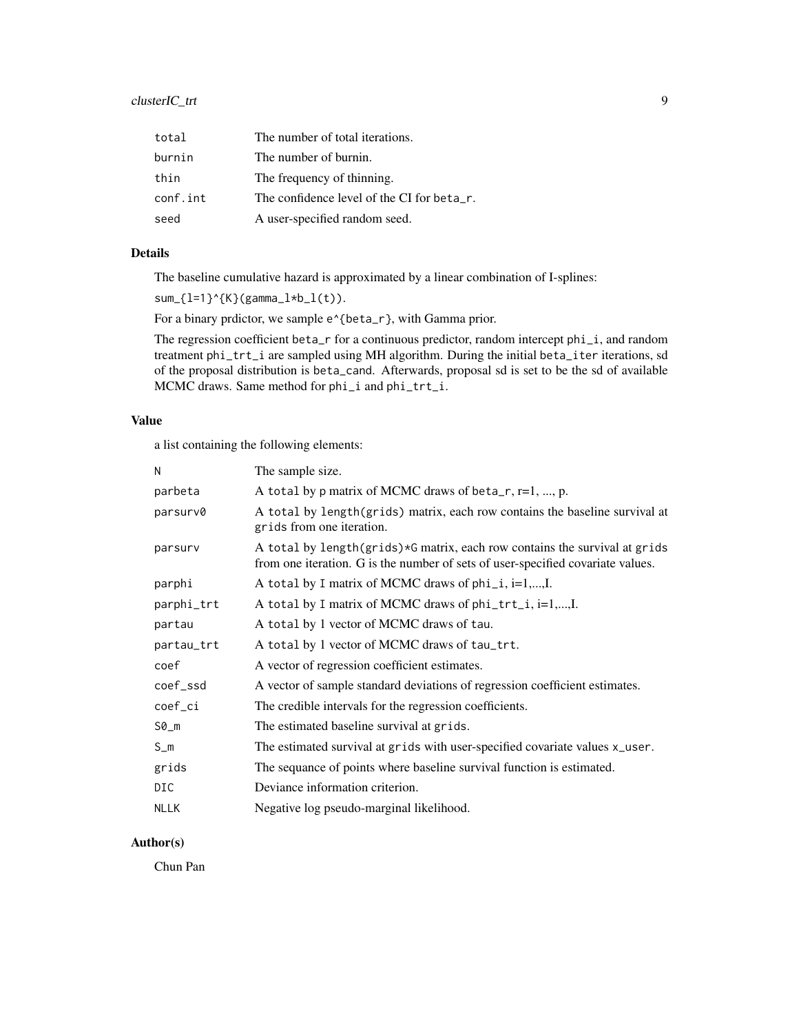| | |
|---|---|
| total | The number of total iterations. |
| burnin | The number of burnin. |
| thin | The frequency of thinning. |
| conf.int | The confidence level of the CI for beta_r. |
| seed | A user-specified random seed. |

## Details

The baseline cumulative hazard is approximated by a linear combination of I-splines:

`sum_{l=1}^{K}(gamma_l*b_l(t))`.

For a binary prdictor, we sample `e^{beta_r}`, with Gamma prior.

The regression coefficient `beta_r` for a continuous predictor, random intercept `phi_i`, and random treatment `phi_trt_i` are sampled using MH algorithm. During the initial `beta_iter` iterations, sd of the proposal distribution is `beta_cand`. Afterwards, proposal sd is set to be the sd of available MCMC draws. Same method for `phi_i` and `phi_trt_i`.

## Value

a list containing the following elements:

| | |
|---|---|
| N | The sample size. |
| parbeta | A `total` by p matrix of MCMC draws of `beta_r`, r=1, ..., p. |
| parsurv0 | A `total` by `length(grids)` matrix, each row contains the baseline survival at `grids` from one iteration. |
| parsurv | A `total` by `length(grids)*G` matrix, each row contains the survival at `grids` from one iteration. G is the number of sets of user-specified covariate values. |
| parphi | A `total` by `I` matrix of MCMC draws of `phi_i`, i=1,...,I. |
| parphi_trt | A `total` by `I` matrix of MCMC draws of `phi_trt_i`, i=1,...,I. |
| partau | A `total` by 1 vector of MCMC draws of `tau`. |
| partau_trt | A `total` by 1 vector of MCMC draws of `tau_trt`. |
| coef | A vector of regression coefficient estimates. |
| coef_ssd | A vector of sample standard deviations of regression coefficient estimates. |
| coef_ci | The credible intervals for the regression coefficients. |
| S0_m | The estimated baseline survival at `grids`. |
| S_m | The estimated survival at `grids` with user-specified covariate values `x_user`. |
| grids | The sequance of points where baseline survival function is estimated. |
| DIC | Deviance information criterion. |
| NLLK | Negative log pseudo-marginal likelihood. |

## Author(s)

Chun Pan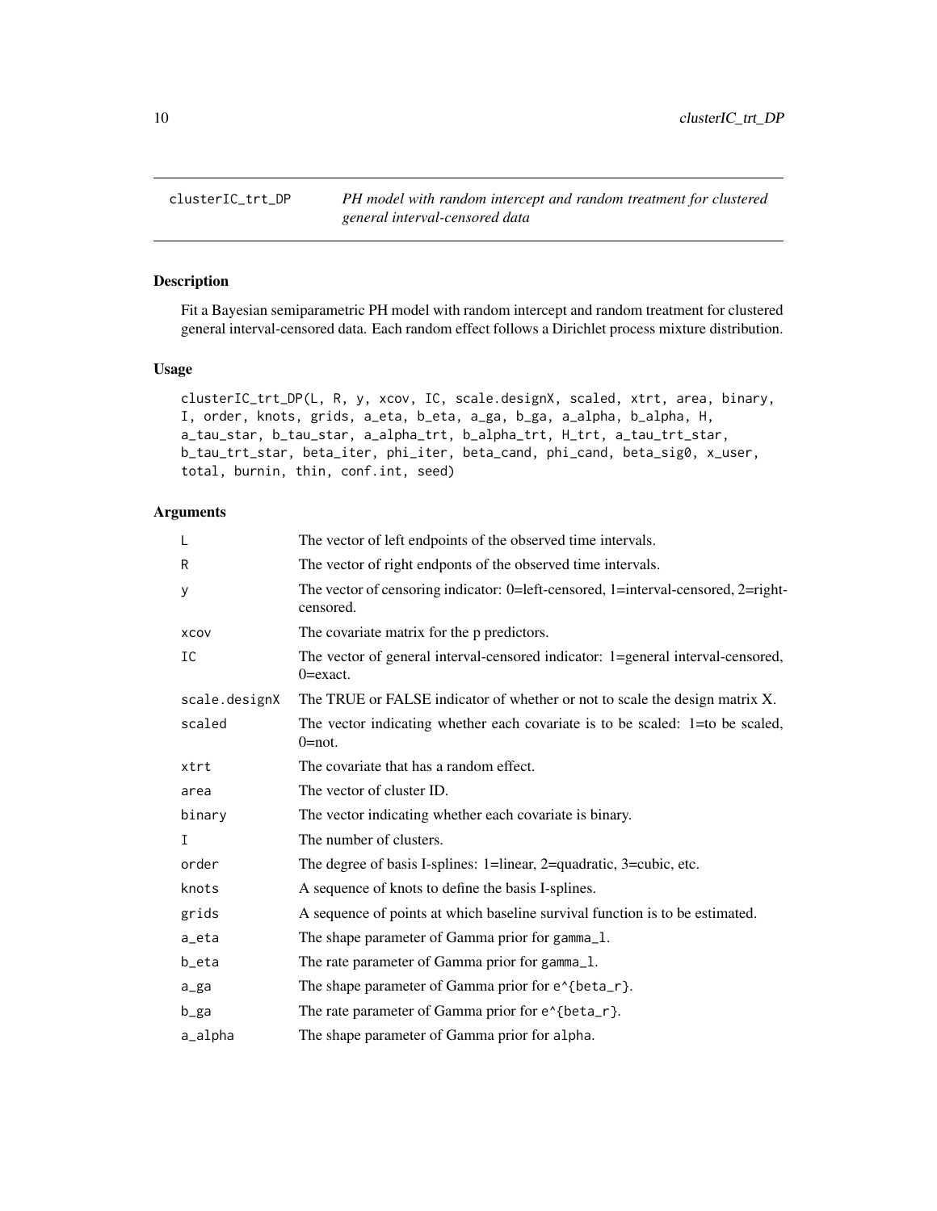## clusterIC_trt_DP — *PH model with random intercept and random treatment for clustered general interval-censored data*

### Description

Fit a Bayesian semiparametric PH model with random intercept and random treatment for clustered general interval-censored data. Each random effect follows a Dirichlet process mixture distribution.

### Usage

```
clusterIC_trt_DP(L, R, y, xcov, IC, scale.designX, scaled, xtrt, area, binary,
I, order, knots, grids, a_eta, b_eta, a_ga, b_ga, a_alpha, b_alpha, H,
a_tau_star, b_tau_star, a_alpha_trt, b_alpha_trt, H_trt, a_tau_trt_star,
b_tau_trt_star, beta_iter, phi_iter, beta_cand, phi_cand, beta_sig0, x_user,
total, burnin, thin, conf.int, seed)
```

### Arguments

| | |
|---|---|
| L | The vector of left endpoints of the observed time intervals. |
| R | The vector of right endponts of the observed time intervals. |
| y | The vector of censoring indicator: 0=left-censored, 1=interval-censored, 2=right-censored. |
| xcov | The covariate matrix for the p predictors. |
| IC | The vector of general interval-censored indicator: 1=general interval-censored, 0=exact. |
| scale.designX | The TRUE or FALSE indicator of whether or not to scale the design matrix X. |
| scaled | The vector indicating whether each covariate is to be scaled: 1=to be scaled, 0=not. |
| xtrt | The covariate that has a random effect. |
| area | The vector of cluster ID. |
| binary | The vector indicating whether each covariate is binary. |
| I | The number of clusters. |
| order | The degree of basis I-splines: 1=linear, 2=quadratic, 3=cubic, etc. |
| knots | A sequence of knots to define the basis I-splines. |
| grids | A sequence of points at which baseline survival function is to be estimated. |
| a_eta | The shape parameter of Gamma prior for gamma_l. |
| b_eta | The rate parameter of Gamma prior for gamma_l. |
| a_ga | The shape parameter of Gamma prior for e^{beta_r}. |
| b_ga | The rate parameter of Gamma prior for e^{beta_r}. |
| a_alpha | The shape parameter of Gamma prior for alpha. |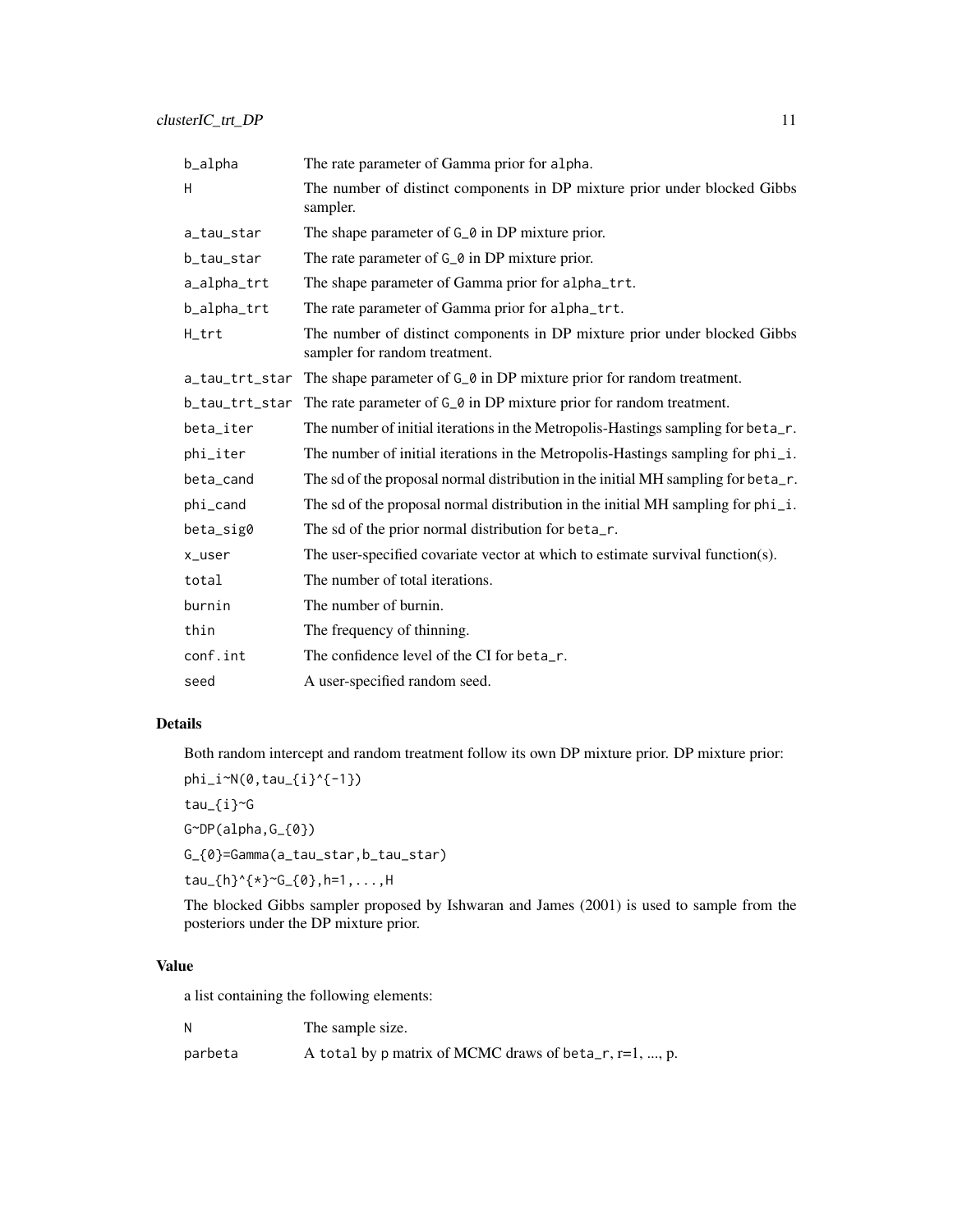| | |
|---|---|
| b_alpha | The rate parameter of Gamma prior for alpha. |
| H | The number of distinct components in DP mixture prior under blocked Gibbs sampler. |
| a_tau_star | The shape parameter of G_0 in DP mixture prior. |
| b_tau_star | The rate parameter of G_0 in DP mixture prior. |
| a_alpha_trt | The shape parameter of Gamma prior for alpha_trt. |
| b_alpha_trt | The rate parameter of Gamma prior for alpha_trt. |
| H_trt | The number of distinct components in DP mixture prior under blocked Gibbs sampler for random treatment. |
| a_tau_trt_star | The shape parameter of G_0 in DP mixture prior for random treatment. |
| b_tau_trt_star | The rate parameter of G_0 in DP mixture prior for random treatment. |
| beta_iter | The number of initial iterations in the Metropolis-Hastings sampling for beta_r. |
| phi_iter | The number of initial iterations in the Metropolis-Hastings sampling for phi_i. |
| beta_cand | The sd of the proposal normal distribution in the initial MH sampling for beta_r. |
| phi_cand | The sd of the proposal normal distribution in the initial MH sampling for phi_i. |
| beta_sig0 | The sd of the prior normal distribution for beta_r. |
| x_user | The user-specified covariate vector at which to estimate survival function(s). |
| total | The number of total iterations. |
| burnin | The number of burnin. |
| thin | The frequency of thinning. |
| conf.int | The confidence level of the CI for beta_r. |
| seed | A user-specified random seed. |

### Details

Both random intercept and random treatment follow its own DP mixture prior. DP mixture prior:

phi_i~N(0,tau_{i}^{-1})

tau_{i}~G

G~DP(alpha,G_{0})

G_{0}=Gamma(a_tau_star,b_tau_star)

tau_{h}^{*}~G_{0},h=1,...,H

The blocked Gibbs sampler proposed by Ishwaran and James (2001) is used to sample from the posteriors under the DP mixture prior.

### Value

a list containing the following elements:

| | |
|---|---|
| N | The sample size. |
| parbeta | A total by p matrix of MCMC draws of beta_r, r=1, ..., p. |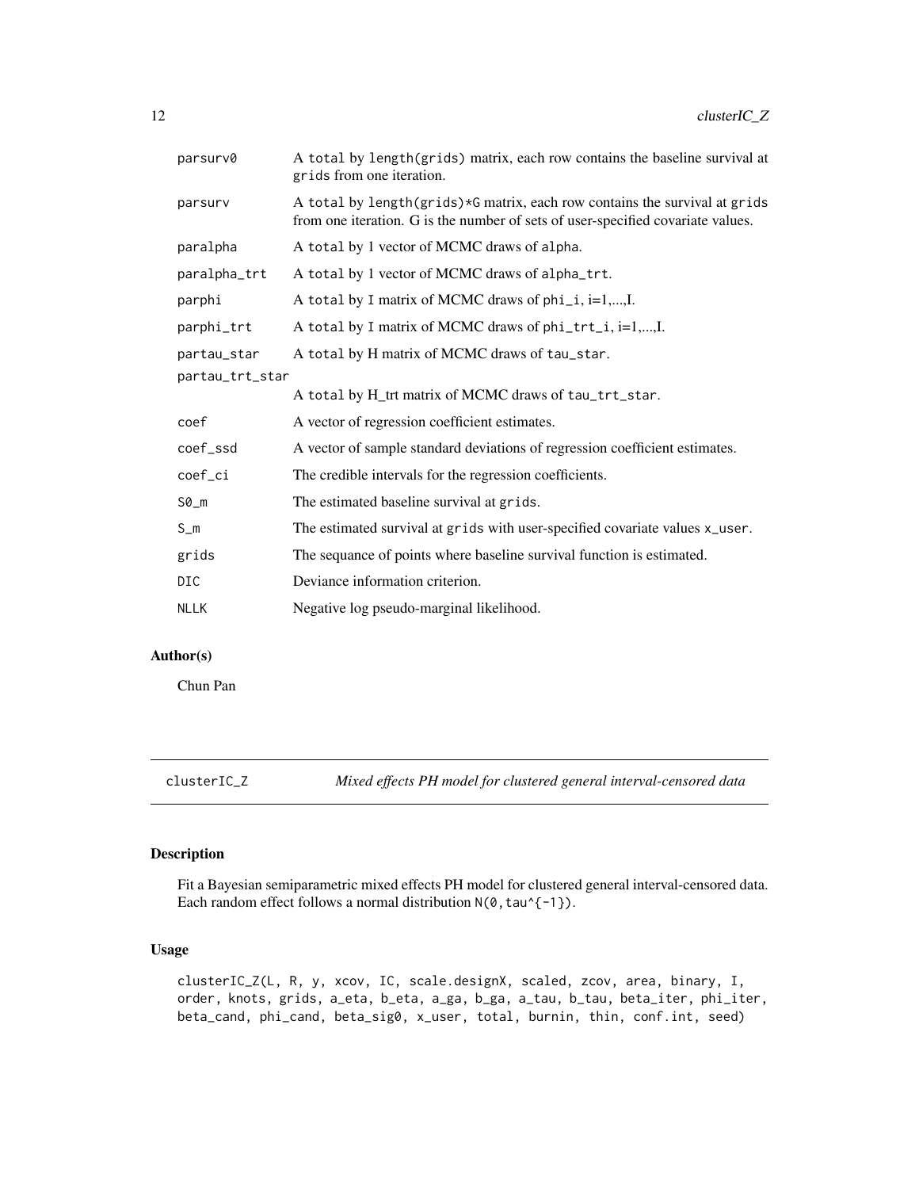| | |
|---|---|
| parsurv0 | A total by length(grids) matrix, each row contains the baseline survival at grids from one iteration. |
| parsurv | A total by length(grids)*G matrix, each row contains the survival at grids from one iteration. G is the number of sets of user-specified covariate values. |
| paralpha | A total by 1 vector of MCMC draws of alpha. |
| paralpha_trt | A total by 1 vector of MCMC draws of alpha_trt. |
| parphi | A total by I matrix of MCMC draws of phi_i, i=1,...,I. |
| parphi_trt | A total by I matrix of MCMC draws of phi_trt_i, i=1,...,I. |
| partau_star | A total by H matrix of MCMC draws of tau_star. |
| partau_trt_star | A total by H_trt matrix of MCMC draws of tau_trt_star. |
| coef | A vector of regression coefficient estimates. |
| coef_ssd | A vector of sample standard deviations of regression coefficient estimates. |
| coef_ci | The credible intervals for the regression coefficients. |
| S0_m | The estimated baseline survival at grids. |
| S_m | The estimated survival at grids with user-specified covariate values x_user. |
| grids | The sequance of points where baseline survival function is estimated. |
| DIC | Deviance information criterion. |
| NLLK | Negative log pseudo-marginal likelihood. |

## Author(s)

Chun Pan

---

clusterIC_Z — *Mixed effects PH model for clustered general interval-censored data*

---

## Description

Fit a Bayesian semiparametric mixed effects PH model for clustered general interval-censored data. Each random effect follows a normal distribution N(0,tau^{-1}).

## Usage

```
clusterIC_Z(L, R, y, xcov, IC, scale.designX, scaled, zcov, area, binary, I,
order, knots, grids, a_eta, b_eta, a_ga, b_ga, a_tau, b_tau, beta_iter, phi_iter,
beta_cand, phi_cand, beta_sig0, x_user, total, burnin, thin, conf.int, seed)
```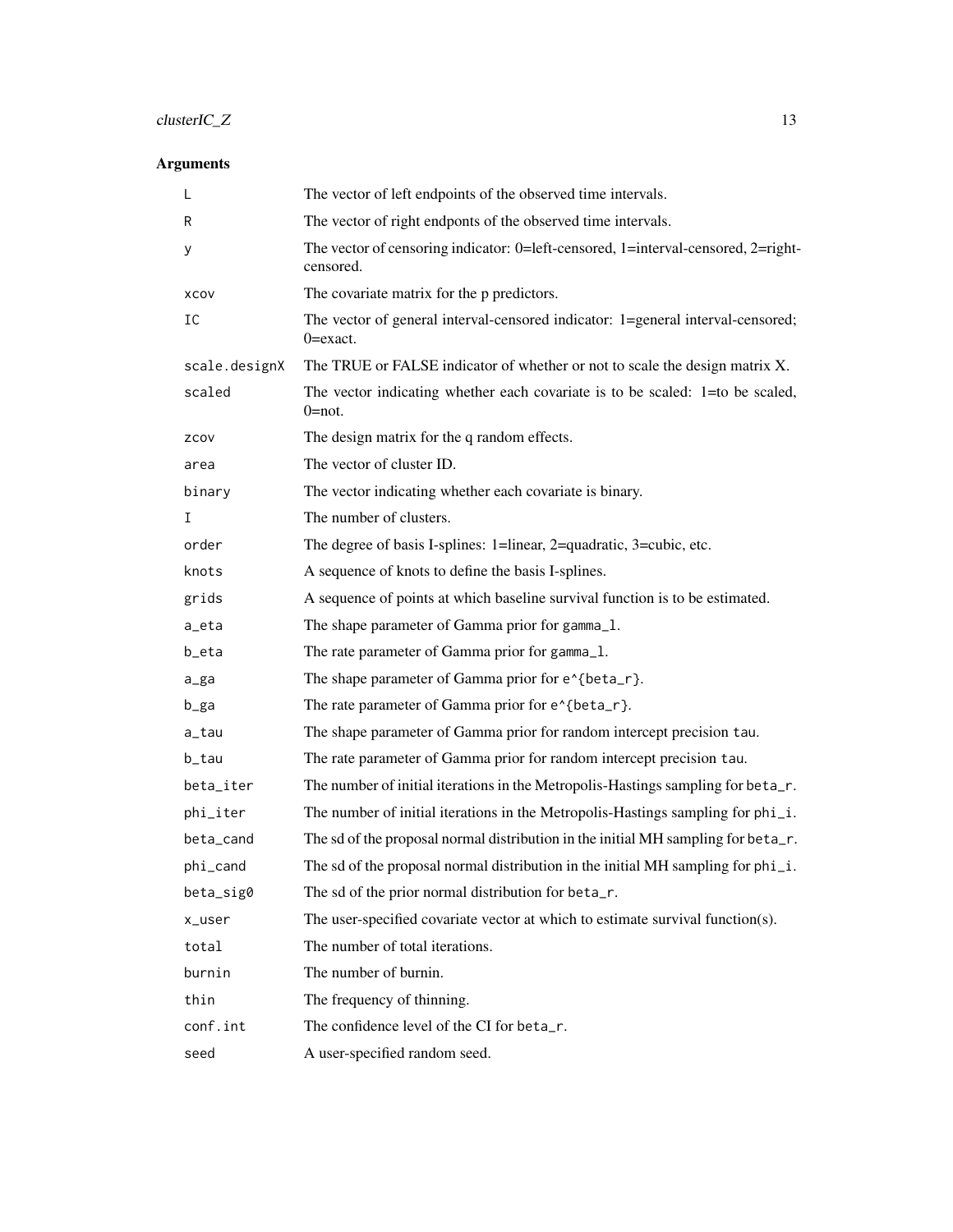## Arguments

| | |
|---|---|
| `L` | The vector of left endpoints of the observed time intervals. |
| `R` | The vector of right endponts of the observed time intervals. |
| `y` | The vector of censoring indicator: 0=left-censored, 1=interval-censored, 2=right-censored. |
| `xcov` | The covariate matrix for the p predictors. |
| `IC` | The vector of general interval-censored indicator: 1=general interval-censored; 0=exact. |
| `scale.designX` | The TRUE or FALSE indicator of whether or not to scale the design matrix X. |
| `scaled` | The vector indicating whether each covariate is to be scaled: 1=to be scaled, 0=not. |
| `zcov` | The design matrix for the q random effects. |
| `area` | The vector of cluster ID. |
| `binary` | The vector indicating whether each covariate is binary. |
| `I` | The number of clusters. |
| `order` | The degree of basis I-splines: 1=linear, 2=quadratic, 3=cubic, etc. |
| `knots` | A sequence of knots to define the basis I-splines. |
| `grids` | A sequence of points at which baseline survival function is to be estimated. |
| `a_eta` | The shape parameter of Gamma prior for `gamma_l`. |
| `b_eta` | The rate parameter of Gamma prior for `gamma_l`. |
| `a_ga` | The shape parameter of Gamma prior for `e^{beta_r}`. |
| `b_ga` | The rate parameter of Gamma prior for `e^{beta_r}`. |
| `a_tau` | The shape parameter of Gamma prior for random intercept precision `tau`. |
| `b_tau` | The rate parameter of Gamma prior for random intercept precision `tau`. |
| `beta_iter` | The number of initial iterations in the Metropolis-Hastings sampling for `beta_r`. |
| `phi_iter` | The number of initial iterations in the Metropolis-Hastings sampling for `phi_i`. |
| `beta_cand` | The sd of the proposal normal distribution in the initial MH sampling for `beta_r`. |
| `phi_cand` | The sd of the proposal normal distribution in the initial MH sampling for `phi_i`. |
| `beta_sig0` | The sd of the prior normal distribution for `beta_r`. |
| `x_user` | The user-specified covariate vector at which to estimate survival function(s). |
| `total` | The number of total iterations. |
| `burnin` | The number of burnin. |
| `thin` | The frequency of thinning. |
| `conf.int` | The confidence level of the CI for `beta_r`. |
| `seed` | A user-specified random seed. |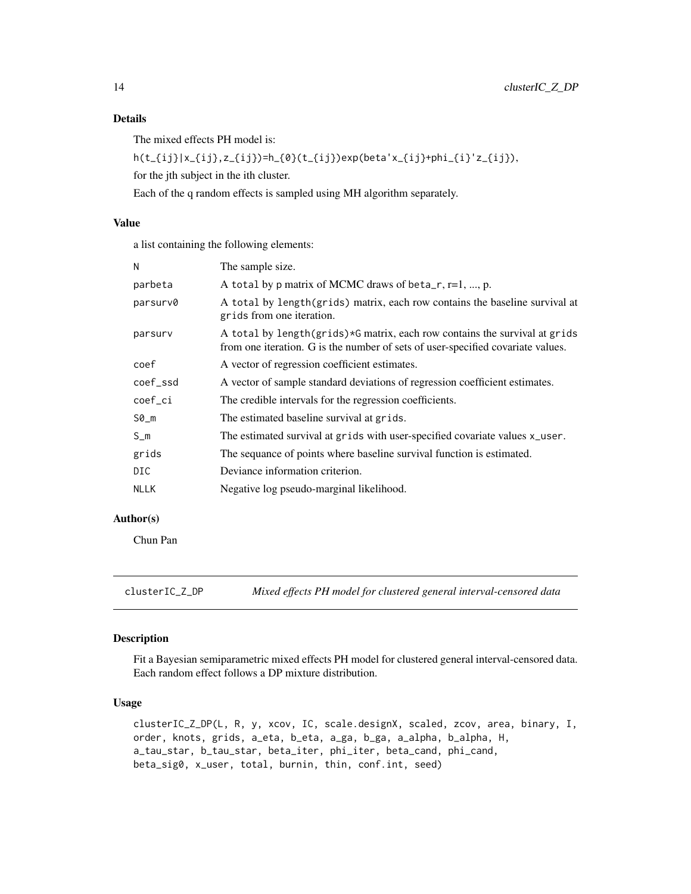## Details

The mixed effects PH model is:

`h(t_{ij}|x_{ij},z_{ij})=h_{0}(t_{ij})exp(beta'x_{ij}+phi_{i}'z_{ij}),`

for the jth subject in the ith cluster.

Each of the q random effects is sampled using MH algorithm separately.

## Value

a list containing the following elements:

| | |
|---|---|
| N | The sample size. |
| parbeta | A total by p matrix of MCMC draws of beta_r, r=1, ..., p. |
| parsurv0 | A total by length(grids) matrix, each row contains the baseline survival at grids from one iteration. |
| parsurv | A total by length(grids)*G matrix, each row contains the survival at grids from one iteration. G is the number of sets of user-specified covariate values. |
| coef | A vector of regression coefficient estimates. |
| coef_ssd | A vector of sample standard deviations of regression coefficient estimates. |
| coef_ci | The credible intervals for the regression coefficients. |
| S0_m | The estimated baseline survival at grids. |
| S_m | The estimated survival at grids with user-specified covariate values x_user. |
| grids | The sequance of points where baseline survival function is estimated. |
| DIC | Deviance information criterion. |
| NLLK | Negative log pseudo-marginal likelihood. |

## Author(s)

Chun Pan

---

# clusterIC_Z_DP — *Mixed effects PH model for clustered general interval-censored data*

## Description

Fit a Bayesian semiparametric mixed effects PH model for clustered general interval-censored data. Each random effect follows a DP mixture distribution.

## Usage

```
clusterIC_Z_DP(L, R, y, xcov, IC, scale.designX, scaled, zcov, area, binary, I,
order, knots, grids, a_eta, b_eta, a_ga, b_ga, a_alpha, b_alpha, H,
a_tau_star, b_tau_star, beta_iter, phi_iter, beta_cand, phi_cand,
beta_sig0, x_user, total, burnin, thin, conf.int, seed)
```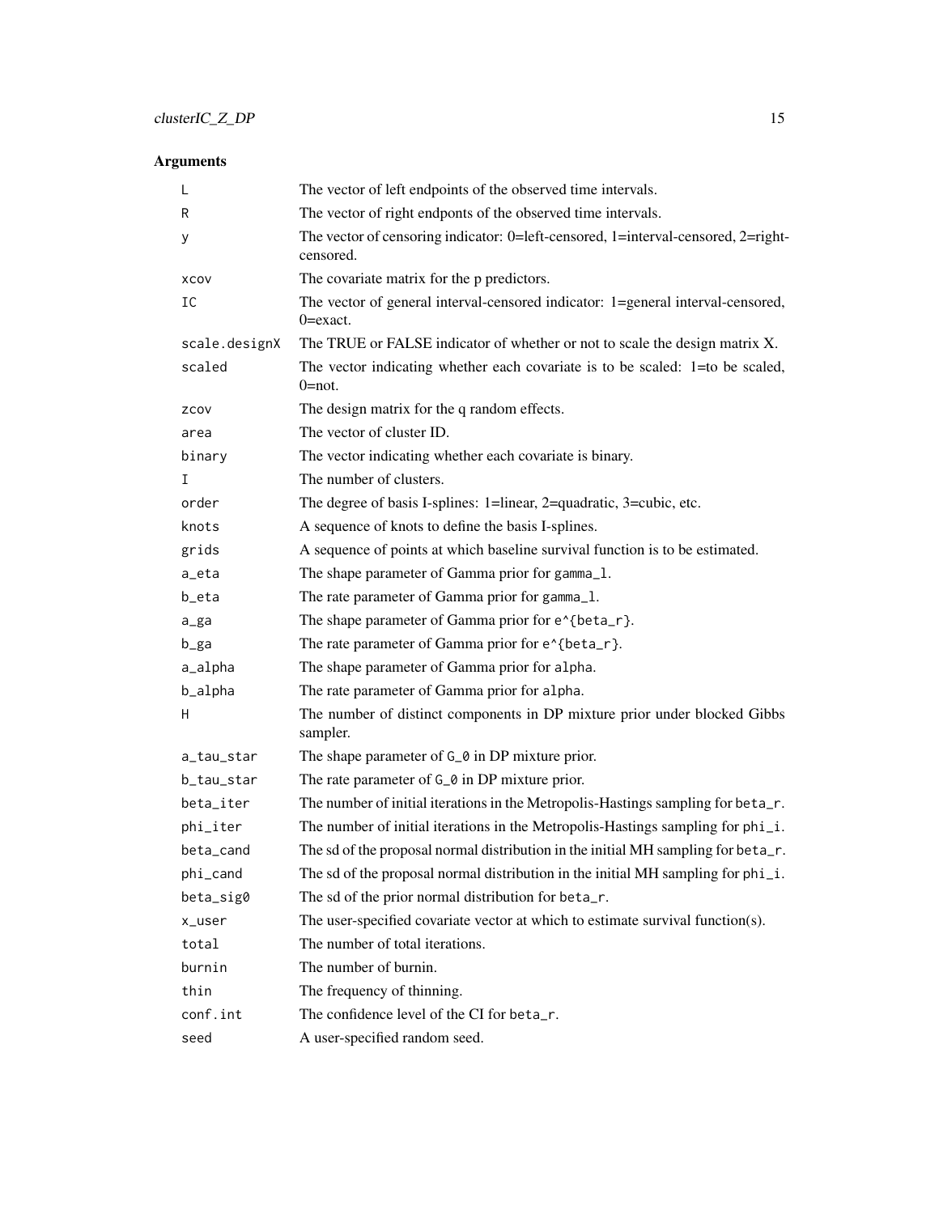## Arguments

| Argument | Description |
|---|---|
| `L` | The vector of left endpoints of the observed time intervals. |
| `R` | The vector of right endponts of the observed time intervals. |
| `y` | The vector of censoring indicator: 0=left-censored, 1=interval-censored, 2=right-censored. |
| `xcov` | The covariate matrix for the p predictors. |
| `IC` | The vector of general interval-censored indicator: 1=general interval-censored, 0=exact. |
| `scale.designX` | The TRUE or FALSE indicator of whether or not to scale the design matrix X. |
| `scaled` | The vector indicating whether each covariate is to be scaled: 1=to be scaled, 0=not. |
| `zcov` | The design matrix for the q random effects. |
| `area` | The vector of cluster ID. |
| `binary` | The vector indicating whether each covariate is binary. |
| `I` | The number of clusters. |
| `order` | The degree of basis I-splines: 1=linear, 2=quadratic, 3=cubic, etc. |
| `knots` | A sequence of knots to define the basis I-splines. |
| `grids` | A sequence of points at which baseline survival function is to be estimated. |
| `a_eta` | The shape parameter of Gamma prior for `gamma_l`. |
| `b_eta` | The rate parameter of Gamma prior for `gamma_l`. |
| `a_ga` | The shape parameter of Gamma prior for `e^{beta_r}`. |
| `b_ga` | The rate parameter of Gamma prior for `e^{beta_r}`. |
| `a_alpha` | The shape parameter of Gamma prior for `alpha`. |
| `b_alpha` | The rate parameter of Gamma prior for `alpha`. |
| `H` | The number of distinct components in DP mixture prior under blocked Gibbs sampler. |
| `a_tau_star` | The shape parameter of `G_0` in DP mixture prior. |
| `b_tau_star` | The rate parameter of `G_0` in DP mixture prior. |
| `beta_iter` | The number of initial iterations in the Metropolis-Hastings sampling for `beta_r`. |
| `phi_iter` | The number of initial iterations in the Metropolis-Hastings sampling for `phi_i`. |
| `beta_cand` | The sd of the proposal normal distribution in the initial MH sampling for `beta_r`. |
| `phi_cand` | The sd of the proposal normal distribution in the initial MH sampling for `phi_i`. |
| `beta_sig0` | The sd of the prior normal distribution for `beta_r`. |
| `x_user` | The user-specified covariate vector at which to estimate survival function(s). |
| `total` | The number of total iterations. |
| `burnin` | The number of burnin. |
| `thin` | The frequency of thinning. |
| `conf.int` | The confidence level of the CI for `beta_r`. |
| `seed` | A user-specified random seed. |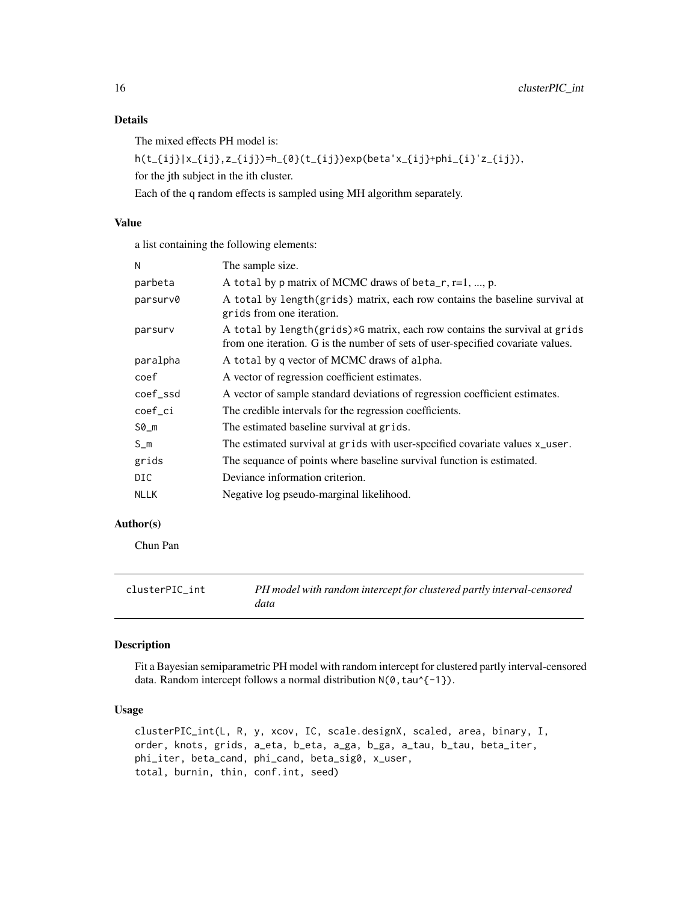## Details

The mixed effects PH model is:

`h(t_{ij}|x_{ij},z_{ij})=h_{0}(t_{ij})exp(beta'x_{ij}+phi_{i}'z_{ij}),`

for the jth subject in the ith cluster.

Each of the q random effects is sampled using MH algorithm separately.

## Value

a list containing the following elements:

| | |
|---|---|
| N | The sample size. |
| parbeta | A `total` by `p` matrix of MCMC draws of `beta_r`, r=1, ..., p. |
| parsurv0 | A `total` by `length(grids)` matrix, each row contains the baseline survival at `grids` from one iteration. |
| parsurv | A `total` by `length(grids)*G` matrix, each row contains the survival at `grids` from one iteration. G is the number of sets of user-specified covariate values. |
| paralpha | A `total` by `q` vector of MCMC draws of `alpha`. |
| coef | A vector of regression coefficient estimates. |
| coef_ssd | A vector of sample standard deviations of regression coefficient estimates. |
| coef_ci | The credible intervals for the regression coefficients. |
| S0_m | The estimated baseline survival at `grids`. |
| S_m | The estimated survival at `grids` with user-specified covariate values `x_user`. |
| grids | The sequance of points where baseline survival function is estimated. |
| DIC | Deviance information criterion. |
| NLLK | Negative log pseudo-marginal likelihood. |

## Author(s)

Chun Pan

---

# clusterPIC_int — *PH model with random intercept for clustered partly interval-censored data*

## Description

Fit a Bayesian semiparametric PH model with random intercept for clustered partly interval-censored data. Random intercept follows a normal distribution `N(0,tau^{-1})`.

## Usage

```
clusterPIC_int(L, R, y, xcov, IC, scale.designX, scaled, area, binary, I,
order, knots, grids, a_eta, b_eta, a_ga, b_ga, a_tau, b_tau, beta_iter,
phi_iter, beta_cand, phi_cand, beta_sig0, x_user,
total, burnin, thin, conf.int, seed)
```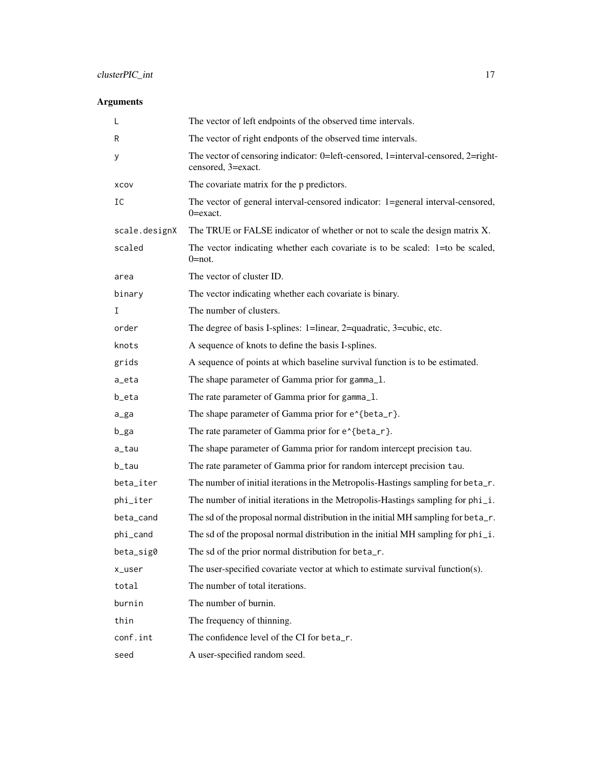## Arguments

| Argument | Description |
|---|---|
| `L` | The vector of left endpoints of the observed time intervals. |
| `R` | The vector of right endponts of the observed time intervals. |
| `y` | The vector of censoring indicator: 0=left-censored, 1=interval-censored, 2=right-censored, 3=exact. |
| `xcov` | The covariate matrix for the p predictors. |
| `IC` | The vector of general interval-censored indicator: 1=general interval-censored, 0=exact. |
| `scale.designX` | The TRUE or FALSE indicator of whether or not to scale the design matrix X. |
| `scaled` | The vector indicating whether each covariate is to be scaled: 1=to be scaled, 0=not. |
| `area` | The vector of cluster ID. |
| `binary` | The vector indicating whether each covariate is binary. |
| `I` | The number of clusters. |
| `order` | The degree of basis I-splines: 1=linear, 2=quadratic, 3=cubic, etc. |
| `knots` | A sequence of knots to define the basis I-splines. |
| `grids` | A sequence of points at which baseline survival function is to be estimated. |
| `a_eta` | The shape parameter of Gamma prior for `gamma_l`. |
| `b_eta` | The rate parameter of Gamma prior for `gamma_l`. |
| `a_ga` | The shape parameter of Gamma prior for `e^{beta_r}`. |
| `b_ga` | The rate parameter of Gamma prior for `e^{beta_r}`. |
| `a_tau` | The shape parameter of Gamma prior for random intercept precision `tau`. |
| `b_tau` | The rate parameter of Gamma prior for random intercept precision `tau`. |
| `beta_iter` | The number of initial iterations in the Metropolis-Hastings sampling for `beta_r`. |
| `phi_iter` | The number of initial iterations in the Metropolis-Hastings sampling for `phi_i`. |
| `beta_cand` | The sd of the proposal normal distribution in the initial MH sampling for `beta_r`. |
| `phi_cand` | The sd of the proposal normal distribution in the initial MH sampling for `phi_i`. |
| `beta_sig0` | The sd of the prior normal distribution for `beta_r`. |
| `x_user` | The user-specified covariate vector at which to estimate survival function(s). |
| `total` | The number of total iterations. |
| `burnin` | The number of burnin. |
| `thin` | The frequency of thinning. |
| `conf.int` | The confidence level of the CI for `beta_r`. |
| `seed` | A user-specified random seed. |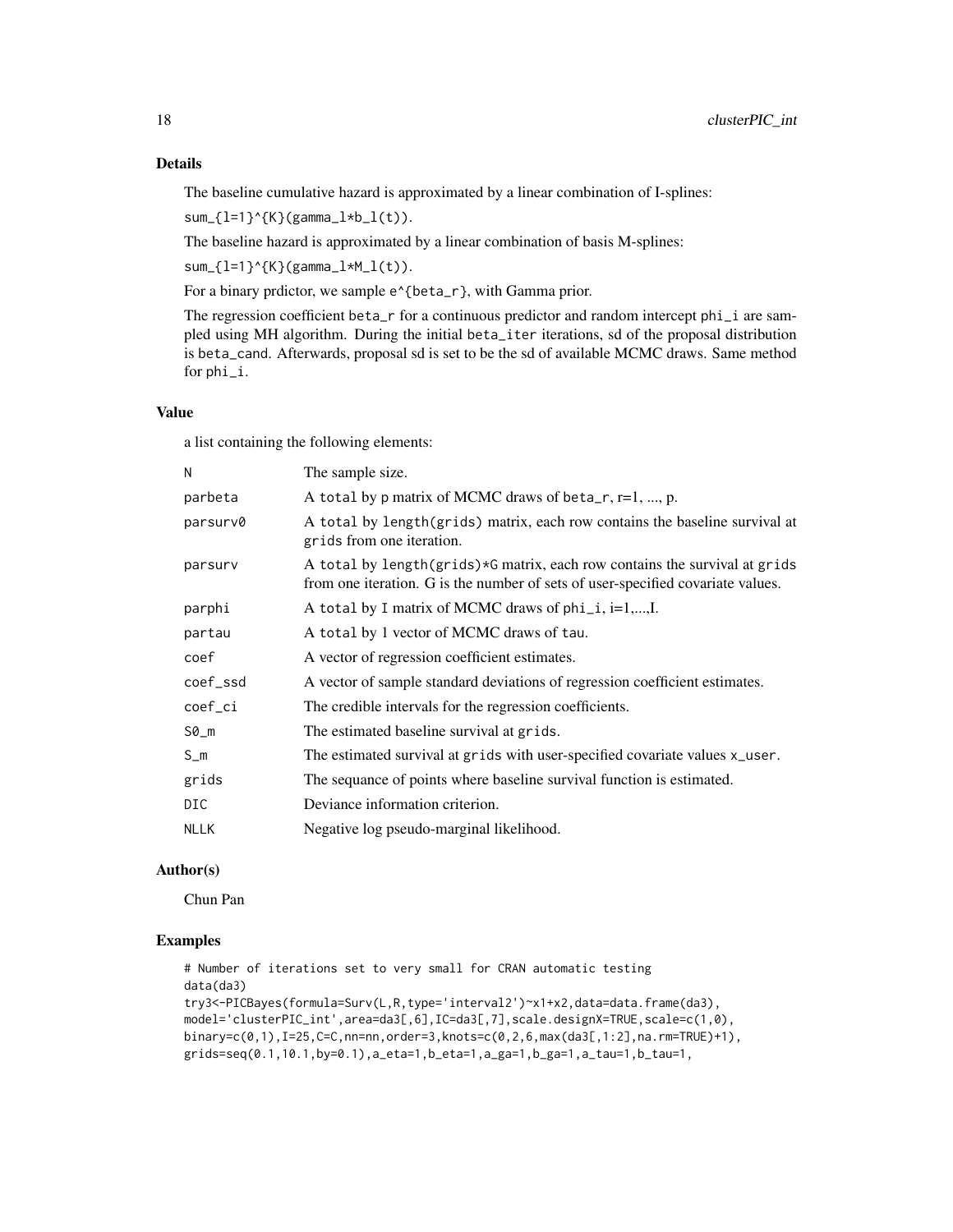## Details

The baseline cumulative hazard is approximated by a linear combination of I-splines:

`sum_{l=1}^{K}(gamma_l*b_l(t))`.

The baseline hazard is approximated by a linear combination of basis M-splines:

`sum_{l=1}^{K}(gamma_l*M_l(t))`.

For a binary prdictor, we sample `e^{beta_r}`, with Gamma prior.

The regression coefficient `beta_r` for a continuous predictor and random intercept `phi_i` are sampled using MH algorithm. During the initial `beta_iter` iterations, sd of the proposal distribution is `beta_cand`. Afterwards, proposal sd is set to be the sd of available MCMC draws. Same method for `phi_i`.

## Value

a list containing the following elements:

| | |
|---|---|
| `N` | The sample size. |
| `parbeta` | A `total` by `p` matrix of MCMC draws of `beta_r`, r=1, ..., p. |
| `parsurv0` | A `total` by `length(grids)` matrix, each row contains the baseline survival at `grids` from one iteration. |
| `parsurv` | A `total` by `length(grids)*G` matrix, each row contains the survival at `grids` from one iteration. G is the number of sets of user-specified covariate values. |
| `parphi` | A `total` by `I` matrix of MCMC draws of `phi_i`, i=1,...,I. |
| `partau` | A `total` by 1 vector of MCMC draws of `tau`. |
| `coef` | A vector of regression coefficient estimates. |
| `coef_ssd` | A vector of sample standard deviations of regression coefficient estimates. |
| `coef_ci` | The credible intervals for the regression coefficients. |
| `S0_m` | The estimated baseline survival at `grids`. |
| `S_m` | The estimated survival at `grids` with user-specified covariate values `x_user`. |
| `grids` | The sequance of points where baseline survival function is estimated. |
| `DIC` | Deviance information criterion. |
| `NLLK` | Negative log pseudo-marginal likelihood. |

## Author(s)

Chun Pan

## Examples

```
# Number of iterations set to very small for CRAN automatic testing
data(da3)
try3<-PICBayes(formula=Surv(L,R,type='interval2')~x1+x2,data=data.frame(da3),
model='clusterPIC_int',area=da3[,6],IC=da3[,7],scale.designX=TRUE,scale=c(1,0),
binary=c(0,1),I=25,C=C,nn=nn,order=3,knots=c(0,2,6,max(da3[,1:2],na.rm=TRUE)+1),
grids=seq(0.1,10.1,by=0.1),a_eta=1,b_eta=1,a_ga=1,b_ga=1,a_tau=1,b_tau=1,
```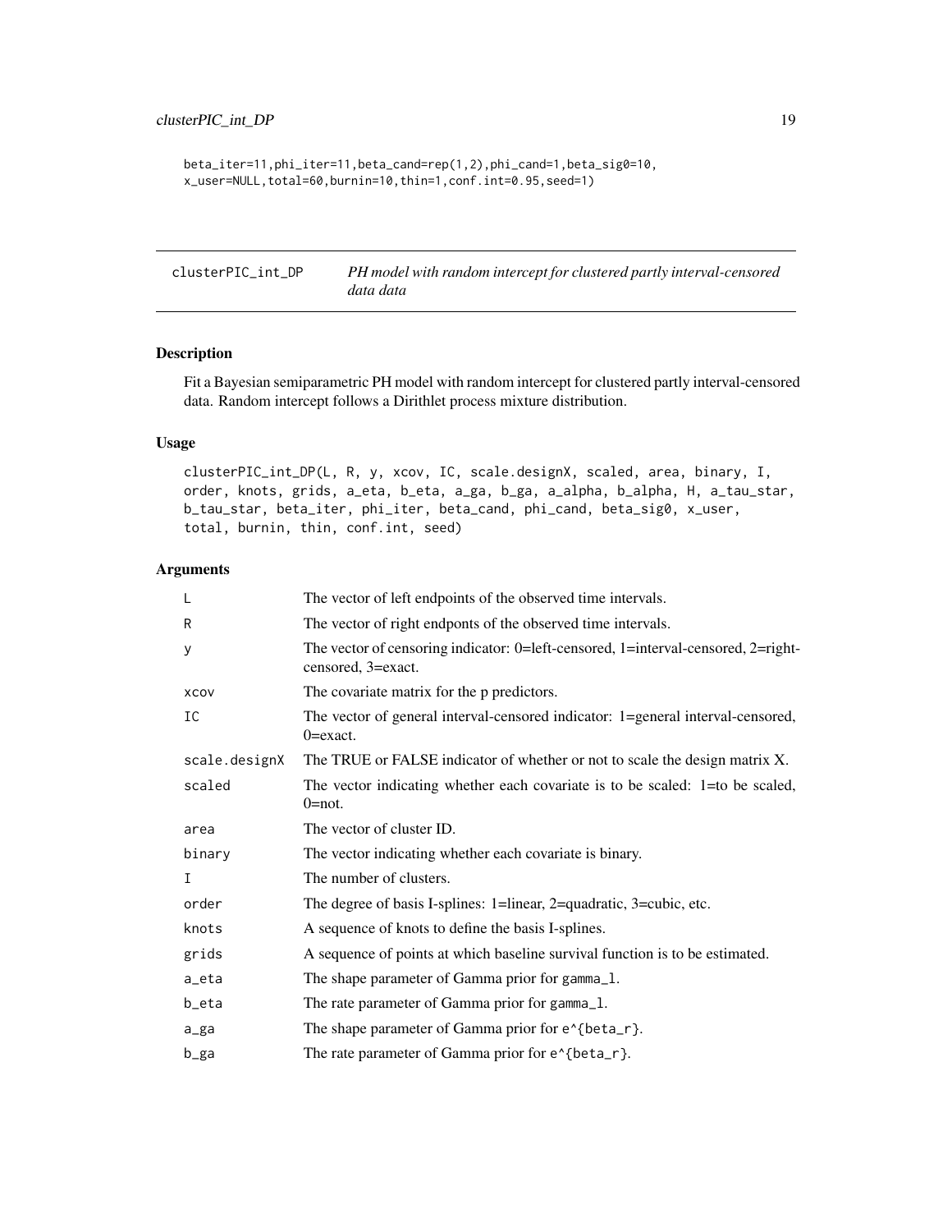```
beta_iter=11,phi_iter=11,beta_cand=rep(1,2),phi_cand=1,beta_sig0=10,
x_user=NULL,total=60,burnin=10,thin=1,conf.int=0.95,seed=1)
```

## clusterPIC_int_DP

*PH model with random intercept for clustered partly interval-censored data data*

### Description

Fit a Bayesian semiparametric PH model with random intercept for clustered partly interval-censored data. Random intercept follows a Dirithlet process mixture distribution.

### Usage

```
clusterPIC_int_DP(L, R, y, xcov, IC, scale.designX, scaled, area, binary, I,
order, knots, grids, a_eta, b_eta, a_ga, b_ga, a_alpha, b_alpha, H, a_tau_star,
b_tau_star, beta_iter, phi_iter, beta_cand, phi_cand, beta_sig0, x_user,
total, burnin, thin, conf.int, seed)
```

### Arguments

| | |
|---|---|
| L | The vector of left endpoints of the observed time intervals. |
| R | The vector of right endponts of the observed time intervals. |
| y | The vector of censoring indicator: 0=left-censored, 1=interval-censored, 2=right-censored, 3=exact. |
| xcov | The covariate matrix for the p predictors. |
| IC | The vector of general interval-censored indicator: 1=general interval-censored, 0=exact. |
| scale.designX | The TRUE or FALSE indicator of whether or not to scale the design matrix X. |
| scaled | The vector indicating whether each covariate is to be scaled: 1=to be scaled, 0=not. |
| area | The vector of cluster ID. |
| binary | The vector indicating whether each covariate is binary. |
| I | The number of clusters. |
| order | The degree of basis I-splines: 1=linear, 2=quadratic, 3=cubic, etc. |
| knots | A sequence of knots to define the basis I-splines. |
| grids | A sequence of points at which baseline survival function is to be estimated. |
| a_eta | The shape parameter of Gamma prior for gamma_l. |
| b_eta | The rate parameter of Gamma prior for gamma_l. |
| a_ga | The shape parameter of Gamma prior for e^{beta_r}. |
| b_ga | The rate parameter of Gamma prior for e^{beta_r}. |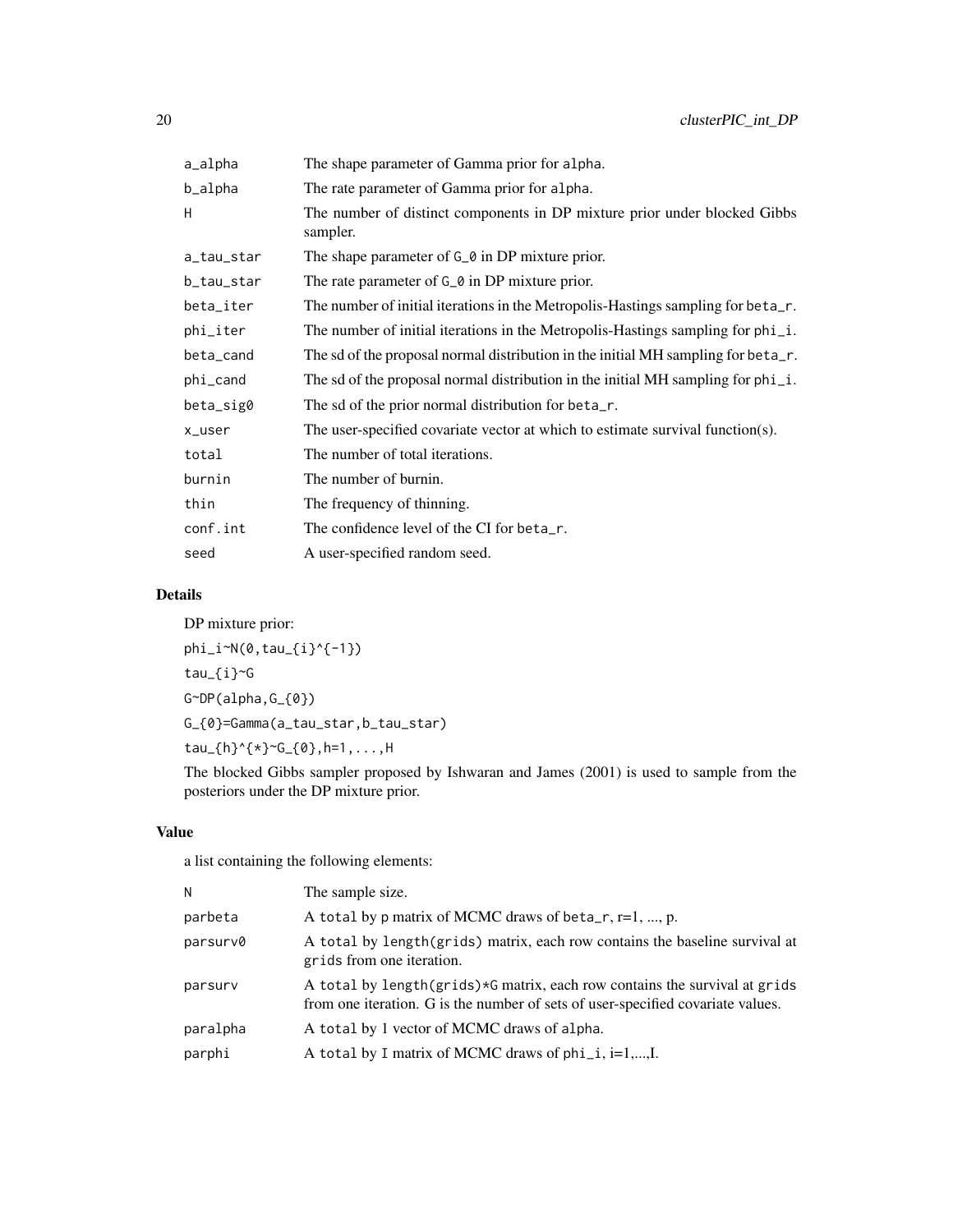| | |
|---|---|
| a_alpha | The shape parameter of Gamma prior for alpha. |
| b_alpha | The rate parameter of Gamma prior for alpha. |
| H | The number of distinct components in DP mixture prior under blocked Gibbs sampler. |
| a_tau_star | The shape parameter of G_0 in DP mixture prior. |
| b_tau_star | The rate parameter of G_0 in DP mixture prior. |
| beta_iter | The number of initial iterations in the Metropolis-Hastings sampling for beta_r. |
| phi_iter | The number of initial iterations in the Metropolis-Hastings sampling for phi_i. |
| beta_cand | The sd of the proposal normal distribution in the initial MH sampling for beta_r. |
| phi_cand | The sd of the proposal normal distribution in the initial MH sampling for phi_i. |
| beta_sig0 | The sd of the prior normal distribution for beta_r. |
| x_user | The user-specified covariate vector at which to estimate survival function(s). |
| total | The number of total iterations. |
| burnin | The number of burnin. |
| thin | The frequency of thinning. |
| conf.int | The confidence level of the CI for beta_r. |
| seed | A user-specified random seed. |

## Details

DP mixture prior:

phi_i~N(0,tau_{i}^{-1})

tau_{i}~G

G~DP(alpha,G_{0})

G_{0}=Gamma(a_tau_star,b_tau_star)

tau_{h}^{*}~G_{0},h=1,...,H

The blocked Gibbs sampler proposed by Ishwaran and James (2001) is used to sample from the posteriors under the DP mixture prior.

## Value

a list containing the following elements:

| | |
|---|---|
| N | The sample size. |
| parbeta | A total by p matrix of MCMC draws of beta_r, r=1, ..., p. |
| parsurv0 | A total by length(grids) matrix, each row contains the baseline survival at grids from one iteration. |
| parsurv | A total by length(grids)*G matrix, each row contains the survival at grids from one iteration. G is the number of sets of user-specified covariate values. |
| paralpha | A total by 1 vector of MCMC draws of alpha. |
| parphi | A total by I matrix of MCMC draws of phi_i, i=1,...,I. |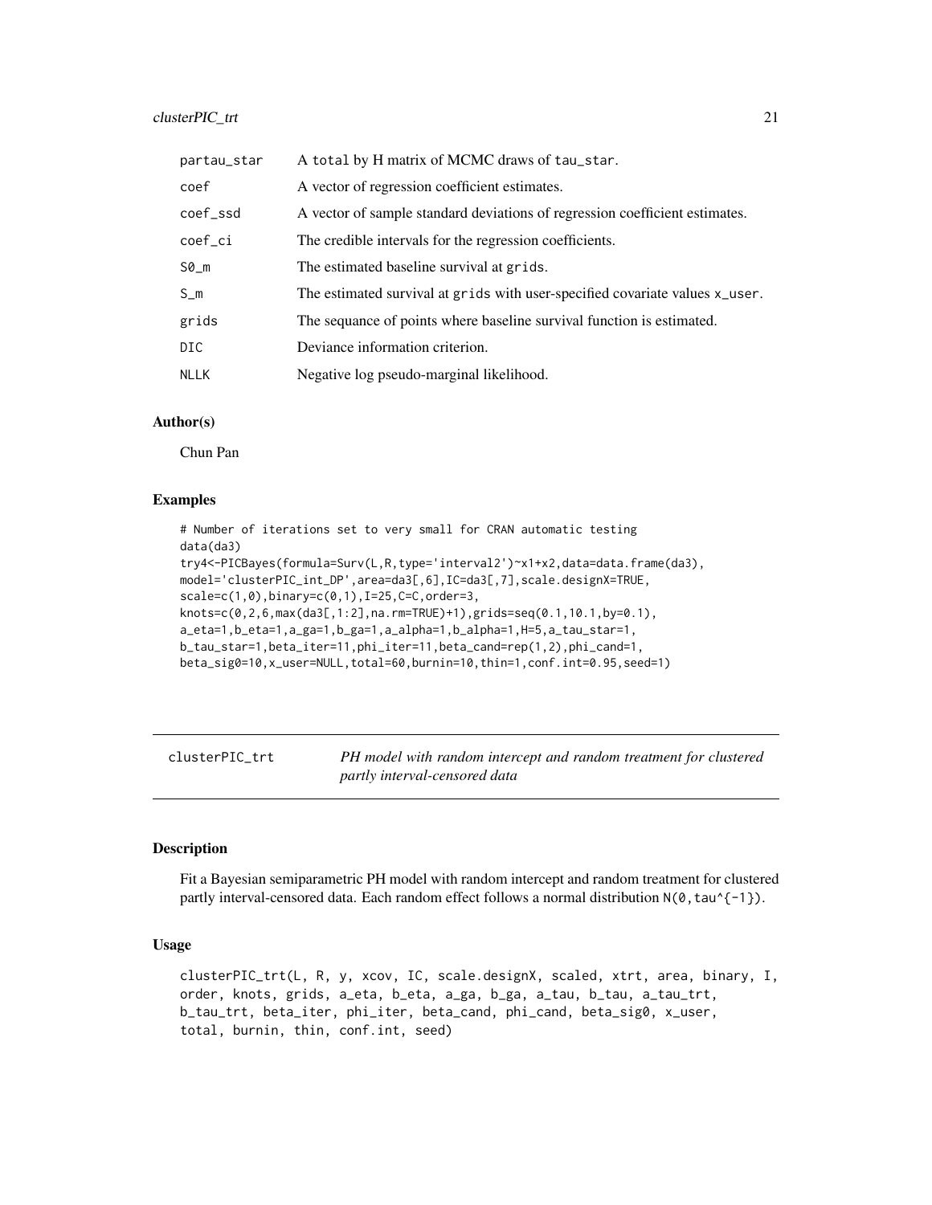| | |
|---|---|
| partau_star | A total by H matrix of MCMC draws of tau_star. |
| coef | A vector of regression coefficient estimates. |
| coef_ssd | A vector of sample standard deviations of regression coefficient estimates. |
| coef_ci | The credible intervals for the regression coefficients. |
| S0_m | The estimated baseline survival at grids. |
| S_m | The estimated survival at grids with user-specified covariate values x_user. |
| grids | The sequance of points where baseline survival function is estimated. |
| DIC | Deviance information criterion. |
| NLLK | Negative log pseudo-marginal likelihood. |

### Author(s)

Chun Pan

### Examples

```
# Number of iterations set to very small for CRAN automatic testing
data(da3)
try4<-PICBayes(formula=Surv(L,R,type='interval2')~x1+x2,data=data.frame(da3),
model='clusterPIC_int_DP',area=da3[,6],IC=da3[,7],scale.designX=TRUE,
scale=c(1,0),binary=c(0,1),I=25,C=C,order=3,
knots=c(0,2,6,max(da3[,1:2],na.rm=TRUE)+1),grids=seq(0.1,10.1,by=0.1),
a_eta=1,b_eta=1,a_ga=1,b_ga=1,a_alpha=1,b_alpha=1,H=5,a_tau_star=1,
b_tau_star=1,beta_iter=11,phi_iter=11,beta_cand=rep(1,2),phi_cand=1,
beta_sig0=10,x_user=NULL,total=60,burnin=10,thin=1,conf.int=0.95,seed=1)
```

---

## clusterPIC_trt

*PH model with random intercept and random treatment for clustered partly interval-censored data*

### Description

Fit a Bayesian semiparametric PH model with random intercept and random treatment for clustered partly interval-censored data. Each random effect follows a normal distribution N(0,tau^{-1}).

### Usage

```
clusterPIC_trt(L, R, y, xcov, IC, scale.designX, scaled, xtrt, area, binary, I,
order, knots, grids, a_eta, b_eta, a_ga, b_ga, a_tau, b_tau, a_tau_trt,
b_tau_trt, beta_iter, phi_iter, beta_cand, phi_cand, beta_sig0, x_user,
total, burnin, thin, conf.int, seed)
```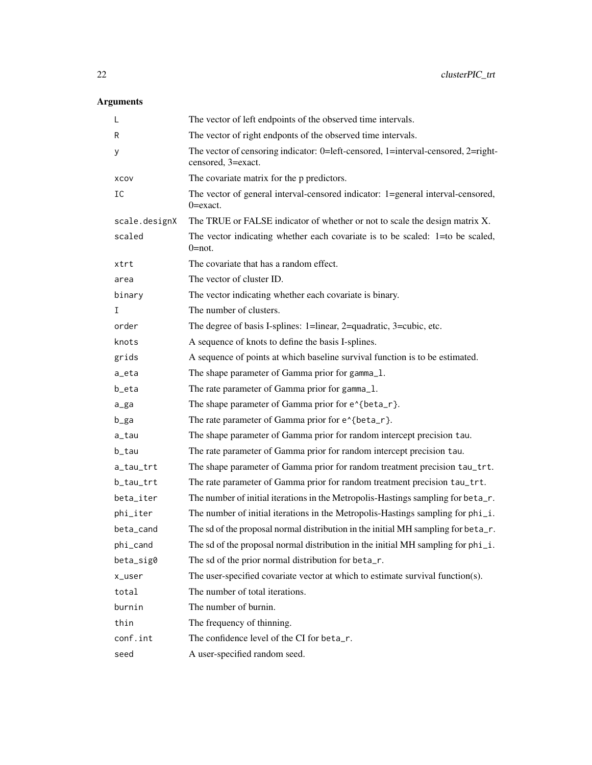## Arguments

| | |
|---|---|
| `L` | The vector of left endpoints of the observed time intervals. |
| `R` | The vector of right endponts of the observed time intervals. |
| `y` | The vector of censoring indicator: 0=left-censored, 1=interval-censored, 2=right-censored, 3=exact. |
| `xcov` | The covariate matrix for the p predictors. |
| `IC` | The vector of general interval-censored indicator: 1=general interval-censored, 0=exact. |
| `scale.designX` | The TRUE or FALSE indicator of whether or not to scale the design matrix X. |
| `scaled` | The vector indicating whether each covariate is to be scaled: 1=to be scaled, 0=not. |
| `xtrt` | The covariate that has a random effect. |
| `area` | The vector of cluster ID. |
| `binary` | The vector indicating whether each covariate is binary. |
| `I` | The number of clusters. |
| `order` | The degree of basis I-splines: 1=linear, 2=quadratic, 3=cubic, etc. |
| `knots` | A sequence of knots to define the basis I-splines. |
| `grids` | A sequence of points at which baseline survival function is to be estimated. |
| `a_eta` | The shape parameter of Gamma prior for `gamma_l`. |
| `b_eta` | The rate parameter of Gamma prior for `gamma_l`. |
| `a_ga` | The shape parameter of Gamma prior for `e^{beta_r}`. |
| `b_ga` | The rate parameter of Gamma prior for `e^{beta_r}`. |
| `a_tau` | The shape parameter of Gamma prior for random intercept precision `tau`. |
| `b_tau` | The rate parameter of Gamma prior for random intercept precision `tau`. |
| `a_tau_trt` | The shape parameter of Gamma prior for random treatment precision `tau_trt`. |
| `b_tau_trt` | The rate parameter of Gamma prior for random treatment precision `tau_trt`. |
| `beta_iter` | The number of initial iterations in the Metropolis-Hastings sampling for `beta_r`. |
| `phi_iter` | The number of initial iterations in the Metropolis-Hastings sampling for `phi_i`. |
| `beta_cand` | The sd of the proposal normal distribution in the initial MH sampling for `beta_r`. |
| `phi_cand` | The sd of the proposal normal distribution in the initial MH sampling for `phi_i`. |
| `beta_sig0` | The sd of the prior normal distribution for `beta_r`. |
| `x_user` | The user-specified covariate vector at which to estimate survival function(s). |
| `total` | The number of total iterations. |
| `burnin` | The number of burnin. |
| `thin` | The frequency of thinning. |
| `conf.int` | The confidence level of the CI for `beta_r`. |
| `seed` | A user-specified random seed. |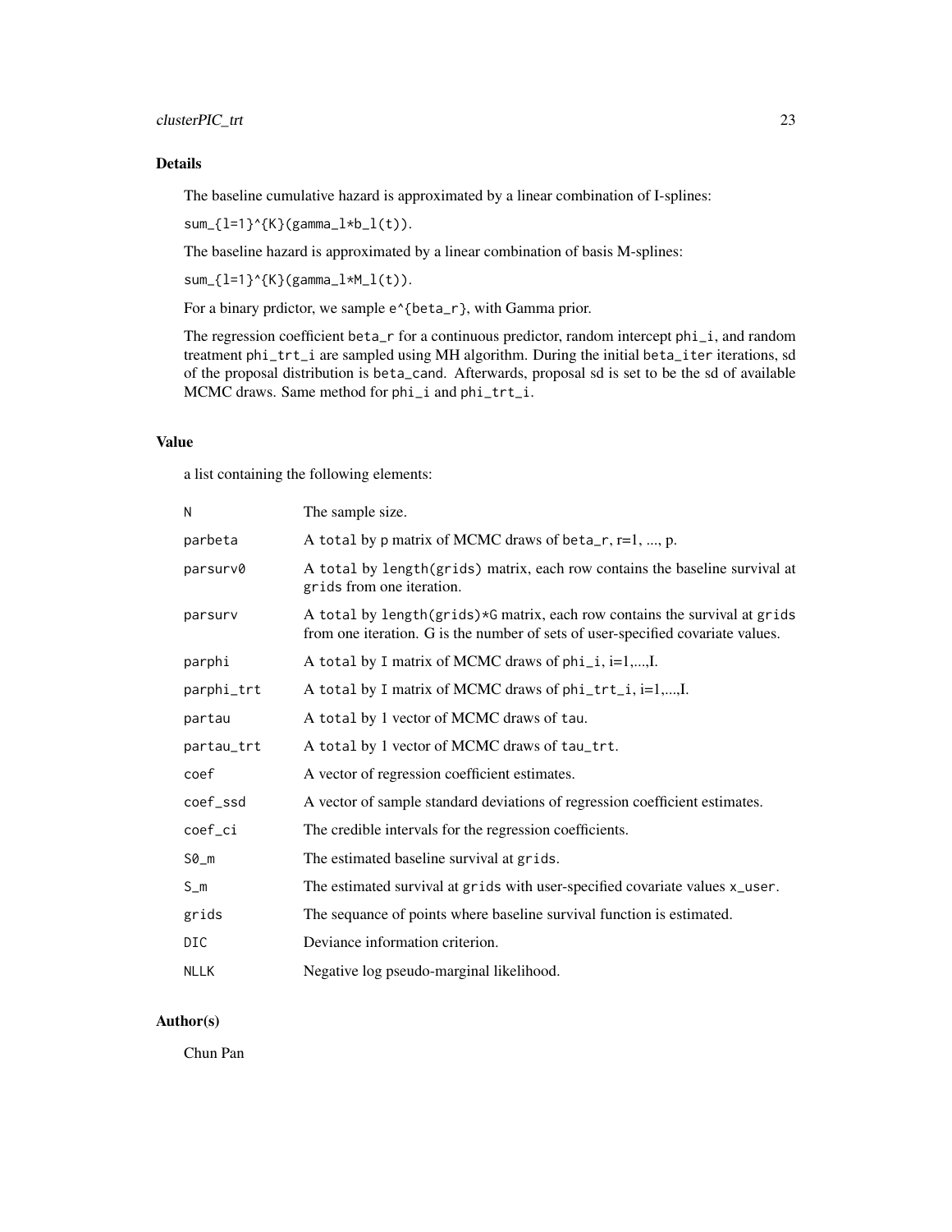## Details

The baseline cumulative hazard is approximated by a linear combination of I-splines:

`sum_{l=1}^{K}(gamma_l*b_l(t))`.

The baseline hazard is approximated by a linear combination of basis M-splines:

`sum_{l=1}^{K}(gamma_l*M_l(t))`.

For a binary prdictor, we sample `e^{beta_r}`, with Gamma prior.

The regression coefficient `beta_r` for a continuous predictor, random intercept `phi_i`, and random treatment `phi_trt_i` are sampled using MH algorithm. During the initial `beta_iter` iterations, sd of the proposal distribution is `beta_cand`. Afterwards, proposal sd is set to be the sd of available MCMC draws. Same method for `phi_i` and `phi_trt_i`.

## Value

a list containing the following elements:

| | |
|---|---|
| N | The sample size. |
| parbeta | A `total` by `p` matrix of MCMC draws of `beta_r`, r=1, ..., p. |
| parsurv0 | A `total` by `length(grids)` matrix, each row contains the baseline survival at `grids` from one iteration. |
| parsurv | A `total` by `length(grids)*G` matrix, each row contains the survival at `grids` from one iteration. G is the number of sets of user-specified covariate values. |
| parphi | A `total` by `I` matrix of MCMC draws of `phi_i`, i=1,...,I. |
| parphi_trt | A `total` by `I` matrix of MCMC draws of `phi_trt_i`, i=1,...,I. |
| partau | A `total` by 1 vector of MCMC draws of `tau`. |
| partau_trt | A `total` by 1 vector of MCMC draws of `tau_trt`. |
| coef | A vector of regression coefficient estimates. |
| coef_ssd | A vector of sample standard deviations of regression coefficient estimates. |
| coef_ci | The credible intervals for the regression coefficients. |
| S0_m | The estimated baseline survival at `grids`. |
| S_m | The estimated survival at `grids` with user-specified covariate values `x_user`. |
| grids | The sequance of points where baseline survival function is estimated. |
| DIC | Deviance information criterion. |
| NLLK | Negative log pseudo-marginal likelihood. |

## Author(s)

Chun Pan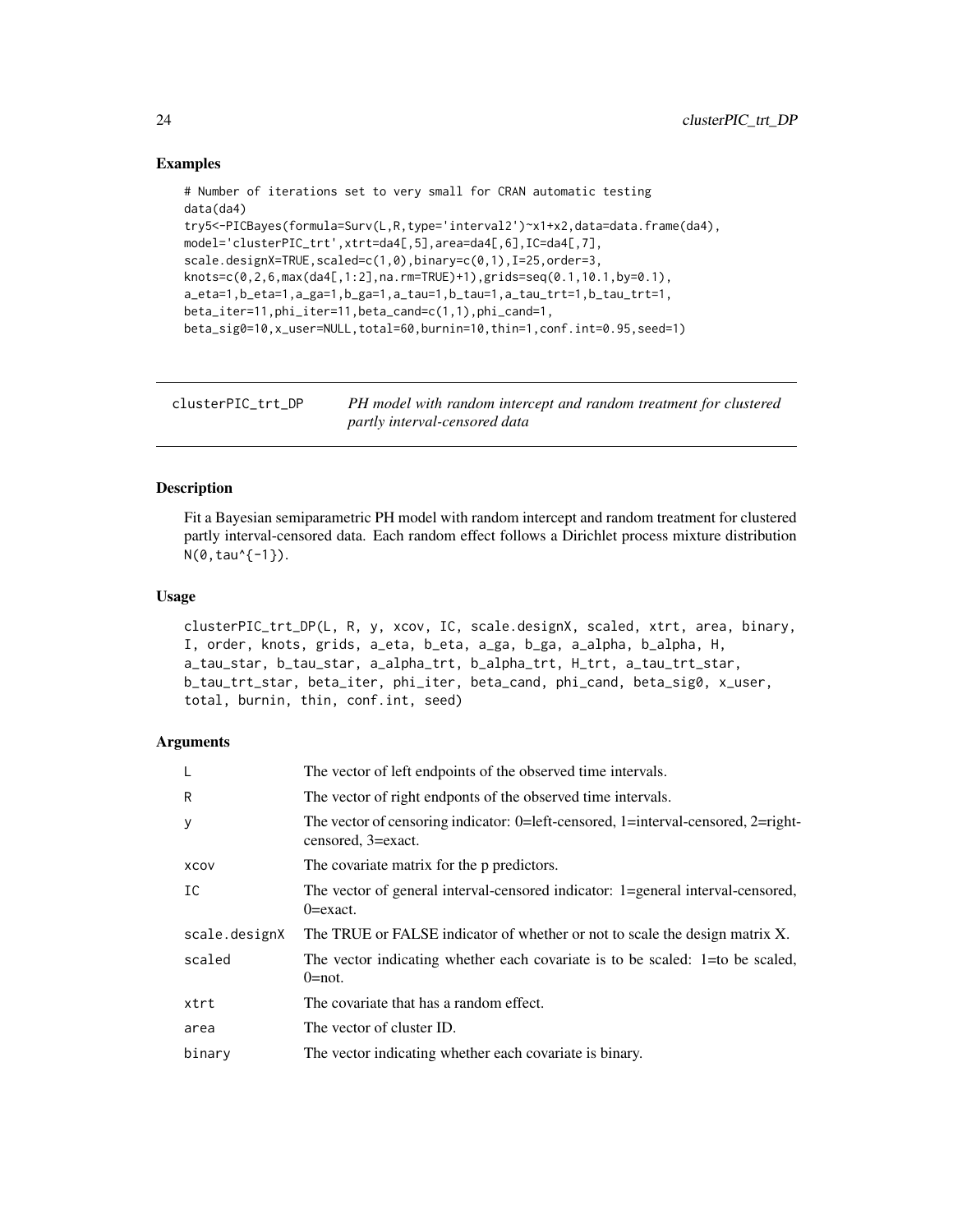## Examples

```
# Number of iterations set to very small for CRAN automatic testing
data(da4)
try5<-PICBayes(formula=Surv(L,R,type='interval2')~x1+x2,data=data.frame(da4),
model='clusterPIC_trt',xtrt=da4[,5],area=da4[,6],IC=da4[,7],
scale.designX=TRUE,scaled=c(1,0),binary=c(0,1),I=25,order=3,
knots=c(0,2,6,max(da4[,1:2],na.rm=TRUE)+1),grids=seq(0.1,10.1,by=0.1),
a_eta=1,b_eta=1,a_ga=1,b_ga=1,a_tau=1,b_tau=1,a_tau_trt=1,b_tau_trt=1,
beta_iter=11,phi_iter=11,beta_cand=c(1,1),phi_cand=1,
beta_sig0=10,x_user=NULL,total=60,burnin=10,thin=1,conf.int=0.95,seed=1)
```

---

# clusterPIC_trt_DP — *PH model with random intercept and random treatment for clustered partly interval-censored data*

---

## Description

Fit a Bayesian semiparametric PH model with random intercept and random treatment for clustered partly interval-censored data. Each random effect follows a Dirichlet process mixture distribution `N(0,tau^{-1})`.

## Usage

```
clusterPIC_trt_DP(L, R, y, xcov, IC, scale.designX, scaled, xtrt, area, binary,
I, order, knots, grids, a_eta, b_eta, a_ga, b_ga, a_alpha, b_alpha, H,
a_tau_star, b_tau_star, a_alpha_trt, b_alpha_trt, H_trt, a_tau_trt_star,
b_tau_trt_star, beta_iter, phi_iter, beta_cand, phi_cand, beta_sig0, x_user,
total, burnin, thin, conf.int, seed)
```

## Arguments

| | |
|---|---|
| `L` | The vector of left endpoints of the observed time intervals. |
| `R` | The vector of right endponts of the observed time intervals. |
| `y` | The vector of censoring indicator: 0=left-censored, 1=interval-censored, 2=right-censored, 3=exact. |
| `xcov` | The covariate matrix for the p predictors. |
| `IC` | The vector of general interval-censored indicator: 1=general interval-censored, 0=exact. |
| `scale.designX` | The TRUE or FALSE indicator of whether or not to scale the design matrix X. |
| `scaled` | The vector indicating whether each covariate is to be scaled: 1=to be scaled, 0=not. |
| `xtrt` | The covariate that has a random effect. |
| `area` | The vector of cluster ID. |
| `binary` | The vector indicating whether each covariate is binary. |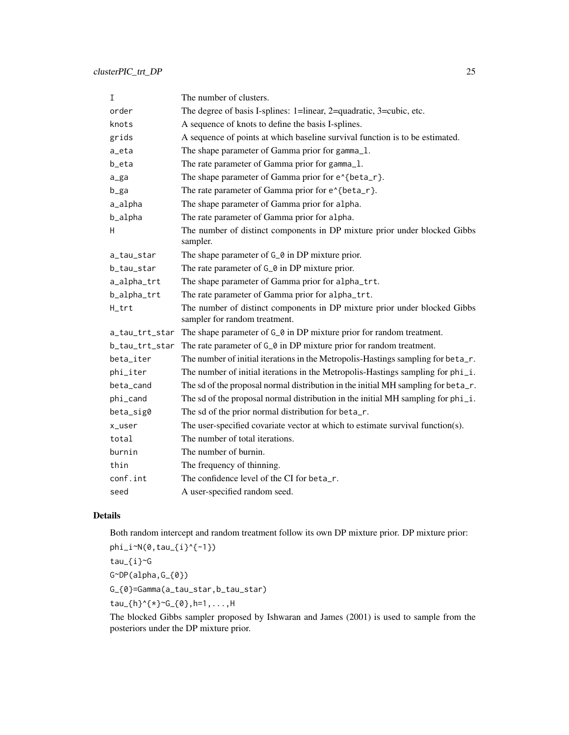| | |
|---|---|
| I | The number of clusters. |
| order | The degree of basis I-splines: 1=linear, 2=quadratic, 3=cubic, etc. |
| knots | A sequence of knots to define the basis I-splines. |
| grids | A sequence of points at which baseline survival function is to be estimated. |
| a_eta | The shape parameter of Gamma prior for `gamma_l`. |
| b_eta | The rate parameter of Gamma prior for `gamma_l`. |
| a_ga | The shape parameter of Gamma prior for `e^{beta_r}`. |
| b_ga | The rate parameter of Gamma prior for `e^{beta_r}`. |
| a_alpha | The shape parameter of Gamma prior for `alpha`. |
| b_alpha | The rate parameter of Gamma prior for `alpha`. |
| H | The number of distinct components in DP mixture prior under blocked Gibbs sampler. |
| a_tau_star | The shape parameter of `G_0` in DP mixture prior. |
| b_tau_star | The rate parameter of `G_0` in DP mixture prior. |
| a_alpha_trt | The shape parameter of Gamma prior for `alpha_trt`. |
| b_alpha_trt | The rate parameter of Gamma prior for `alpha_trt`. |
| H_trt | The number of distinct components in DP mixture prior under blocked Gibbs sampler for random treatment. |
| a_tau_trt_star | The shape parameter of `G_0` in DP mixture prior for random treatment. |
| b_tau_trt_star | The rate parameter of `G_0` in DP mixture prior for random treatment. |
| beta_iter | The number of initial iterations in the Metropolis-Hastings sampling for `beta_r`. |
| phi_iter | The number of initial iterations in the Metropolis-Hastings sampling for `phi_i`. |
| beta_cand | The sd of the proposal normal distribution in the initial MH sampling for `beta_r`. |
| phi_cand | The sd of the proposal normal distribution in the initial MH sampling for `phi_i`. |
| beta_sig0 | The sd of the prior normal distribution for `beta_r`. |
| x_user | The user-specified covariate vector at which to estimate survival function(s). |
| total | The number of total iterations. |
| burnin | The number of burnin. |
| thin | The frequency of thinning. |
| conf.int | The confidence level of the CI for `beta_r`. |
| seed | A user-specified random seed. |

## Details

Both random intercept and random treatment follow its own DP mixture prior. DP mixture prior:

```
phi_i~N(0,tau_{i}^{-1})
tau_{i}~G
G~DP(alpha,G_{0})
G_{0}=Gamma(a_tau_star,b_tau_star)
tau_{h}^{*}~G_{0},h=1,...,H
```

The blocked Gibbs sampler proposed by Ishwaran and James (2001) is used to sample from the posteriors under the DP mixture prior.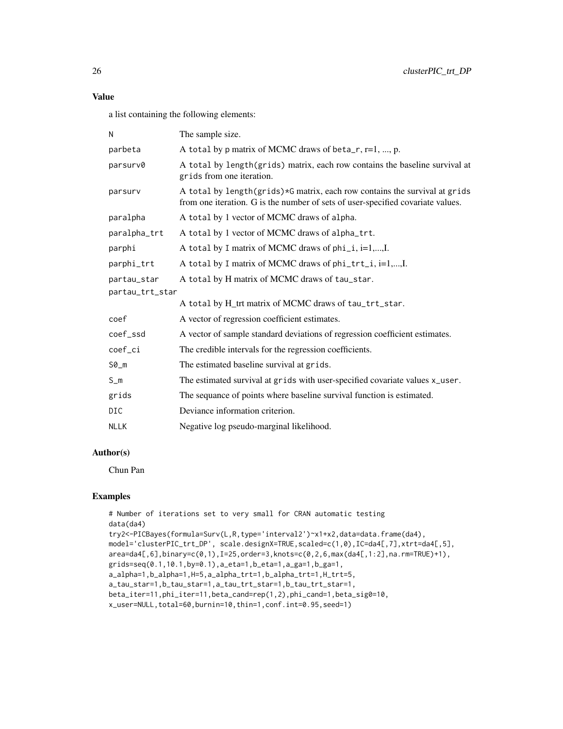## Value

a list containing the following elements:

| | |
|---|---|
| N | The sample size. |
| parbeta | A total by p matrix of MCMC draws of beta_r, r=1, ..., p. |
| parsurv0 | A total by length(grids) matrix, each row contains the baseline survival at grids from one iteration. |
| parsurv | A total by length(grids)*G matrix, each row contains the survival at grids from one iteration. G is the number of sets of user-specified covariate values. |
| paralpha | A total by 1 vector of MCMC draws of alpha. |
| paralpha_trt | A total by 1 vector of MCMC draws of alpha_trt. |
| parphi | A total by I matrix of MCMC draws of phi_i, i=1,...,I. |
| parphi_trt | A total by I matrix of MCMC draws of phi_trt_i, i=1,...,I. |
| partau_star | A total by H matrix of MCMC draws of tau_star. |
| partau_trt_star | A total by H_trt matrix of MCMC draws of tau_trt_star. |
| coef | A vector of regression coefficient estimates. |
| coef_ssd | A vector of sample standard deviations of regression coefficient estimates. |
| coef_ci | The credible intervals for the regression coefficients. |
| S0_m | The estimated baseline survival at grids. |
| S_m | The estimated survival at grids with user-specified covariate values x_user. |
| grids | The sequance of points where baseline survival function is estimated. |
| DIC | Deviance information criterion. |
| NLLK | Negative log pseudo-marginal likelihood. |

## Author(s)

Chun Pan

## Examples

```
# Number of iterations set to very small for CRAN automatic testing
data(da4)
try2<-PICBayes(formula=Surv(L,R,type='interval2')~x1+x2,data=data.frame(da4),
model='clusterPIC_trt_DP', scale.designX=TRUE,scaled=c(1,0),IC=da4[,7],xtrt=da4[,5],
area=da4[,6],binary=c(0,1),I=25,order=3,knots=c(0,2,6,max(da4[,1:2],na.rm=TRUE)+1),
grids=seq(0.1,10.1,by=0.1),a_eta=1,b_eta=1,a_ga=1,b_ga=1,
a_alpha=1,b_alpha=1,H=5,a_alpha_trt=1,b_alpha_trt=1,H_trt=5,
a_tau_star=1,b_tau_star=1,a_tau_trt_star=1,b_tau_trt_star=1,
beta_iter=11,phi_iter=11,beta_cand=rep(1,2),phi_cand=1,beta_sig0=10,
x_user=NULL,total=60,burnin=10,thin=1,conf.int=0.95,seed=1)
```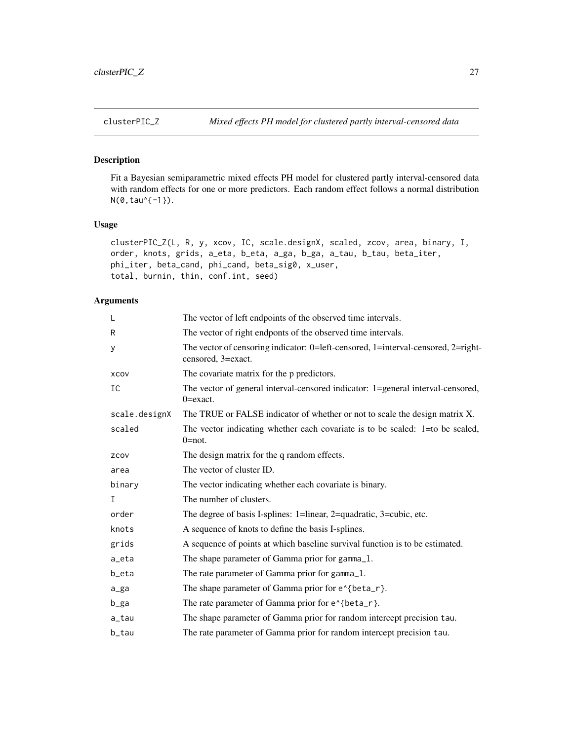# clusterPIC_Z *Mixed effects PH model for clustered partly interval-censored data*

## Description

Fit a Bayesian semiparametric mixed effects PH model for clustered partly interval-censored data with random effects for one or more predictors. Each random effect follows a normal distribution `N(0,tau^{-1})`.

## Usage

```
clusterPIC_Z(L, R, y, xcov, IC, scale.designX, scaled, zcov, area, binary, I,
order, knots, grids, a_eta, b_eta, a_ga, b_ga, a_tau, b_tau, beta_iter,
phi_iter, beta_cand, phi_cand, beta_sig0, x_user,
total, burnin, thin, conf.int, seed)
```

## Arguments

| | |
|---|---|
| `L` | The vector of left endpoints of the observed time intervals. |
| `R` | The vector of right endponts of the observed time intervals. |
| `y` | The vector of censoring indicator: 0=left-censored, 1=interval-censored, 2=right-censored, 3=exact. |
| `xcov` | The covariate matrix for the p predictors. |
| `IC` | The vector of general interval-censored indicator: 1=general interval-censored, 0=exact. |
| `scale.designX` | The TRUE or FALSE indicator of whether or not to scale the design matrix X. |
| `scaled` | The vector indicating whether each covariate is to be scaled: 1=to be scaled, 0=not. |
| `zcov` | The design matrix for the q random effects. |
| `area` | The vector of cluster ID. |
| `binary` | The vector indicating whether each covariate is binary. |
| `I` | The number of clusters. |
| `order` | The degree of basis I-splines: 1=linear, 2=quadratic, 3=cubic, etc. |
| `knots` | A sequence of knots to define the basis I-splines. |
| `grids` | A sequence of points at which baseline survival function is to be estimated. |
| `a_eta` | The shape parameter of Gamma prior for `gamma_l`. |
| `b_eta` | The rate parameter of Gamma prior for `gamma_l`. |
| `a_ga` | The shape parameter of Gamma prior for `e^{beta_r}`. |
| `b_ga` | The rate parameter of Gamma prior for `e^{beta_r}`. |
| `a_tau` | The shape parameter of Gamma prior for random intercept precision `tau`. |
| `b_tau` | The rate parameter of Gamma prior for random intercept precision `tau`. |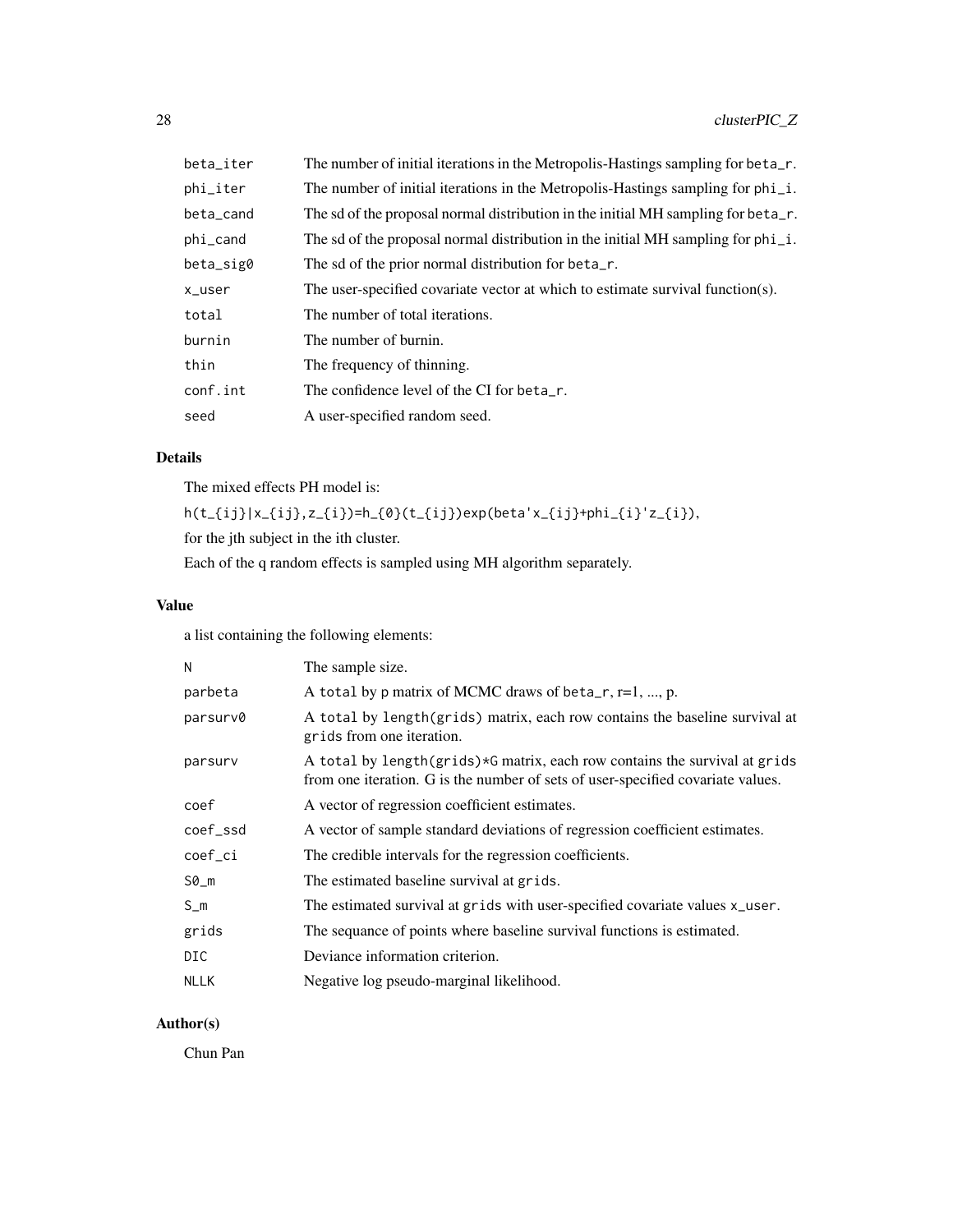| | |
|---|---|
| beta_iter | The number of initial iterations in the Metropolis-Hastings sampling for beta_r. |
| phi_iter | The number of initial iterations in the Metropolis-Hastings sampling for phi_i. |
| beta_cand | The sd of the proposal normal distribution in the initial MH sampling for beta_r. |
| phi_cand | The sd of the proposal normal distribution in the initial MH sampling for phi_i. |
| beta_sig0 | The sd of the prior normal distribution for beta_r. |
| x_user | The user-specified covariate vector at which to estimate survival function(s). |
| total | The number of total iterations. |
| burnin | The number of burnin. |
| thin | The frequency of thinning. |
| conf.int | The confidence level of the CI for beta_r. |
| seed | A user-specified random seed. |

### Details

The mixed effects PH model is:

```
h(t_{ij}|x_{ij},z_{i})=h_{0}(t_{ij})exp(beta'x_{ij}+phi_{i}'z_{i}),
```

for the jth subject in the ith cluster.

Each of the q random effects is sampled using MH algorithm separately.

### Value

a list containing the following elements:

| | |
|---|---|
| N | The sample size. |
| parbeta | A total by p matrix of MCMC draws of beta_r, r=1, ..., p. |
| parsurv0 | A total by length(grids) matrix, each row contains the baseline survival at grids from one iteration. |
| parsurv | A total by length(grids)*G matrix, each row contains the survival at grids from one iteration. G is the number of sets of user-specified covariate values. |
| coef | A vector of regression coefficient estimates. |
| coef_ssd | A vector of sample standard deviations of regression coefficient estimates. |
| coef_ci | The credible intervals for the regression coefficients. |
| S0_m | The estimated baseline survival at grids. |
| S_m | The estimated survival at grids with user-specified covariate values x_user. |
| grids | The sequance of points where baseline survival functions is estimated. |
| DIC | Deviance information criterion. |
| NLLK | Negative log pseudo-marginal likelihood. |

### Author(s)

Chun Pan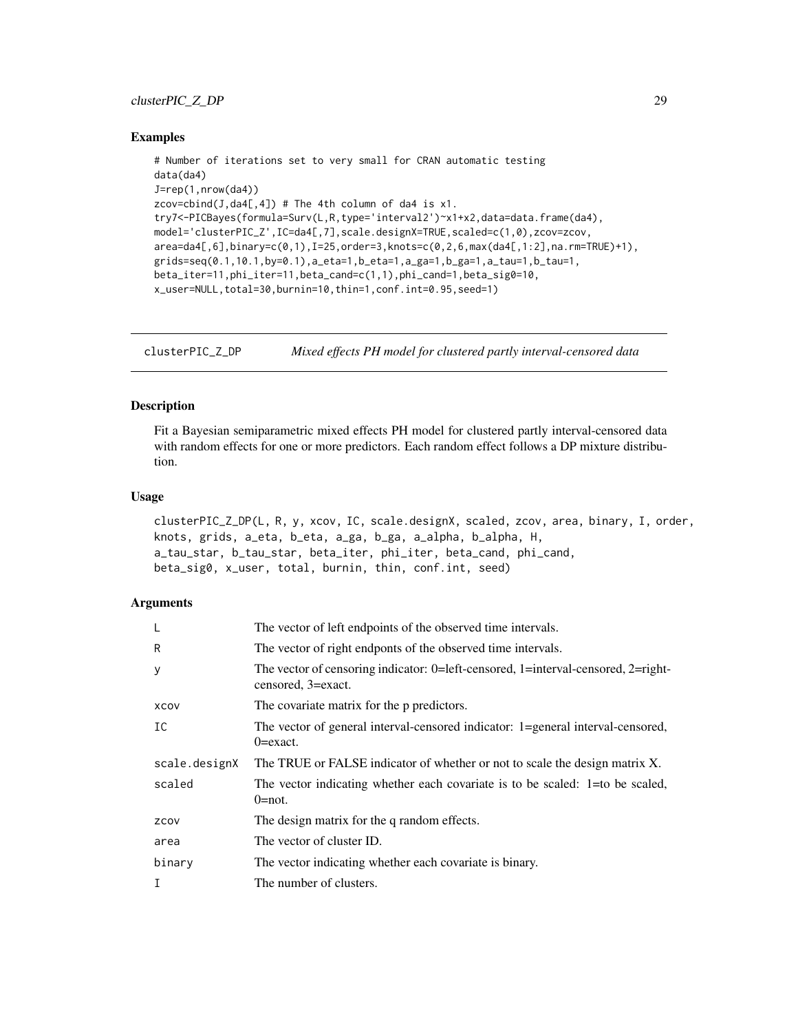## Examples

```
# Number of iterations set to very small for CRAN automatic testing
data(da4)
J=rep(1,nrow(da4))
zcov=cbind(J,da4[,4]) # The 4th column of da4 is x1.
try7<-PICBayes(formula=Surv(L,R,type='interval2')~x1+x2,data=data.frame(da4),
model='clusterPIC_Z',IC=da4[,7],scale.designX=TRUE,scaled=c(1,0),zcov=zcov,
area=da4[,6],binary=c(0,1),I=25,order=3,knots=c(0,2,6,max(da4[,1:2],na.rm=TRUE)+1),
grids=seq(0.1,10.1,by=0.1),a_eta=1,b_eta=1,a_ga=1,b_ga=1,a_tau=1,b_tau=1,
beta_iter=11,phi_iter=11,beta_cand=c(1,1),phi_cand=1,beta_sig0=10,
x_user=NULL,total=30,burnin=10,thin=1,conf.int=0.95,seed=1)
```

---

# clusterPIC_Z_DP *Mixed effects PH model for clustered partly interval-censored data*

## Description

Fit a Bayesian semiparametric mixed effects PH model for clustered partly interval-censored data with random effects for one or more predictors. Each random effect follows a DP mixture distribution.

## Usage

```
clusterPIC_Z_DP(L, R, y, xcov, IC, scale.designX, scaled, zcov, area, binary, I, order,
knots, grids, a_eta, b_eta, a_ga, b_ga, a_alpha, b_alpha, H,
a_tau_star, b_tau_star, beta_iter, phi_iter, beta_cand, phi_cand,
beta_sig0, x_user, total, burnin, thin, conf.int, seed)
```

## Arguments

| | |
|---|---|
| L | The vector of left endpoints of the observed time intervals. |
| R | The vector of right endponts of the observed time intervals. |
| y | The vector of censoring indicator: 0=left-censored, 1=interval-censored, 2=right-censored, 3=exact. |
| xcov | The covariate matrix for the p predictors. |
| IC | The vector of general interval-censored indicator: 1=general interval-censored, 0=exact. |
| scale.designX | The TRUE or FALSE indicator of whether or not to scale the design matrix X. |
| scaled | The vector indicating whether each covariate is to be scaled: 1=to be scaled, 0=not. |
| zcov | The design matrix for the q random effects. |
| area | The vector of cluster ID. |
| binary | The vector indicating whether each covariate is binary. |
| I | The number of clusters. |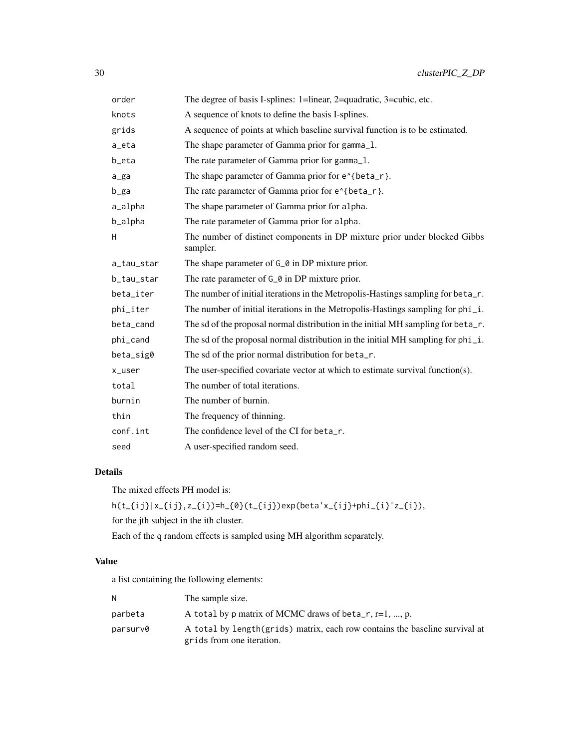| | |
|---|---|
| order | The degree of basis I-splines: 1=linear, 2=quadratic, 3=cubic, etc. |
| knots | A sequence of knots to define the basis I-splines. |
| grids | A sequence of points at which baseline survival function is to be estimated. |
| a_eta | The shape parameter of Gamma prior for gamma_l. |
| b_eta | The rate parameter of Gamma prior for gamma_l. |
| a_ga | The shape parameter of Gamma prior for e^{beta_r}. |
| b_ga | The rate parameter of Gamma prior for e^{beta_r}. |
| a_alpha | The shape parameter of Gamma prior for alpha. |
| b_alpha | The rate parameter of Gamma prior for alpha. |
| H | The number of distinct components in DP mixture prior under blocked Gibbs sampler. |
| a_tau_star | The shape parameter of G_0 in DP mixture prior. |
| b_tau_star | The rate parameter of G_0 in DP mixture prior. |
| beta_iter | The number of initial iterations in the Metropolis-Hastings sampling for beta_r. |
| phi_iter | The number of initial iterations in the Metropolis-Hastings sampling for phi_i. |
| beta_cand | The sd of the proposal normal distribution in the initial MH sampling for beta_r. |
| phi_cand | The sd of the proposal normal distribution in the initial MH sampling for phi_i. |
| beta_sig0 | The sd of the prior normal distribution for beta_r. |
| x_user | The user-specified covariate vector at which to estimate survival function(s). |
| total | The number of total iterations. |
| burnin | The number of burnin. |
| thin | The frequency of thinning. |
| conf.int | The confidence level of the CI for beta_r. |
| seed | A user-specified random seed. |

## Details

The mixed effects PH model is:

h(t_{ij}|x_{ij},z_{i})=h_{0}(t_{ij})exp(beta'x_{ij}+phi_{i}'z_{i}),

for the jth subject in the ith cluster.

Each of the q random effects is sampled using MH algorithm separately.

## Value

a list containing the following elements:

| | |
|---|---|
| N | The sample size. |
| parbeta | A total by p matrix of MCMC draws of beta_r, r=1, ..., p. |
| parsurv0 | A total by length(grids) matrix, each row contains the baseline survival at grids from one iteration. |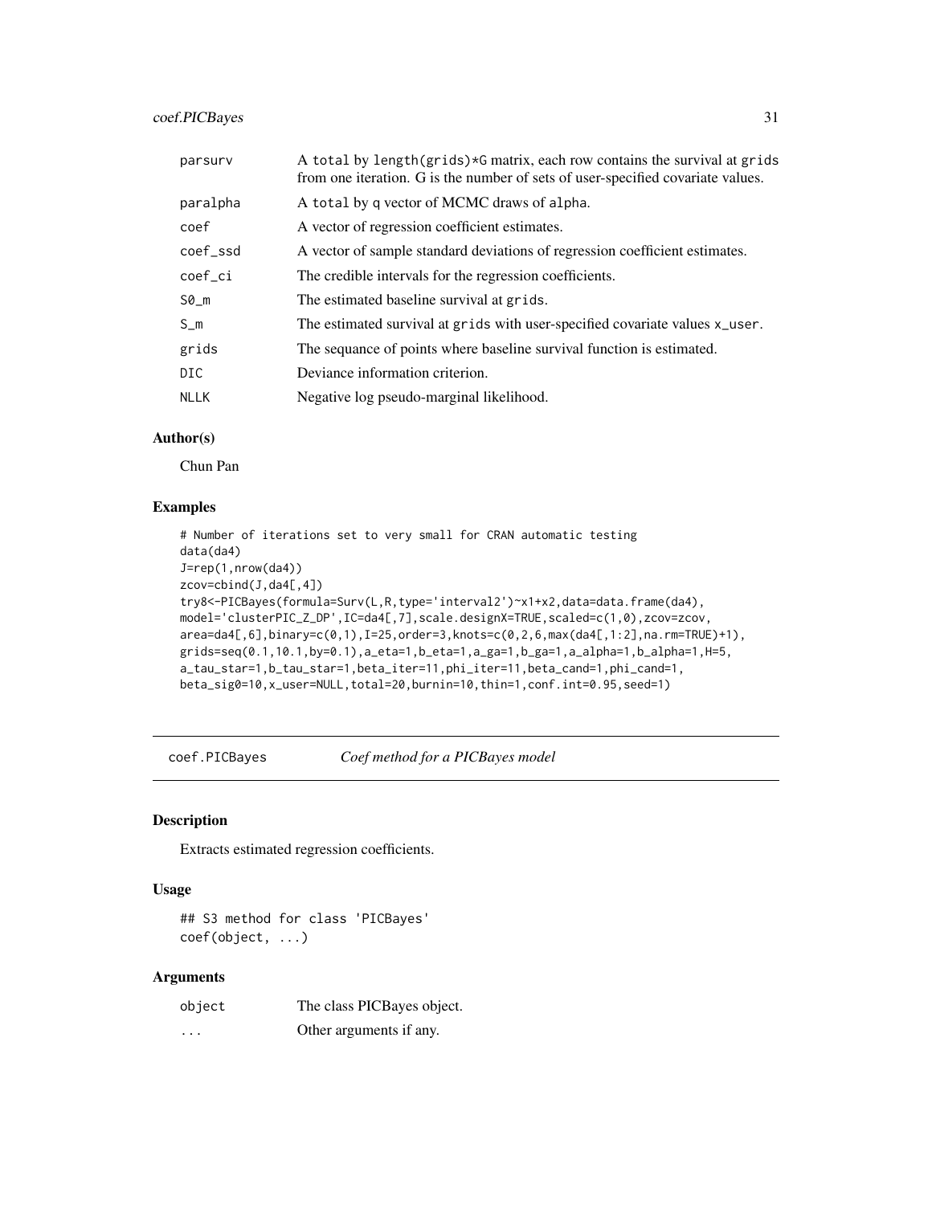| | |
|---|---|
| parsurv | A total by length(grids)*G matrix, each row contains the survival at grids from one iteration. G is the number of sets of user-specified covariate values. |
| paralpha | A total by q vector of MCMC draws of alpha. |
| coef | A vector of regression coefficient estimates. |
| coef_ssd | A vector of sample standard deviations of regression coefficient estimates. |
| coef_ci | The credible intervals for the regression coefficients. |
| S0_m | The estimated baseline survival at grids. |
| S_m | The estimated survival at grids with user-specified covariate values x_user. |
| grids | The sequance of points where baseline survival function is estimated. |
| DIC | Deviance information criterion. |
| NLLK | Negative log pseudo-marginal likelihood. |

## Author(s)

Chun Pan

## Examples

```
# Number of iterations set to very small for CRAN automatic testing
data(da4)
J=rep(1,nrow(da4))
zcov=cbind(J,da4[,4])
try8<-PICBayes(formula=Surv(L,R,type='interval2')~x1+x2,data=data.frame(da4),
model='clusterPIC_Z_DP',IC=da4[,7],scale.designX=TRUE,scaled=c(1,0),zcov=zcov,
area=da4[,6],binary=c(0,1),I=25,order=3,knots=c(0,2,6,max(da4[,1:2],na.rm=TRUE)+1),
grids=seq(0.1,10.1,by=0.1),a_eta=1,b_eta=1,a_ga=1,b_ga=1,a_alpha=1,b_alpha=1,H=5,
a_tau_star=1,b_tau_star=1,beta_iter=11,phi_iter=11,beta_cand=1,phi_cand=1,
beta_sig0=10,x_user=NULL,total=20,burnin=10,thin=1,conf.int=0.95,seed=1)
```

---

# coef.PICBayes    *Coef method for a PICBayes model*

## Description

Extracts estimated regression coefficients.

## Usage

```
## S3 method for class 'PICBayes'
coef(object, ...)
```

## Arguments

| | |
|---|---|
| object | The class PICBayes object. |
| ... | Other arguments if any. |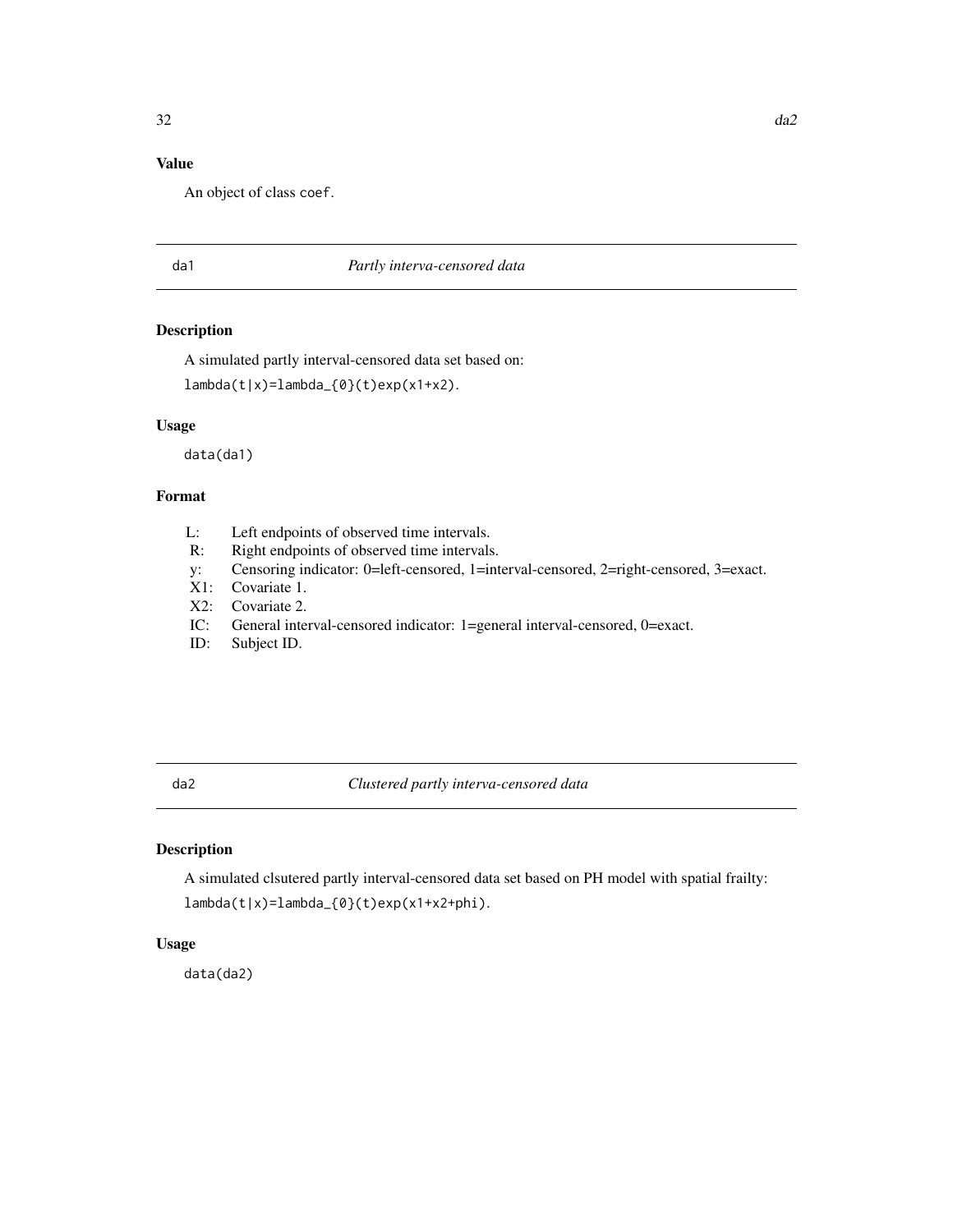## Value

An object of class `coef`.

---

`da1` *Partly interva-censored data*

---

## Description

A simulated partly interval-censored data set based on:

`lambda(t|x)=lambda_{0}(t)exp(x1+x2)`.

## Usage

```
data(da1)
```

## Format

- L: Left endpoints of observed time intervals.
- R: Right endpoints of observed time intervals.
- y: Censoring indicator: 0=left-censored, 1=interval-censored, 2=right-censored, 3=exact.
- X1: Covariate 1.
- X2: Covariate 2.
- IC: General interval-censored indicator: 1=general interval-censored, 0=exact.
- ID: Subject ID.

---

`da2` *Clustered partly interva-censored data*

---

## Description

A simulated clsutered partly interval-censored data set based on PH model with spatial frailty:

`lambda(t|x)=lambda_{0}(t)exp(x1+x2+phi)`.

## Usage

```
data(da2)
```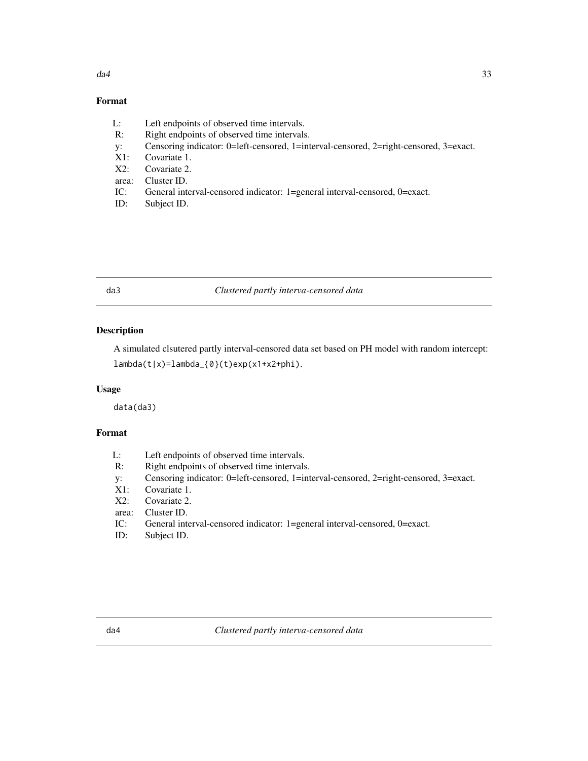## Format

- L: Left endpoints of observed time intervals.
- R: Right endpoints of observed time intervals.
- y: Censoring indicator: 0=left-censored, 1=interval-censored, 2=right-censored, 3=exact.
- X1: Covariate 1.
- X2: Covariate 2.
- area: Cluster ID.
- IC: General interval-censored indicator: 1=general interval-censored, 0=exact.
- ID: Subject ID.

---

`da3` *Clustered partly interva-censored data*

---

## Description

A simulated clsutered partly interval-censored data set based on PH model with random intercept: `lambda(t|x)=lambda_{0}(t)exp(x1+x2+phi)`.

## Usage

```
data(da3)
```

## Format

- L: Left endpoints of observed time intervals.
- R: Right endpoints of observed time intervals.
- y: Censoring indicator: 0=left-censored, 1=interval-censored, 2=right-censored, 3=exact.
- X1: Covariate 1.
- X2: Covariate 2.
- area: Cluster ID.
- IC: General interval-censored indicator: 1=general interval-censored, 0=exact.
- ID: Subject ID.

---

`da4` *Clustered partly interva-censored data*

---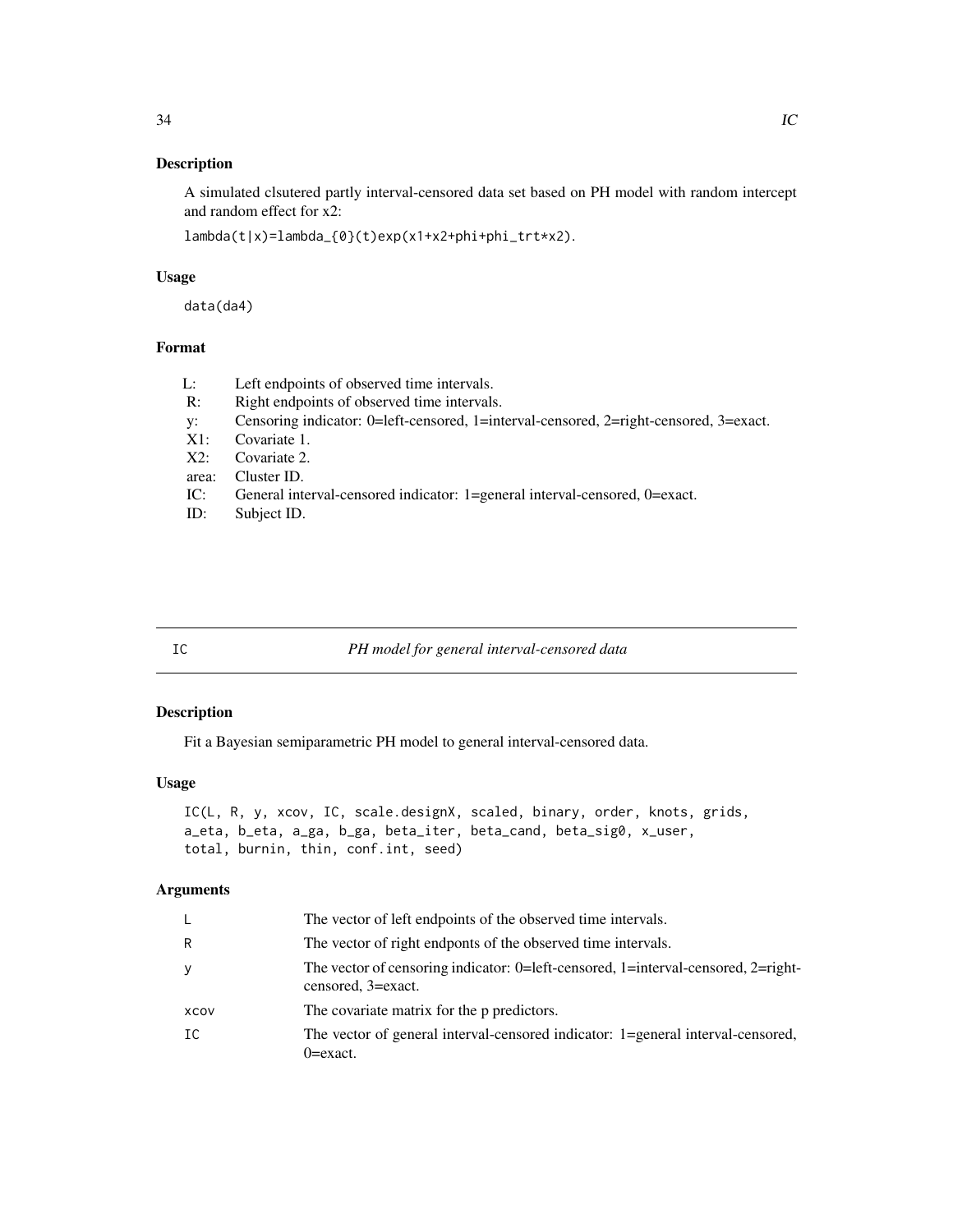## Description

A simulated clsutered partly interval-censored data set based on PH model with random intercept and random effect for x2:

`lambda(t|x)=lambda_{0}(t)exp(x1+x2+phi+phi_trt*x2)`.

## Usage

```
data(da4)
```

## Format

| | |
|---|---|
| L: | Left endpoints of observed time intervals. |
| R: | Right endpoints of observed time intervals. |
| y: | Censoring indicator: 0=left-censored, 1=interval-censored, 2=right-censored, 3=exact. |
| X1: | Covariate 1. |
| X2: | Covariate 2. |
| area: | Cluster ID. |
| IC: | General interval-censored indicator: 1=general interval-censored, 0=exact. |
| ID: | Subject ID. |

---

# IC — *PH model for general interval-censored data*

## Description

Fit a Bayesian semiparametric PH model to general interval-censored data.

## Usage

```
IC(L, R, y, xcov, IC, scale.designX, scaled, binary, order, knots, grids,
a_eta, b_eta, a_ga, b_ga, beta_iter, beta_cand, beta_sig0, x_user,
total, burnin, thin, conf.int, seed)
```

## Arguments

| | |
|---|---|
| L | The vector of left endpoints of the observed time intervals. |
| R | The vector of right endponts of the observed time intervals. |
| y | The vector of censoring indicator: 0=left-censored, 1=interval-censored, 2=right-censored, 3=exact. |
| xcov | The covariate matrix for the p predictors. |
| IC | The vector of general interval-censored indicator: 1=general interval-censored, 0=exact. |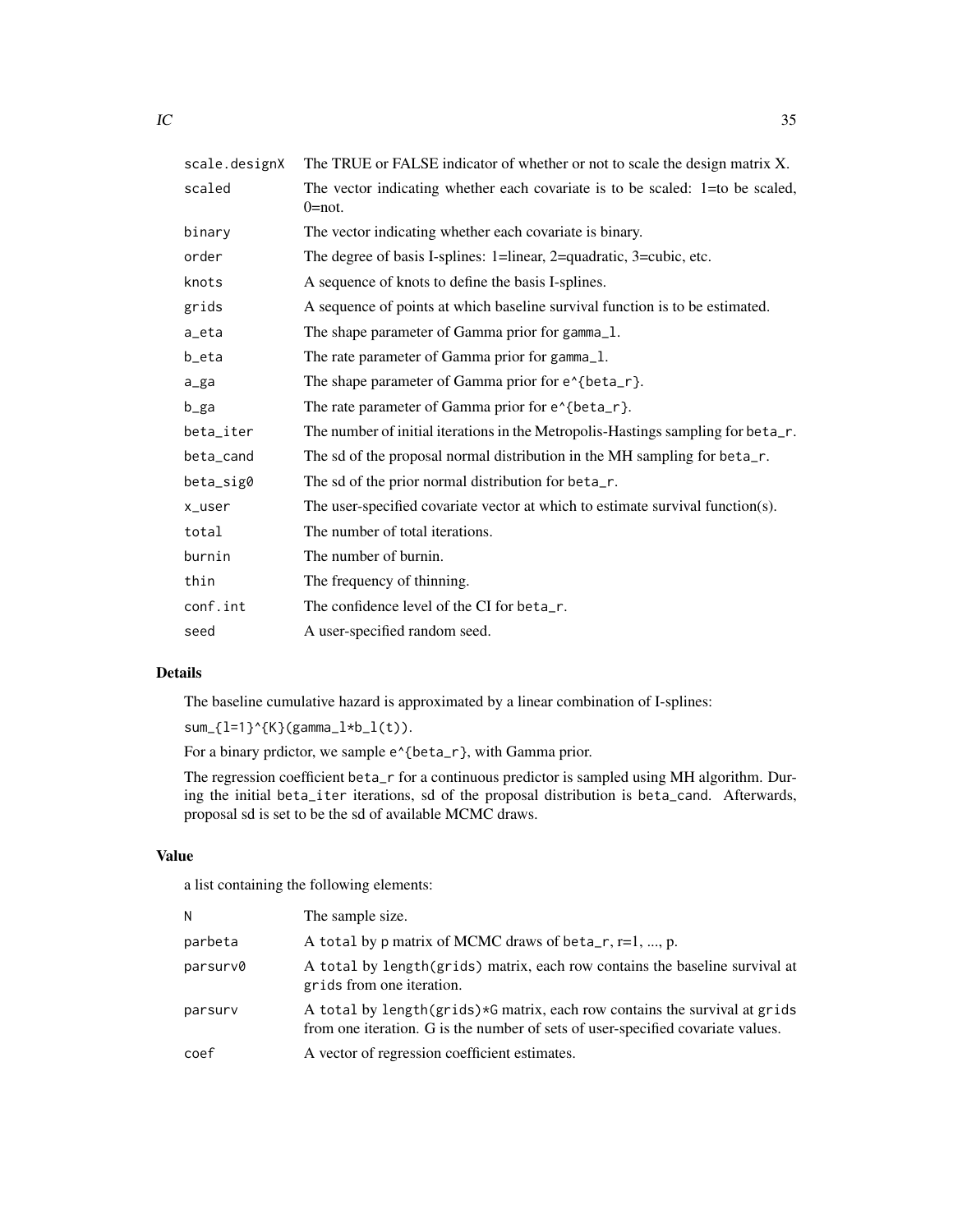| | |
|---|---|
| `scale.designX` | The TRUE or FALSE indicator of whether or not to scale the design matrix X. |
| `scaled` | The vector indicating whether each covariate is to be scaled: 1=to be scaled, 0=not. |
| `binary` | The vector indicating whether each covariate is binary. |
| `order` | The degree of basis I-splines: 1=linear, 2=quadratic, 3=cubic, etc. |
| `knots` | A sequence of knots to define the basis I-splines. |
| `grids` | A sequence of points at which baseline survival function is to be estimated. |
| `a_eta` | The shape parameter of Gamma prior for `gamma_l`. |
| `b_eta` | The rate parameter of Gamma prior for `gamma_l`. |
| `a_ga` | The shape parameter of Gamma prior for `e^{beta_r}`. |
| `b_ga` | The rate parameter of Gamma prior for `e^{beta_r}`. |
| `beta_iter` | The number of initial iterations in the Metropolis-Hastings sampling for `beta_r`. |
| `beta_cand` | The sd of the proposal normal distribution in the MH sampling for `beta_r`. |
| `beta_sig0` | The sd of the prior normal distribution for `beta_r`. |
| `x_user` | The user-specified covariate vector at which to estimate survival function(s). |
| `total` | The number of total iterations. |
| `burnin` | The number of burnin. |
| `thin` | The frequency of thinning. |
| `conf.int` | The confidence level of the CI for `beta_r`. |
| `seed` | A user-specified random seed. |

## Details

The baseline cumulative hazard is approximated by a linear combination of I-splines:

`sum_{l=1}^{K}(gamma_l*b_l(t))`.

For a binary prdictor, we sample `e^{beta_r}`, with Gamma prior.

The regression coefficient `beta_r` for a continuous predictor is sampled using MH algorithm. During the initial `beta_iter` iterations, sd of the proposal distribution is `beta_cand`. Afterwards, proposal sd is set to be the sd of available MCMC draws.

## Value

a list containing the following elements:

| | |
|---|---|
| `N` | The sample size. |
| `parbeta` | A `total` by `p` matrix of MCMC draws of `beta_r`, r=1, ..., p. |
| `parsurv0` | A `total` by `length(grids)` matrix, each row contains the baseline survival at `grids` from one iteration. |
| `parsurv` | A `total` by `length(grids)*G` matrix, each row contains the survival at `grids` from one iteration. G is the number of sets of user-specified covariate values. |
| `coef` | A vector of regression coefficient estimates. |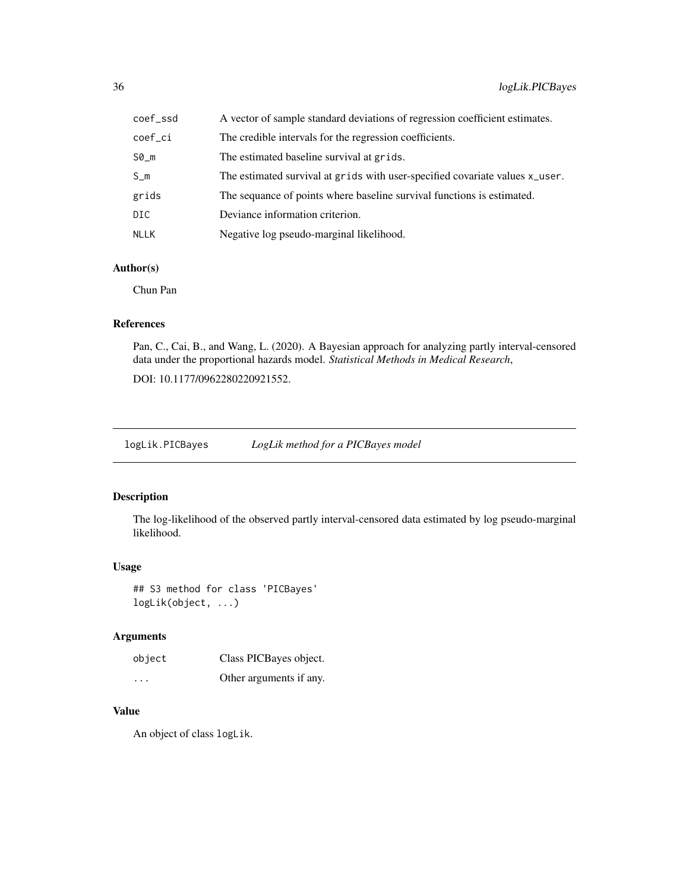| | |
|---|---|
| coef_ssd | A vector of sample standard deviations of regression coefficient estimates. |
| coef_ci | The credible intervals for the regression coefficients. |
| S0_m | The estimated baseline survival at grids. |
| S_m | The estimated survival at grids with user-specified covariate values x_user. |
| grids | The sequance of points where baseline survival functions is estimated. |
| DIC | Deviance information criterion. |
| NLLK | Negative log pseudo-marginal likelihood. |

### Author(s)

Chun Pan

### References

Pan, C., Cai, B., and Wang, L. (2020). A Bayesian approach for analyzing partly interval-censored data under the proportional hazards model. *Statistical Methods in Medical Research*,

DOI: 10.1177/0962280220921552.

---

## logLik.PICBayes    *LogLik method for a PICBayes model*

---

### Description

The log-likelihood of the observed partly interval-censored data estimated by log pseudo-marginal likelihood.

### Usage

```
## S3 method for class 'PICBayes'
logLik(object, ...)
```

### Arguments

| | |
|---|---|
| object | Class PICBayes object. |
| ... | Other arguments if any. |

### Value

An object of class logLik.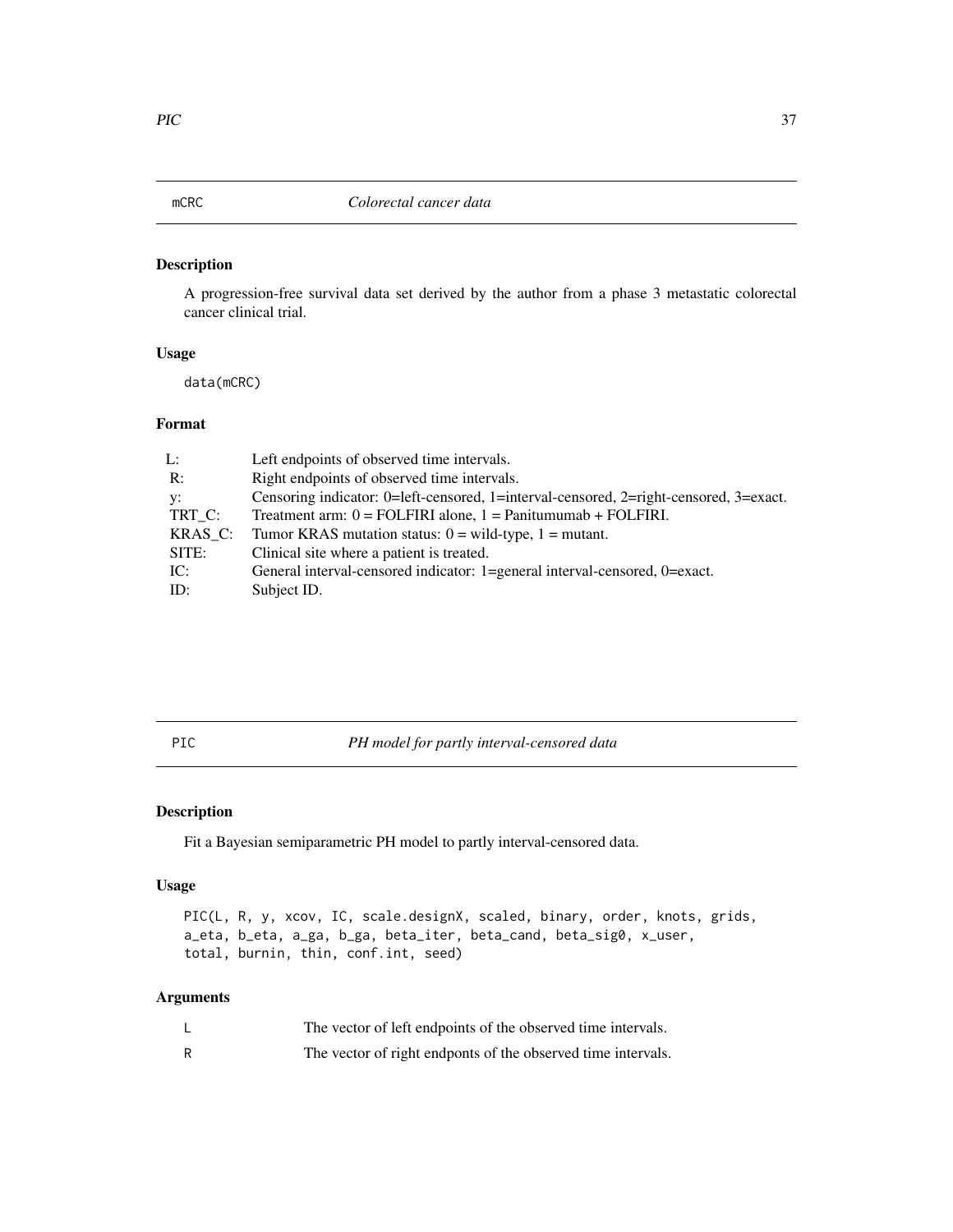## mCRC *Colorectal cancer data*

### Description

A progression-free survival data set derived by the author from a phase 3 metastatic colorectal cancer clinical trial.

### Usage

```
data(mCRC)
```

### Format

| | |
|---|---|
| L: | Left endpoints of observed time intervals. |
| R: | Right endpoints of observed time intervals. |
| y: | Censoring indicator: 0=left-censored, 1=interval-censored, 2=right-censored, 3=exact. |
| TRT_C: | Treatment arm: 0 = FOLFIRI alone, 1 = Panitumumab + FOLFIRI. |
| KRAS_C: | Tumor KRAS mutation status: 0 = wild-type, 1 = mutant. |
| SITE: | Clinical site where a patient is treated. |
| IC: | General interval-censored indicator: 1=general interval-censored, 0=exact. |
| ID: | Subject ID. |

## PIC *PH model for partly interval-censored data*

### Description

Fit a Bayesian semiparametric PH model to partly interval-censored data.

### Usage

```
PIC(L, R, y, xcov, IC, scale.designX, scaled, binary, order, knots, grids,
a_eta, b_eta, a_ga, b_ga, beta_iter, beta_cand, beta_sig0, x_user,
total, burnin, thin, conf.int, seed)
```

### Arguments

| | |
|---|---|
| L | The vector of left endpoints of the observed time intervals. |
| R | The vector of right endponts of the observed time intervals. |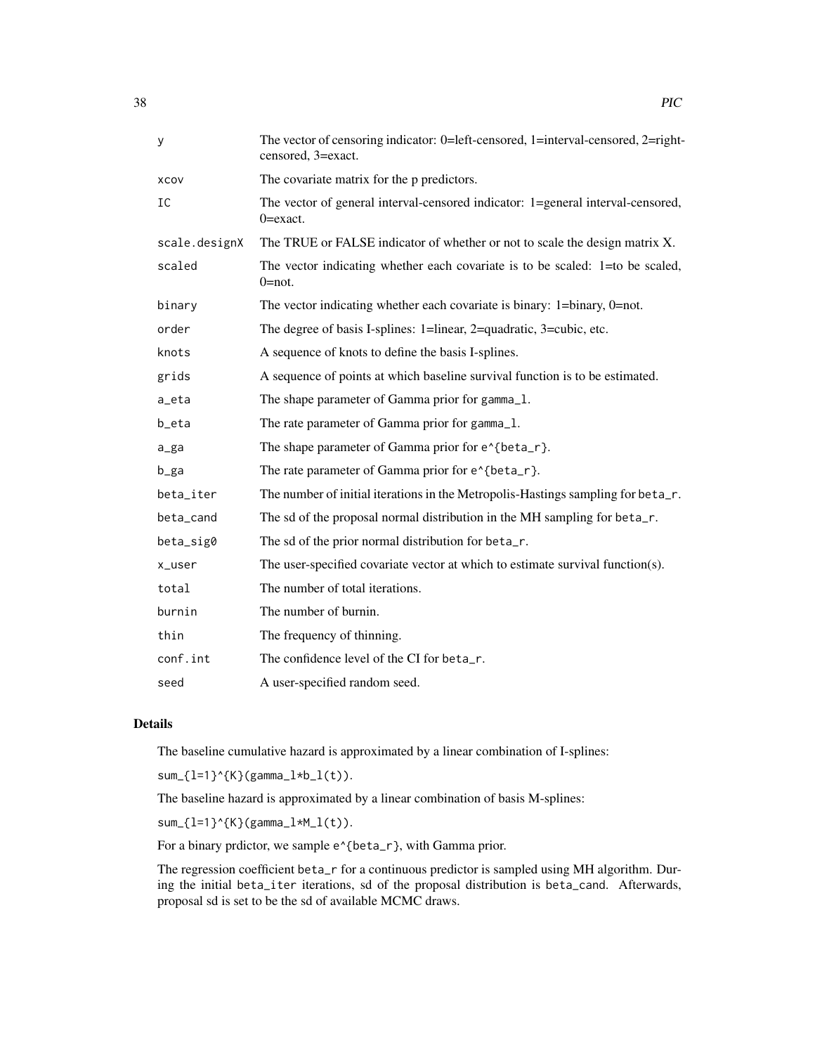| | |
|---|---|
| y | The vector of censoring indicator: 0=left-censored, 1=interval-censored, 2=right-censored, 3=exact. |
| xcov | The covariate matrix for the p predictors. |
| IC | The vector of general interval-censored indicator: 1=general interval-censored, 0=exact. |
| scale.designX | The TRUE or FALSE indicator of whether or not to scale the design matrix X. |
| scaled | The vector indicating whether each covariate is to be scaled: 1=to be scaled, 0=not. |
| binary | The vector indicating whether each covariate is binary: 1=binary, 0=not. |
| order | The degree of basis I-splines: 1=linear, 2=quadratic, 3=cubic, etc. |
| knots | A sequence of knots to define the basis I-splines. |
| grids | A sequence of points at which baseline survival function is to be estimated. |
| a_eta | The shape parameter of Gamma prior for `gamma_l`. |
| b_eta | The rate parameter of Gamma prior for `gamma_l`. |
| a_ga | The shape parameter of Gamma prior for `e^{beta_r}`. |
| b_ga | The rate parameter of Gamma prior for `e^{beta_r}`. |
| beta_iter | The number of initial iterations in the Metropolis-Hastings sampling for `beta_r`. |
| beta_cand | The sd of the proposal normal distribution in the MH sampling for `beta_r`. |
| beta_sig0 | The sd of the prior normal distribution for `beta_r`. |
| x_user | The user-specified covariate vector at which to estimate survival function(s). |
| total | The number of total iterations. |
| burnin | The number of burnin. |
| thin | The frequency of thinning. |
| conf.int | The confidence level of the CI for `beta_r`. |
| seed | A user-specified random seed. |

## Details

The baseline cumulative hazard is approximated by a linear combination of I-splines:

`sum_{l=1}^{K}(gamma_l*b_l(t))`.

The baseline hazard is approximated by a linear combination of basis M-splines:

`sum_{l=1}^{K}(gamma_l*M_l(t))`.

For a binary prdictor, we sample `e^{beta_r}`, with Gamma prior.

The regression coefficient `beta_r` for a continuous predictor is sampled using MH algorithm. During the initial `beta_iter` iterations, sd of the proposal distribution is `beta_cand`. Afterwards, proposal sd is set to be the sd of available MCMC draws.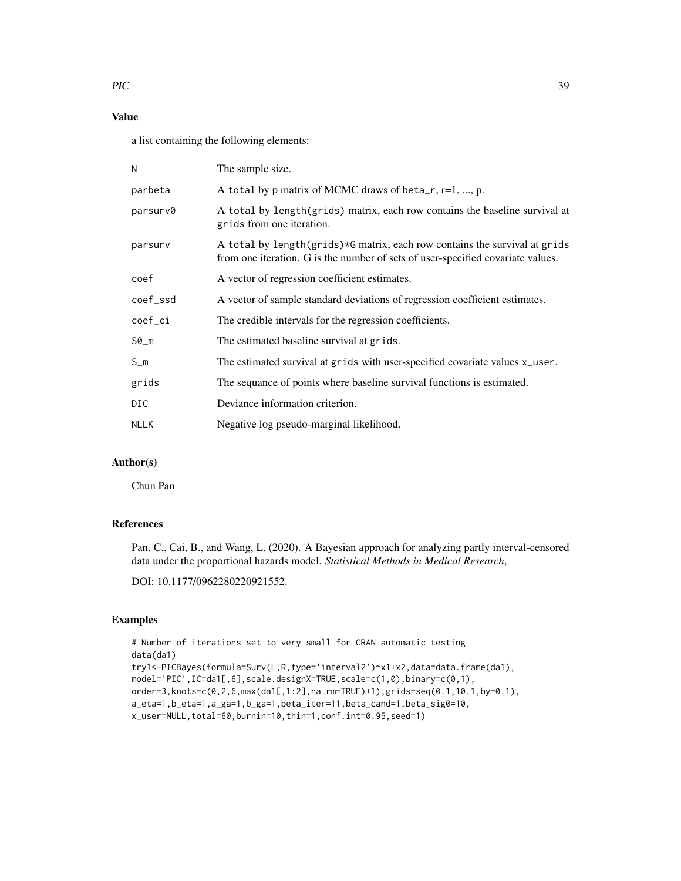## Value

a list containing the following elements:

| | |
|---|---|
| N | The sample size. |
| parbeta | A total by p matrix of MCMC draws of beta_r, r=1, ..., p. |
| parsurv0 | A total by length(grids) matrix, each row contains the baseline survival at grids from one iteration. |
| parsurv | A total by length(grids)*G matrix, each row contains the survival at grids from one iteration. G is the number of sets of user-specified covariate values. |
| coef | A vector of regression coefficient estimates. |
| coef_ssd | A vector of sample standard deviations of regression coefficient estimates. |
| coef_ci | The credible intervals for the regression coefficients. |
| S0_m | The estimated baseline survival at grids. |
| S_m | The estimated survival at grids with user-specified covariate values x_user. |
| grids | The sequance of points where baseline survival functions is estimated. |
| DIC | Deviance information criterion. |
| NLLK | Negative log pseudo-marginal likelihood. |

## Author(s)

Chun Pan

## References

Pan, C., Cai, B., and Wang, L. (2020). A Bayesian approach for analyzing partly interval-censored data under the proportional hazards model. *Statistical Methods in Medical Research*,

DOI: 10.1177/0962280220921552.

## Examples

```
# Number of iterations set to very small for CRAN automatic testing
data(da1)
try1<-PICBayes(formula=Surv(L,R,type='interval2')~x1+x2,data=data.frame(da1),
model='PIC',IC=da1[,6],scale.designX=TRUE,scale=c(1,0),binary=c(0,1),
order=3,knots=c(0,2,6,max(da1[,1:2],na.rm=TRUE)+1),grids=seq(0.1,10.1,by=0.1),
a_eta=1,b_eta=1,a_ga=1,b_ga=1,beta_iter=11,beta_cand=1,beta_sig0=10,
x_user=NULL,total=60,burnin=10,thin=1,conf.int=0.95,seed=1)
```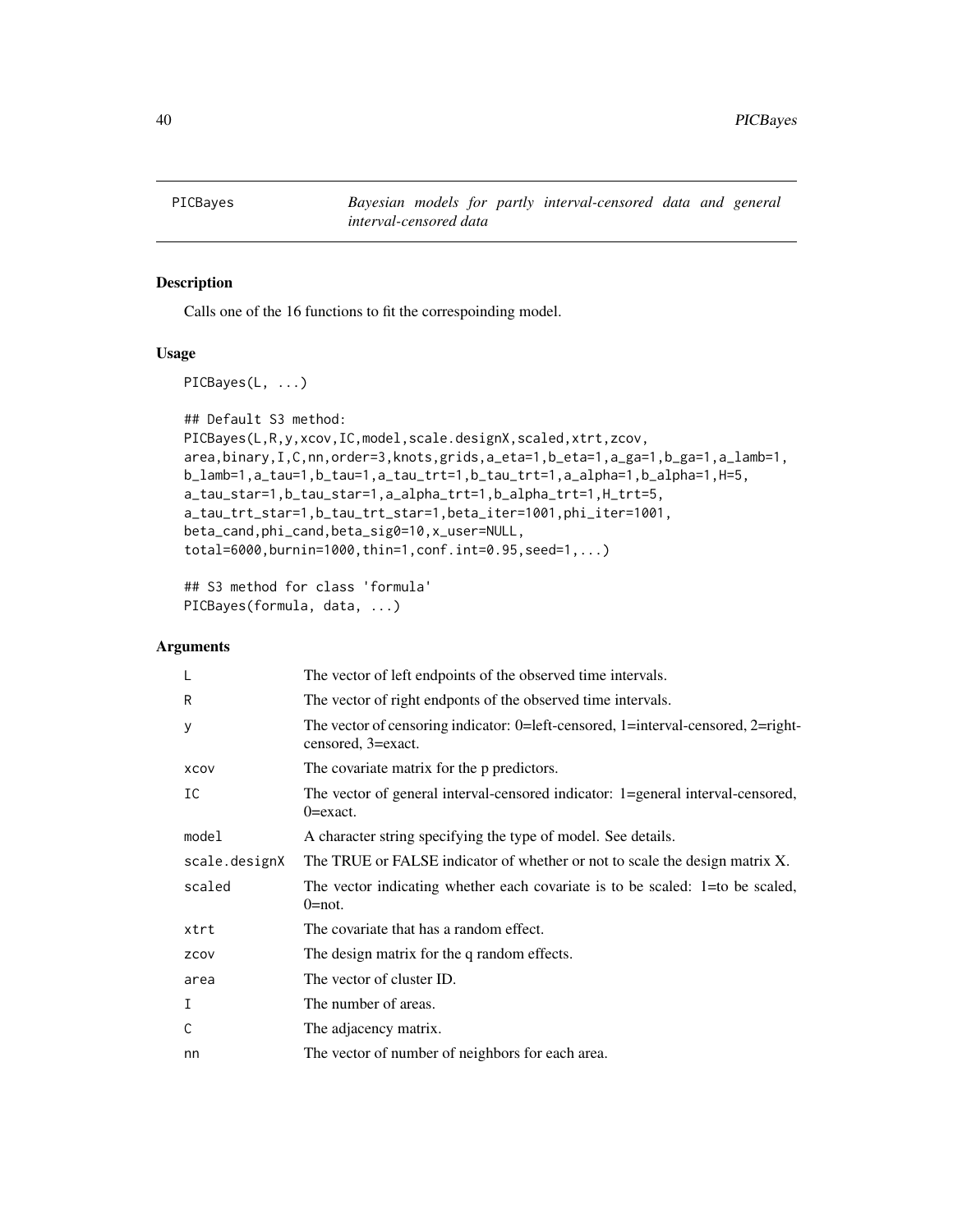PICBayes — *Bayesian models for partly interval-censored data and general interval-censored data*

## Description

Calls one of the 16 functions to fit the correspoinding model.

## Usage

```
PICBayes(L, ...)

## Default S3 method:
PICBayes(L,R,y,xcov,IC,model,scale.designX,scaled,xtrt,zcov,
area,binary,I,C,nn,order=3,knots,grids,a_eta=1,b_eta=1,a_ga=1,b_ga=1,a_lamb=1,
b_lamb=1,a_tau=1,b_tau=1,a_tau_trt=1,b_tau_trt=1,a_alpha=1,b_alpha=1,H=5,
a_tau_star=1,b_tau_star=1,a_alpha_trt=1,b_alpha_trt=1,H_trt=5,
a_tau_trt_star=1,b_tau_trt_star=1,beta_iter=1001,phi_iter=1001,
beta_cand,phi_cand,beta_sig0=10,x_user=NULL,
total=6000,burnin=1000,thin=1,conf.int=0.95,seed=1,...)

## S3 method for class 'formula'
PICBayes(formula, data, ...)
```

## Arguments

| | |
|---|---|
| L | The vector of left endpoints of the observed time intervals. |
| R | The vector of right endponts of the observed time intervals. |
| y | The vector of censoring indicator: 0=left-censored, 1=interval-censored, 2=right-censored, 3=exact. |
| xcov | The covariate matrix for the p predictors. |
| IC | The vector of general interval-censored indicator: 1=general interval-censored, 0=exact. |
| model | A character string specifying the type of model. See details. |
| scale.designX | The TRUE or FALSE indicator of whether or not to scale the design matrix X. |
| scaled | The vector indicating whether each covariate is to be scaled: 1=to be scaled, 0=not. |
| xtrt | The covariate that has a random effect. |
| zcov | The design matrix for the q random effects. |
| area | The vector of cluster ID. |
| I | The number of areas. |
| C | The adjacency matrix. |
| nn | The vector of number of neighbors for each area. |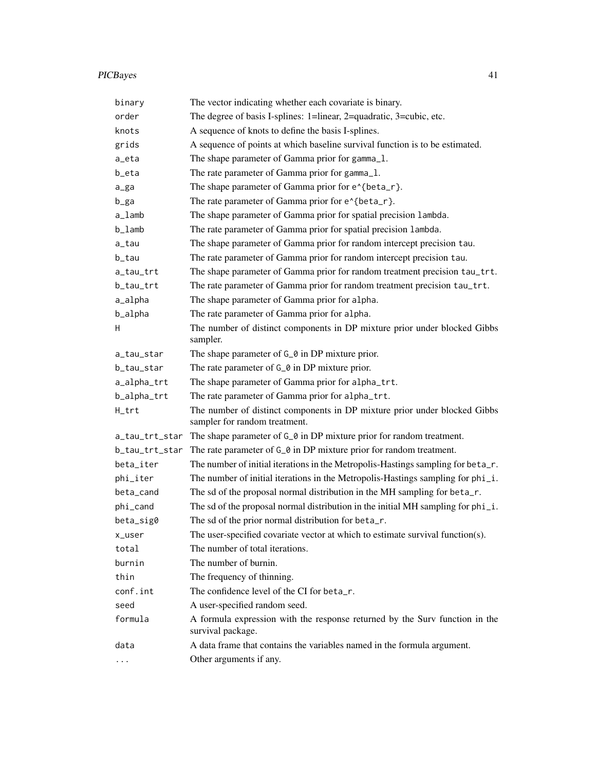| | |
|---|---|
| binary | The vector indicating whether each covariate is binary. |
| order | The degree of basis I-splines: 1=linear, 2=quadratic, 3=cubic, etc. |
| knots | A sequence of knots to define the basis I-splines. |
| grids | A sequence of points at which baseline survival function is to be estimated. |
| a_eta | The shape parameter of Gamma prior for gamma_l. |
| b_eta | The rate parameter of Gamma prior for gamma_l. |
| a_ga | The shape parameter of Gamma prior for e^{beta_r}. |
| b_ga | The rate parameter of Gamma prior for e^{beta_r}. |
| a_lamb | The shape parameter of Gamma prior for spatial precision lambda. |
| b_lamb | The rate parameter of Gamma prior for spatial precision lambda. |
| a_tau | The shape parameter of Gamma prior for random intercept precision tau. |
| b_tau | The rate parameter of Gamma prior for random intercept precision tau. |
| a_tau_trt | The shape parameter of Gamma prior for random treatment precision tau_trt. |
| b_tau_trt | The rate parameter of Gamma prior for random treatment precision tau_trt. |
| a_alpha | The shape parameter of Gamma prior for alpha. |
| b_alpha | The rate parameter of Gamma prior for alpha. |
| H | The number of distinct components in DP mixture prior under blocked Gibbs sampler. |
| a_tau_star | The shape parameter of G_0 in DP mixture prior. |
| b_tau_star | The rate parameter of G_0 in DP mixture prior. |
| a_alpha_trt | The shape parameter of Gamma prior for alpha_trt. |
| b_alpha_trt | The rate parameter of Gamma prior for alpha_trt. |
| H_trt | The number of distinct components in DP mixture prior under blocked Gibbs sampler for random treatment. |
| a_tau_trt_star | The shape parameter of G_0 in DP mixture prior for random treatment. |
| b_tau_trt_star | The rate parameter of G_0 in DP mixture prior for random treatment. |
| beta_iter | The number of initial iterations in the Metropolis-Hastings sampling for beta_r. |
| phi_iter | The number of initial iterations in the Metropolis-Hastings sampling for phi_i. |
| beta_cand | The sd of the proposal normal distribution in the MH sampling for beta_r. |
| phi_cand | The sd of the proposal normal distribution in the initial MH sampling for phi_i. |
| beta_sig0 | The sd of the prior normal distribution for beta_r. |
| x_user | The user-specified covariate vector at which to estimate survival function(s). |
| total | The number of total iterations. |
| burnin | The number of burnin. |
| thin | The frequency of thinning. |
| conf.int | The confidence level of the CI for beta_r. |
| seed | A user-specified random seed. |
| formula | A formula expression with the response returned by the Surv function in the survival package. |
| data | A data frame that contains the variables named in the formula argument. |
| ... | Other arguments if any. |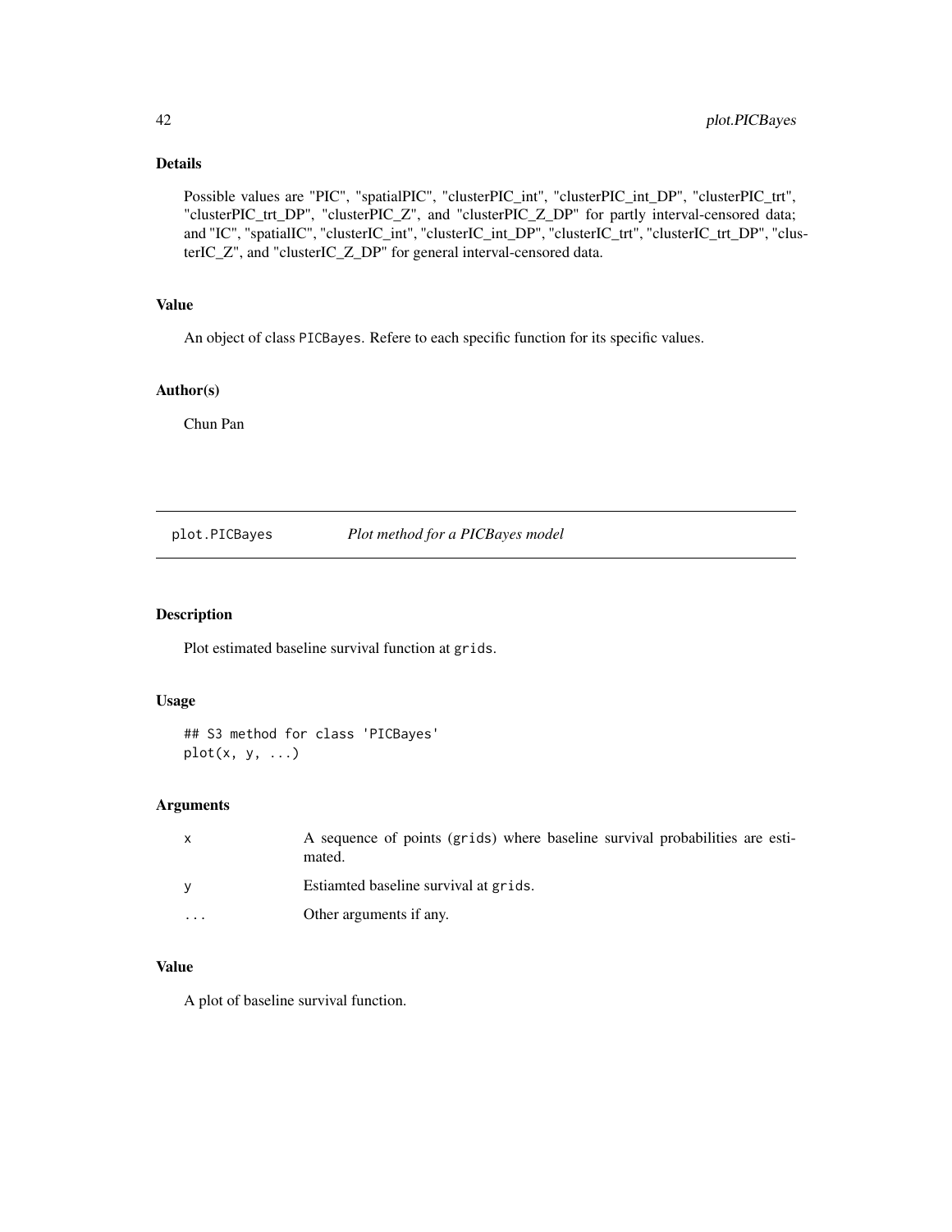## Details

Possible values are "PIC", "spatialPIC", "clusterPIC_int", "clusterPIC_int_DP", "clusterPIC_trt", "clusterPIC_trt_DP", "clusterPIC_Z", and "clusterPIC_Z_DP" for partly interval-censored data; and "IC", "spatialIC", "clusterIC_int", "clusterIC_int_DP", "clusterIC_trt", "clusterIC_trt_DP", "clusterIC_Z", and "clusterIC_Z_DP" for general interval-censored data.

## Value

An object of class PICBayes. Refere to each specific function for its specific values.

## Author(s)

Chun Pan

---

# plot.PICBayes *Plot method for a PICBayes model*

## Description

Plot estimated baseline survival function at grids.

## Usage

```
## S3 method for class 'PICBayes'
plot(x, y, ...)
```

## Arguments

| | |
|---|---|
| x | A sequence of points (grids) where baseline survival probabilities are estimated. |
| y | Estiamted baseline survival at grids. |
| ... | Other arguments if any. |

## Value

A plot of baseline survival function.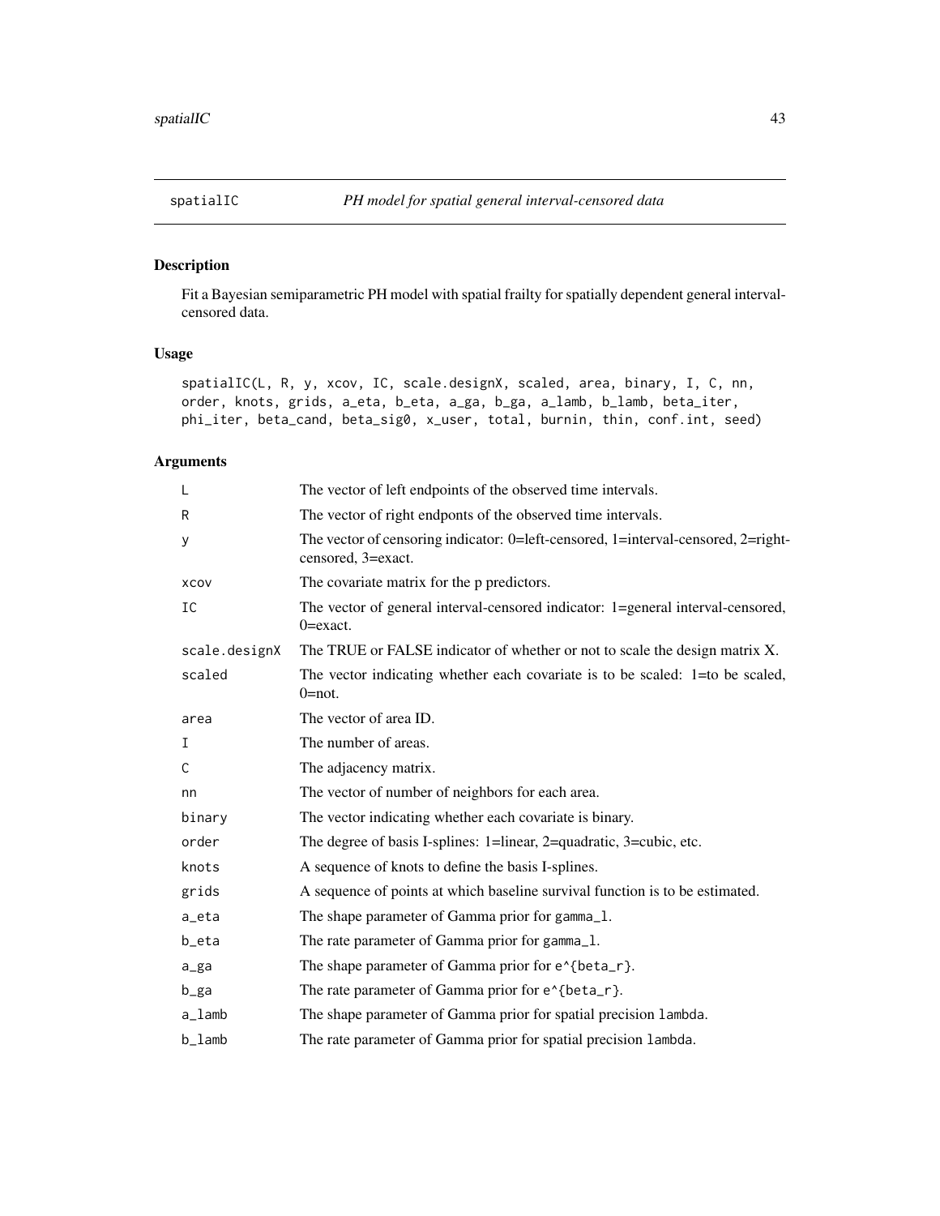spatialIC *PH model for spatial general interval-censored data*

## Description

Fit a Bayesian semiparametric PH model with spatial frailty for spatially dependent general interval-censored data.

## Usage

```
spatialIC(L, R, y, xcov, IC, scale.designX, scaled, area, binary, I, C, nn,
order, knots, grids, a_eta, b_eta, a_ga, b_ga, a_lamb, b_lamb, beta_iter,
phi_iter, beta_cand, beta_sig0, x_user, total, burnin, thin, conf.int, seed)
```

## Arguments

| | |
|---|---|
| L | The vector of left endpoints of the observed time intervals. |
| R | The vector of right endponts of the observed time intervals. |
| y | The vector of censoring indicator: 0=left-censored, 1=interval-censored, 2=right-censored, 3=exact. |
| xcov | The covariate matrix for the p predictors. |
| IC | The vector of general interval-censored indicator: 1=general interval-censored, 0=exact. |
| scale.designX | The TRUE or FALSE indicator of whether or not to scale the design matrix X. |
| scaled | The vector indicating whether each covariate is to be scaled: 1=to be scaled, 0=not. |
| area | The vector of area ID. |
| I | The number of areas. |
| C | The adjacency matrix. |
| nn | The vector of number of neighbors for each area. |
| binary | The vector indicating whether each covariate is binary. |
| order | The degree of basis I-splines: 1=linear, 2=quadratic, 3=cubic, etc. |
| knots | A sequence of knots to define the basis I-splines. |
| grids | A sequence of points at which baseline survival function is to be estimated. |
| a_eta | The shape parameter of Gamma prior for gamma_l. |
| b_eta | The rate parameter of Gamma prior for gamma_l. |
| a_ga | The shape parameter of Gamma prior for e^{beta_r}. |
| b_ga | The rate parameter of Gamma prior for e^{beta_r}. |
| a_lamb | The shape parameter of Gamma prior for spatial precision lambda. |
| b_lamb | The rate parameter of Gamma prior for spatial precision lambda. |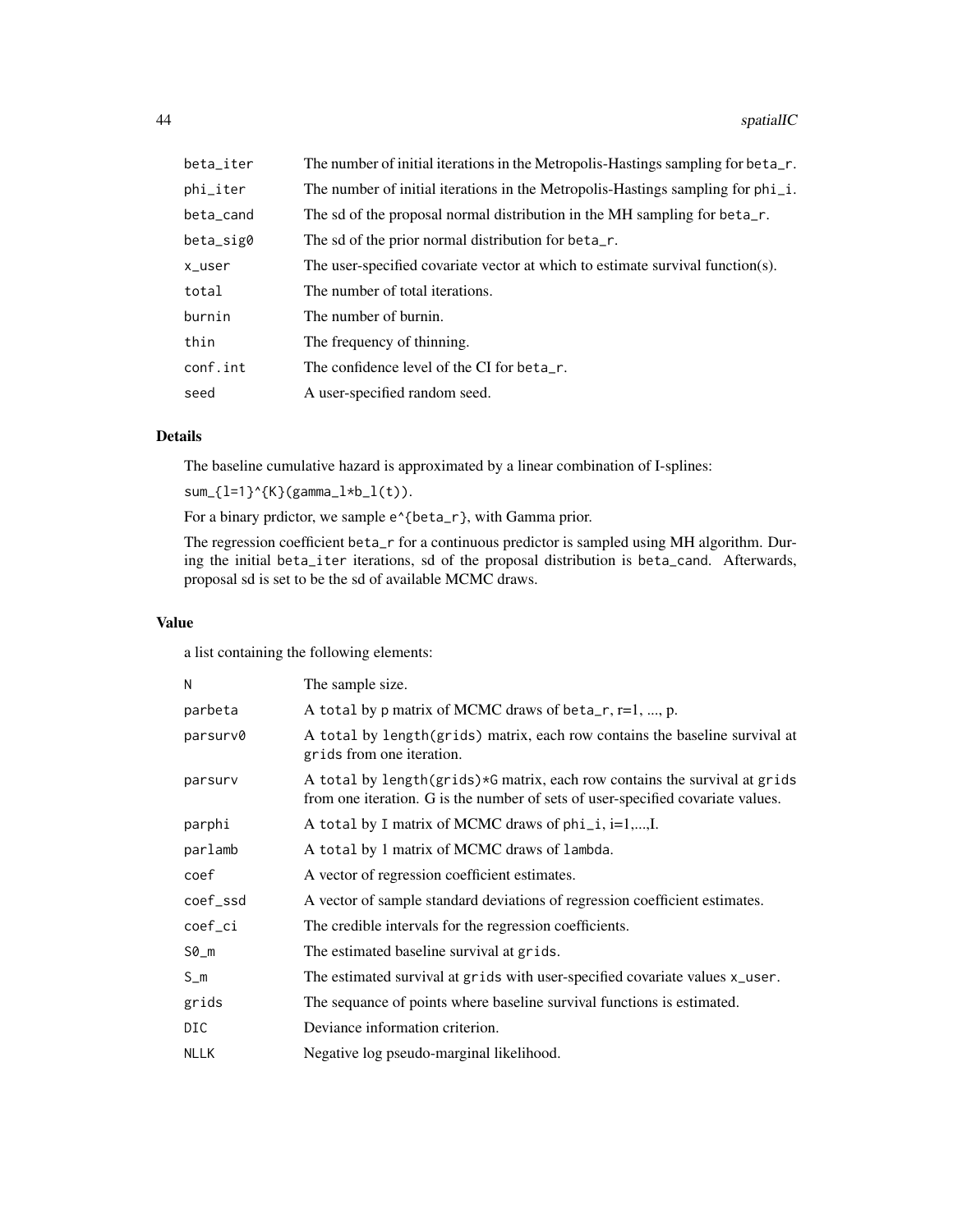| | |
|---|---|
| beta_iter | The number of initial iterations in the Metropolis-Hastings sampling for beta_r. |
| phi_iter | The number of initial iterations in the Metropolis-Hastings sampling for phi_i. |
| beta_cand | The sd of the proposal normal distribution in the MH sampling for beta_r. |
| beta_sig0 | The sd of the prior normal distribution for beta_r. |
| x_user | The user-specified covariate vector at which to estimate survival function(s). |
| total | The number of total iterations. |
| burnin | The number of burnin. |
| thin | The frequency of thinning. |
| conf.int | The confidence level of the CI for beta_r. |
| seed | A user-specified random seed. |

## Details

The baseline cumulative hazard is approximated by a linear combination of I-splines:

sum_{l=1}^{K}(gamma_l*b_l(t)).

For a binary prdictor, we sample e^{beta_r}, with Gamma prior.

The regression coefficient beta_r for a continuous predictor is sampled using MH algorithm. During the initial beta_iter iterations, sd of the proposal distribution is beta_cand. Afterwards, proposal sd is set to be the sd of available MCMC draws.

## Value

a list containing the following elements:

| | |
|---|---|
| N | The sample size. |
| parbeta | A total by p matrix of MCMC draws of beta_r, r=1, ..., p. |
| parsurv0 | A total by length(grids) matrix, each row contains the baseline survival at grids from one iteration. |
| parsurv | A total by length(grids)*G matrix, each row contains the survival at grids from one iteration. G is the number of sets of user-specified covariate values. |
| parphi | A total by I matrix of MCMC draws of phi_i, i=1,...,I. |
| parlamb | A total by 1 matrix of MCMC draws of lambda. |
| coef | A vector of regression coefficient estimates. |
| coef_ssd | A vector of sample standard deviations of regression coefficient estimates. |
| coef_ci | The credible intervals for the regression coefficients. |
| S0_m | The estimated baseline survival at grids. |
| S_m | The estimated survival at grids with user-specified covariate values x_user. |
| grids | The sequance of points where baseline survival functions is estimated. |
| DIC | Deviance information criterion. |
| NLLK | Negative log pseudo-marginal likelihood. |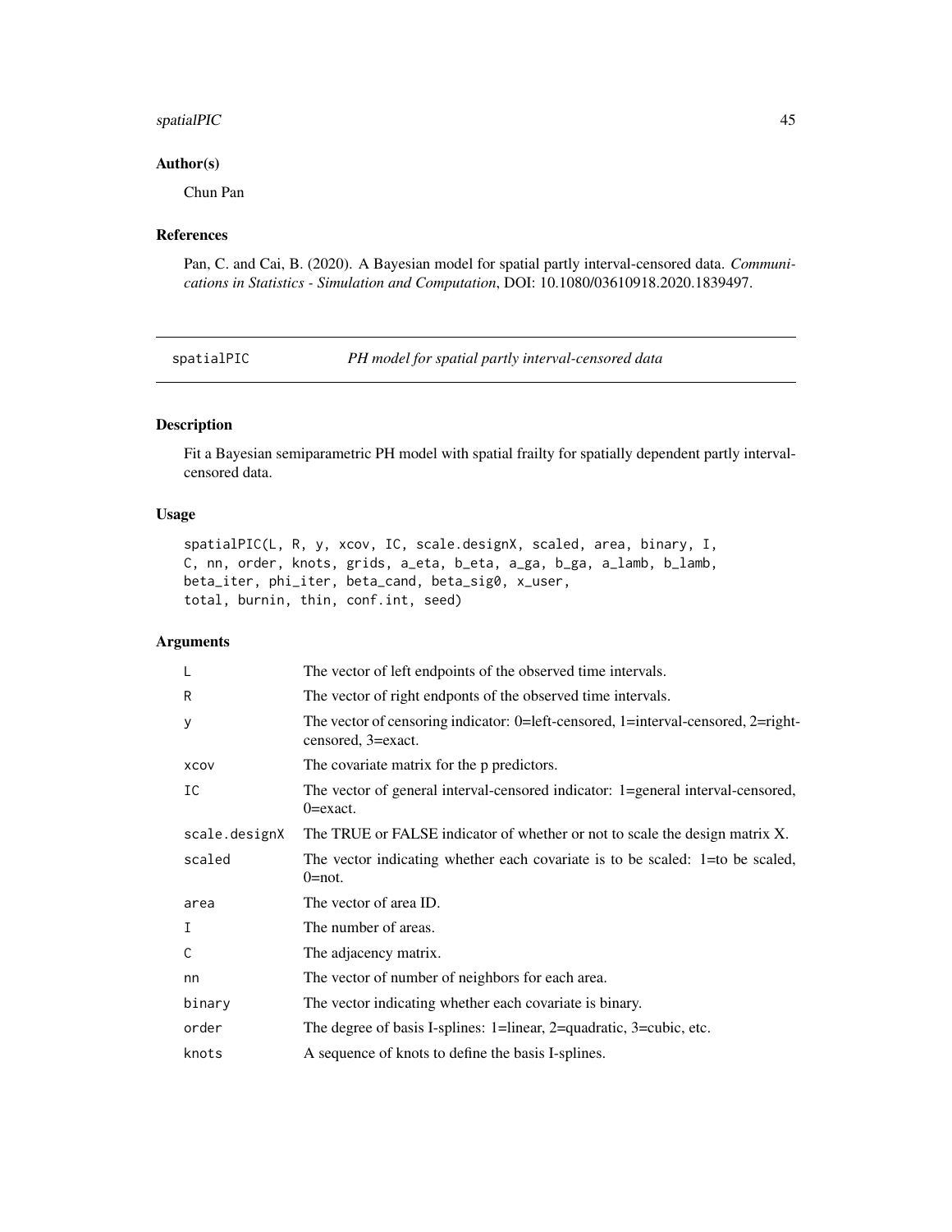## Author(s)

Chun Pan

## References

Pan, C. and Cai, B. (2020). A Bayesian model for spatial partly interval-censored data. *Communications in Statistics - Simulation and Computation*, DOI: 10.1080/03610918.2020.1839497.

---

# spatialPIC — *PH model for spatial partly interval-censored data*

---

## Description

Fit a Bayesian semiparametric PH model with spatial frailty for spatially dependent partly interval-censored data.

## Usage

```
spatialPIC(L, R, y, xcov, IC, scale.designX, scaled, area, binary, I,
C, nn, order, knots, grids, a_eta, b_eta, a_ga, b_ga, a_lamb, b_lamb,
beta_iter, phi_iter, beta_cand, beta_sig0, x_user,
total, burnin, thin, conf.int, seed)
```

## Arguments

| Argument | Description |
|---|---|
| `L` | The vector of left endpoints of the observed time intervals. |
| `R` | The vector of right endponts of the observed time intervals. |
| `y` | The vector of censoring indicator: 0=left-censored, 1=interval-censored, 2=right-censored, 3=exact. |
| `xcov` | The covariate matrix for the p predictors. |
| `IC` | The vector of general interval-censored indicator: 1=general interval-censored, 0=exact. |
| `scale.designX` | The TRUE or FALSE indicator of whether or not to scale the design matrix X. |
| `scaled` | The vector indicating whether each covariate is to be scaled: 1=to be scaled, 0=not. |
| `area` | The vector of area ID. |
| `I` | The number of areas. |
| `C` | The adjacency matrix. |
| `nn` | The vector of number of neighbors for each area. |
| `binary` | The vector indicating whether each covariate is binary. |
| `order` | The degree of basis I-splines: 1=linear, 2=quadratic, 3=cubic, etc. |
| `knots` | A sequence of knots to define the basis I-splines. |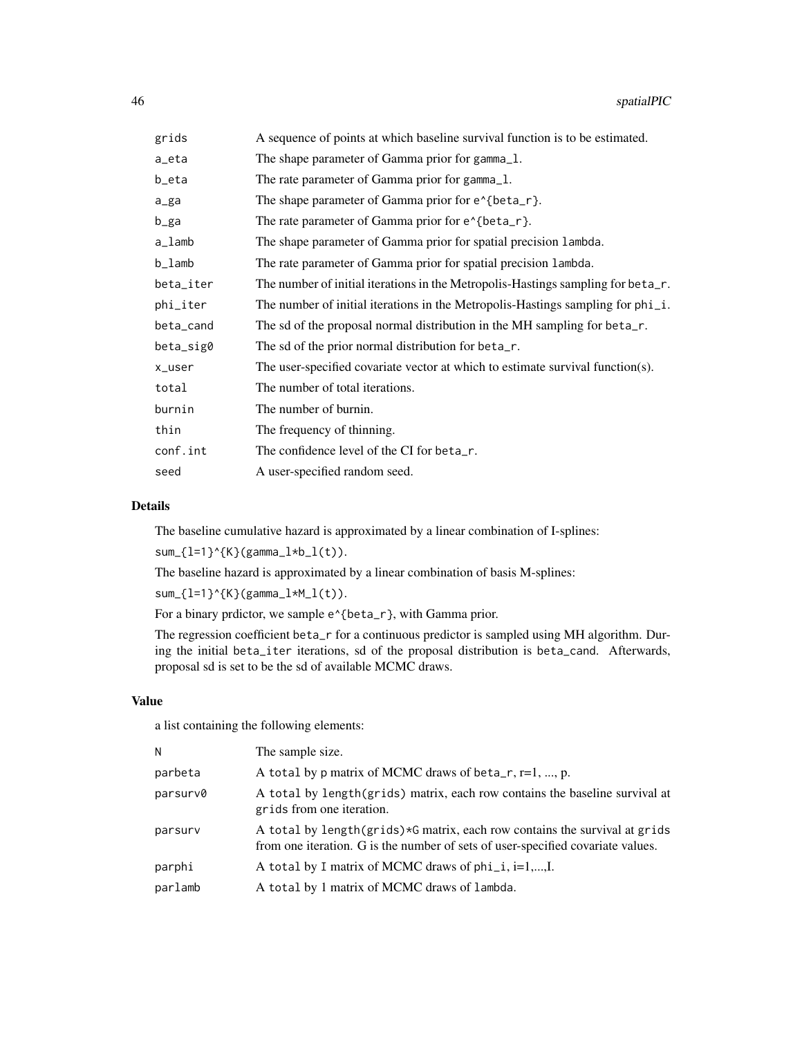| | |
|---|---|
| grids | A sequence of points at which baseline survival function is to be estimated. |
| a_eta | The shape parameter of Gamma prior for gamma_l. |
| b_eta | The rate parameter of Gamma prior for gamma_l. |
| a_ga | The shape parameter of Gamma prior for e^{beta_r}. |
| b_ga | The rate parameter of Gamma prior for e^{beta_r}. |
| a_lamb | The shape parameter of Gamma prior for spatial precision lambda. |
| b_lamb | The rate parameter of Gamma prior for spatial precision lambda. |
| beta_iter | The number of initial iterations in the Metropolis-Hastings sampling for beta_r. |
| phi_iter | The number of initial iterations in the Metropolis-Hastings sampling for phi_i. |
| beta_cand | The sd of the proposal normal distribution in the MH sampling for beta_r. |
| beta_sig0 | The sd of the prior normal distribution for beta_r. |
| x_user | The user-specified covariate vector at which to estimate survival function(s). |
| total | The number of total iterations. |
| burnin | The number of burnin. |
| thin | The frequency of thinning. |
| conf.int | The confidence level of the CI for beta_r. |
| seed | A user-specified random seed. |

## Details

The baseline cumulative hazard is approximated by a linear combination of I-splines:

sum_{l=1}^{K}(gamma_l*b_l(t)).

The baseline hazard is approximated by a linear combination of basis M-splines:

sum_{l=1}^{K}(gamma_l*M_l(t)).

For a binary prdictor, we sample e^{beta_r}, with Gamma prior.

The regression coefficient beta_r for a continuous predictor is sampled using MH algorithm. During the initial beta_iter iterations, sd of the proposal distribution is beta_cand. Afterwards, proposal sd is set to be the sd of available MCMC draws.

## Value

a list containing the following elements:

| | |
|---|---|
| N | The sample size. |
| parbeta | A total by p matrix of MCMC draws of beta_r, r=1, ..., p. |
| parsurv0 | A total by length(grids) matrix, each row contains the baseline survival at grids from one iteration. |
| parsurv | A total by length(grids)*G matrix, each row contains the survival at grids from one iteration. G is the number of sets of user-specified covariate values. |
| parphi | A total by I matrix of MCMC draws of phi_i, i=1,...,I. |
| parlamb | A total by 1 matrix of MCMC draws of lambda. |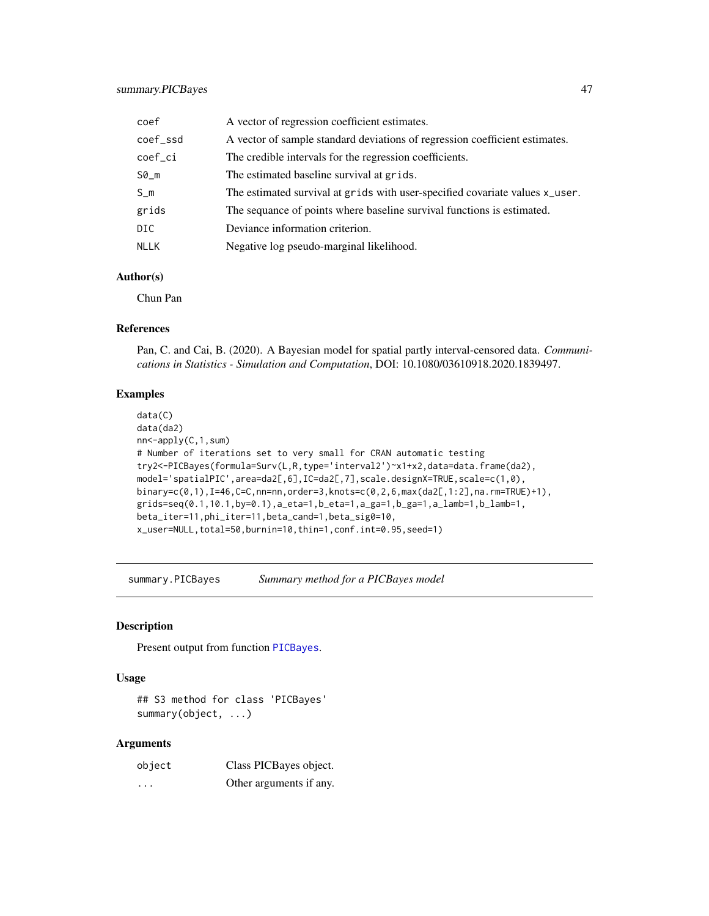| | |
|---|---|
| coef | A vector of regression coefficient estimates. |
| coef_ssd | A vector of sample standard deviations of regression coefficient estimates. |
| coef_ci | The credible intervals for the regression coefficients. |
| S0_m | The estimated baseline survival at grids. |
| S_m | The estimated survival at grids with user-specified covariate values x_user. |
| grids | The sequance of points where baseline survival functions is estimated. |
| DIC | Deviance information criterion. |
| NLLK | Negative log pseudo-marginal likelihood. |

### Author(s)

Chun Pan

### References

Pan, C. and Cai, B. (2020). A Bayesian model for spatial partly interval-censored data. *Communications in Statistics - Simulation and Computation*, DOI: 10.1080/03610918.2020.1839497.

### Examples

```
data(C)
data(da2)
nn<-apply(C,1,sum)
# Number of iterations set to very small for CRAN automatic testing
try2<-PICBayes(formula=Surv(L,R,type='interval2')~x1+x2,data=data.frame(da2),
model='spatialPIC',area=da2[,6],IC=da2[,7],scale.designX=TRUE,scale=c(1,0),
binary=c(0,1),I=46,C=C,nn=nn,order=3,knots=c(0,2,6,max(da2[,1:2],na.rm=TRUE)+1),
grids=seq(0.1,10.1,by=0.1),a_eta=1,b_eta=1,a_ga=1,b_ga=1,a_lamb=1,b_lamb=1,
beta_iter=11,phi_iter=11,beta_cand=1,beta_sig0=10,
x_user=NULL,total=50,burnin=10,thin=1,conf.int=0.95,seed=1)
```

## summary.PICBayes — *Summary method for a PICBayes model*

### Description

Present output from function PICBayes.

### Usage

```
## S3 method for class 'PICBayes'
summary(object, ...)
```

### Arguments

| | |
|---|---|
| object | Class PICBayes object. |
| ... | Other arguments if any. |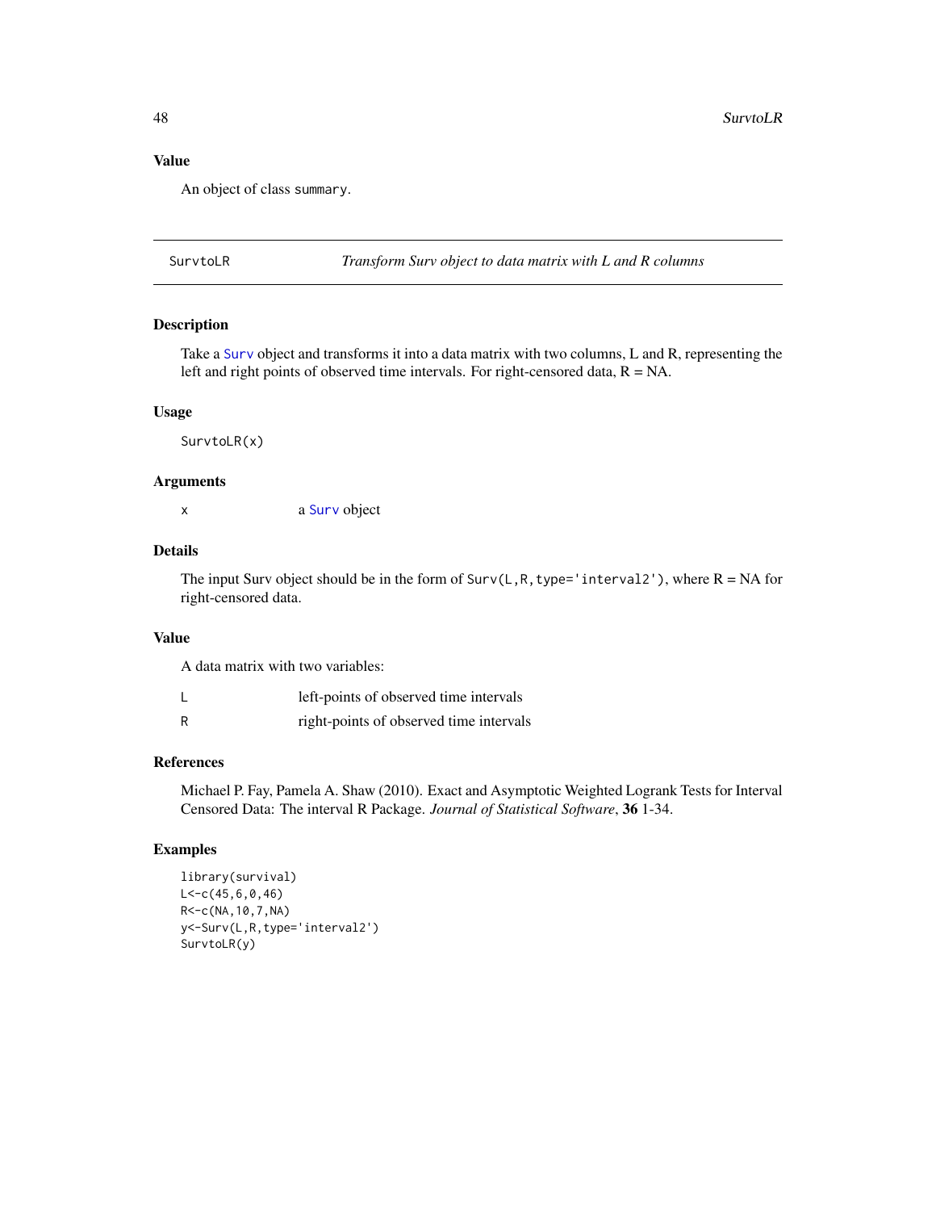## Value

An object of class `summary`.

---

## SurvtoLR — *Transform Surv object to data matrix with L and R columns*

### Description

Take a `Surv` object and transforms it into a data matrix with two columns, L and R, representing the left and right points of observed time intervals. For right-censored data, R = NA.

### Usage

```
SurvtoLR(x)
```

### Arguments

| | |
|---|---|
| `x` | a `Surv` object |

### Details

The input Surv object should be in the form of `Surv(L,R,type='interval2')`, where R = NA for right-censored data.

### Value

A data matrix with two variables:

| | |
|---|---|
| `L` | left-points of observed time intervals |
| `R` | right-points of observed time intervals |

### References

Michael P. Fay, Pamela A. Shaw (2010). Exact and Asymptotic Weighted Logrank Tests for Interval Censored Data: The interval R Package. *Journal of Statistical Software*, **36** 1-34.

### Examples

```
library(survival)
L<-c(45,6,0,46)
R<-c(NA,10,7,NA)
y<-Surv(L,R,type='interval2')
SurvtoLR(y)
```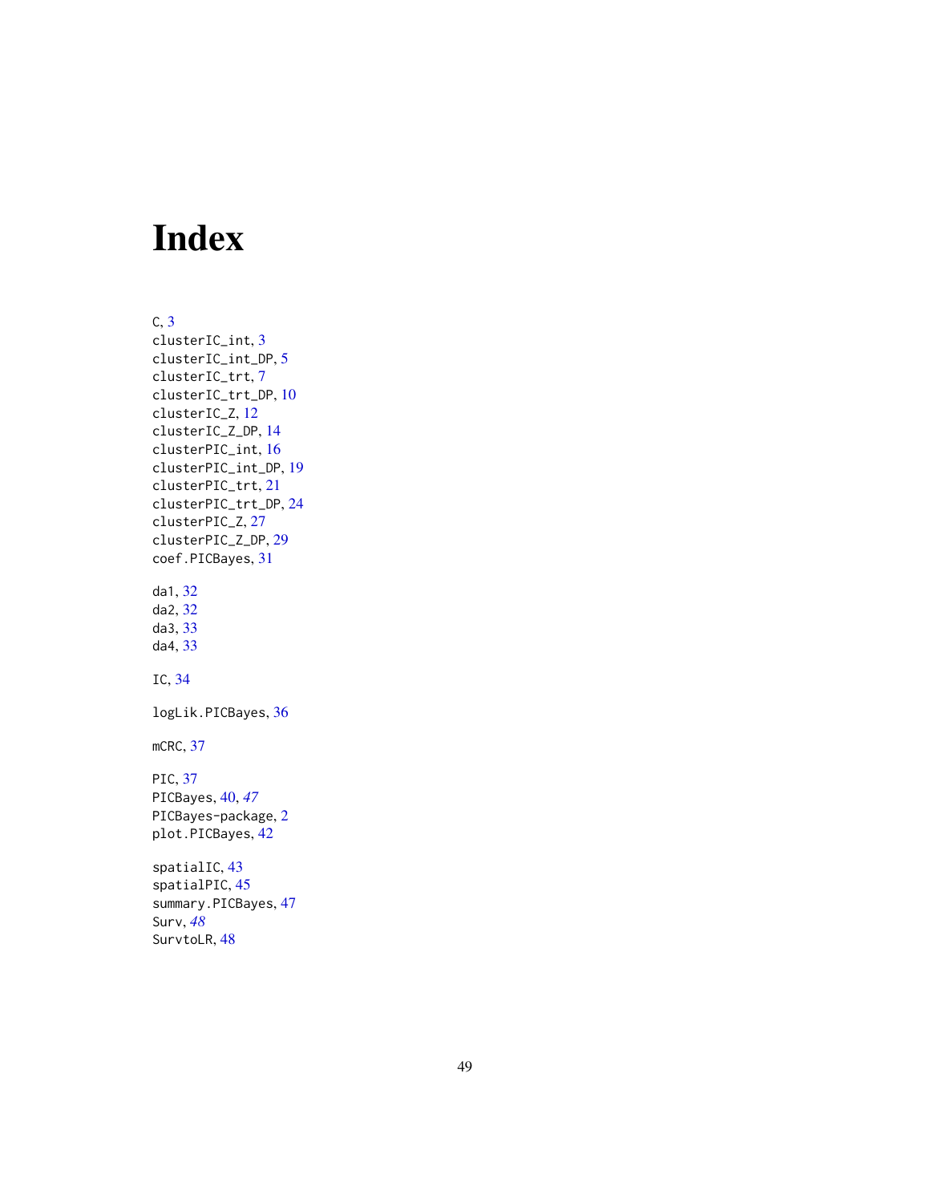# Index

C, 3
clusterIC_int, 3
clusterIC_int_DP, 5
clusterIC_trt, 7
clusterIC_trt_DP, 10
clusterIC_Z, 12
clusterIC_Z_DP, 14
clusterPIC_int, 16
clusterPIC_int_DP, 19
clusterPIC_trt, 21
clusterPIC_trt_DP, 24
clusterPIC_Z, 27
clusterPIC_Z_DP, 29
coef.PICBayes, 31

da1, 32
da2, 32
da3, 33
da4, 33

IC, 34

logLik.PICBayes, 36

mCRC, 37

PIC, 37
PICBayes, 40, *47*
PICBayes-package, 2
plot.PICBayes, 42

spatialIC, 43
spatialPIC, 45
summary.PICBayes, 47
Surv, *48*
SurvtoLR, 48